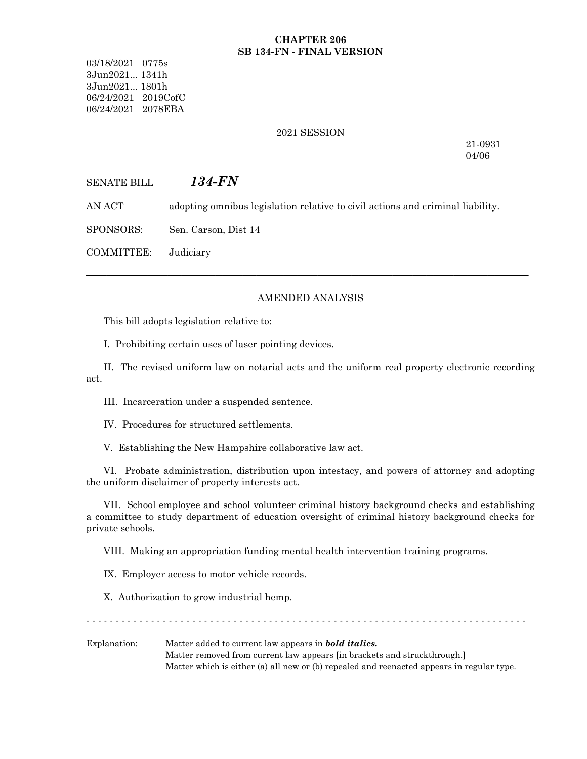# CHAPTER 206
# SB 134-FN - FINAL VERSION

03/18/2021 0775s
3Jun2021... 1341h
3Jun2021... 1801h
06/24/2021 2019CofC
06/24/2021 2078EBA

2021 SESSION

21-0931
04/06

SENATE BILL ***134-FN***

AN ACT adopting omnibus legislation relative to civil actions and criminal liability.

SPONSORS: Sen. Carson, Dist 14

COMMITTEE: Judiciary

---

## AMENDED ANALYSIS

This bill adopts legislation relative to:

I. Prohibiting certain uses of laser pointing devices.

II. The revised uniform law on notarial acts and the uniform real property electronic recording act.

III. Incarceration under a suspended sentence.

IV. Procedures for structured settlements.

V. Establishing the New Hampshire collaborative law act.

VI. Probate administration, distribution upon intestacy, and powers of attorney and adopting the uniform disclaimer of property interests act.

VII. School employee and school volunteer criminal history background checks and establishing a committee to study department of education oversight of criminal history background checks for private schools.

VIII. Making an appropriation funding mental health intervention training programs.

IX. Employer access to motor vehicle records.

X. Authorization to grow industrial hemp.

- - - - - - - - - - - - - - - - - - - - - - - - - - - - - - - - - - - - - - - - - - - - - - - - - - - - - - - - - - - - - - - - - - - - - - - - - - -

Explanation: Matter added to current law appears in ***bold italics.***
Matter removed from current law appears [~~in brackets and struckthrough.~~]
Matter which is either (a) all new or (b) repealed and reenacted appears in regular type.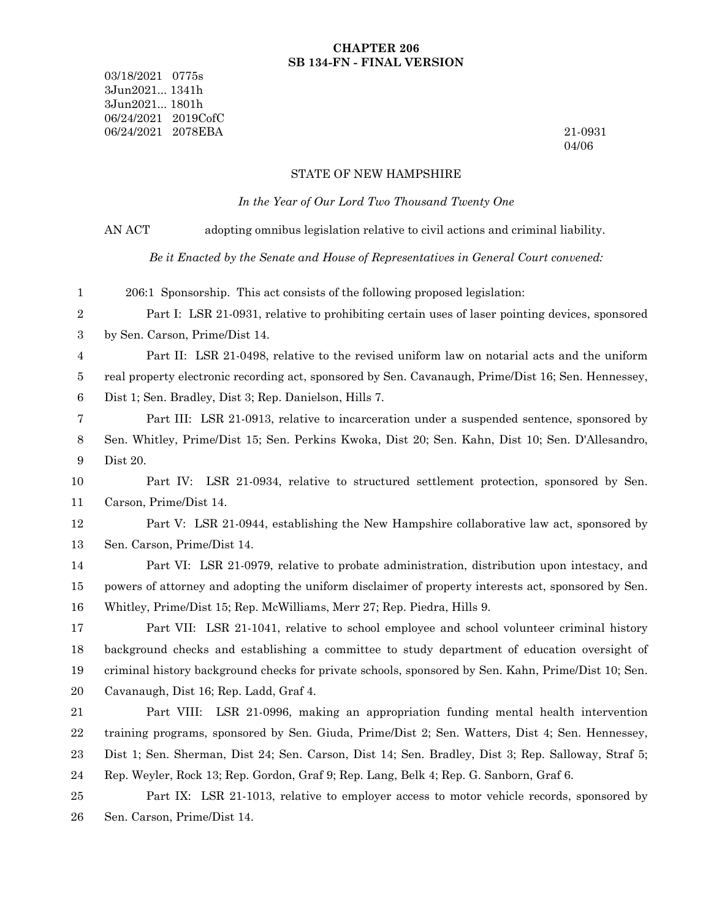**CHAPTER 206**
**SB 134-FN - FINAL VERSION**

03/18/2021 0775s
3Jun2021... 1341h
3Jun2021... 1801h
06/24/2021 2019CofC
06/24/2021 2078EBA

21-0931
04/06

STATE OF NEW HAMPSHIRE

*In the Year of Our Lord Two Thousand Twenty One*

AN ACT adopting omnibus legislation relative to civil actions and criminal liability.

*Be it Enacted by the Senate and House of Representatives in General Court convened:*

206:1 Sponsorship. This act consists of the following proposed legislation:

Part I: LSR 21-0931, relative to prohibiting certain uses of laser pointing devices, sponsored by Sen. Carson, Prime/Dist 14.

Part II: LSR 21-0498, relative to the revised uniform law on notarial acts and the uniform real property electronic recording act, sponsored by Sen. Cavanaugh, Prime/Dist 16; Sen. Hennessey, Dist 1; Sen. Bradley, Dist 3; Rep. Danielson, Hills 7.

Part III: LSR 21-0913, relative to incarceration under a suspended sentence, sponsored by Sen. Whitley, Prime/Dist 15; Sen. Perkins Kwoka, Dist 20; Sen. Kahn, Dist 10; Sen. D'Allesandro, Dist 20.

Part IV: LSR 21-0934, relative to structured settlement protection, sponsored by Sen. Carson, Prime/Dist 14.

Part V: LSR 21-0944, establishing the New Hampshire collaborative law act, sponsored by Sen. Carson, Prime/Dist 14.

Part VI: LSR 21-0979, relative to probate administration, distribution upon intestacy, and powers of attorney and adopting the uniform disclaimer of property interests act, sponsored by Sen. Whitley, Prime/Dist 15; Rep. McWilliams, Merr 27; Rep. Piedra, Hills 9.

Part VII: LSR 21-1041, relative to school employee and school volunteer criminal history background checks and establishing a committee to study department of education oversight of criminal history background checks for private schools, sponsored by Sen. Kahn, Prime/Dist 10; Sen. Cavanaugh, Dist 16; Rep. Ladd, Graf 4.

Part VIII: LSR 21-0996, making an appropriation funding mental health intervention training programs, sponsored by Sen. Giuda, Prime/Dist 2; Sen. Watters, Dist 4; Sen. Hennessey, Dist 1; Sen. Sherman, Dist 24; Sen. Carson, Dist 14; Sen. Bradley, Dist 3; Rep. Salloway, Straf 5; Rep. Weyler, Rock 13; Rep. Gordon, Graf 9; Rep. Lang, Belk 4; Rep. G. Sanborn, Graf 6.

Part IX: LSR 21-1013, relative to employer access to motor vehicle records, sponsored by Sen. Carson, Prime/Dist 14.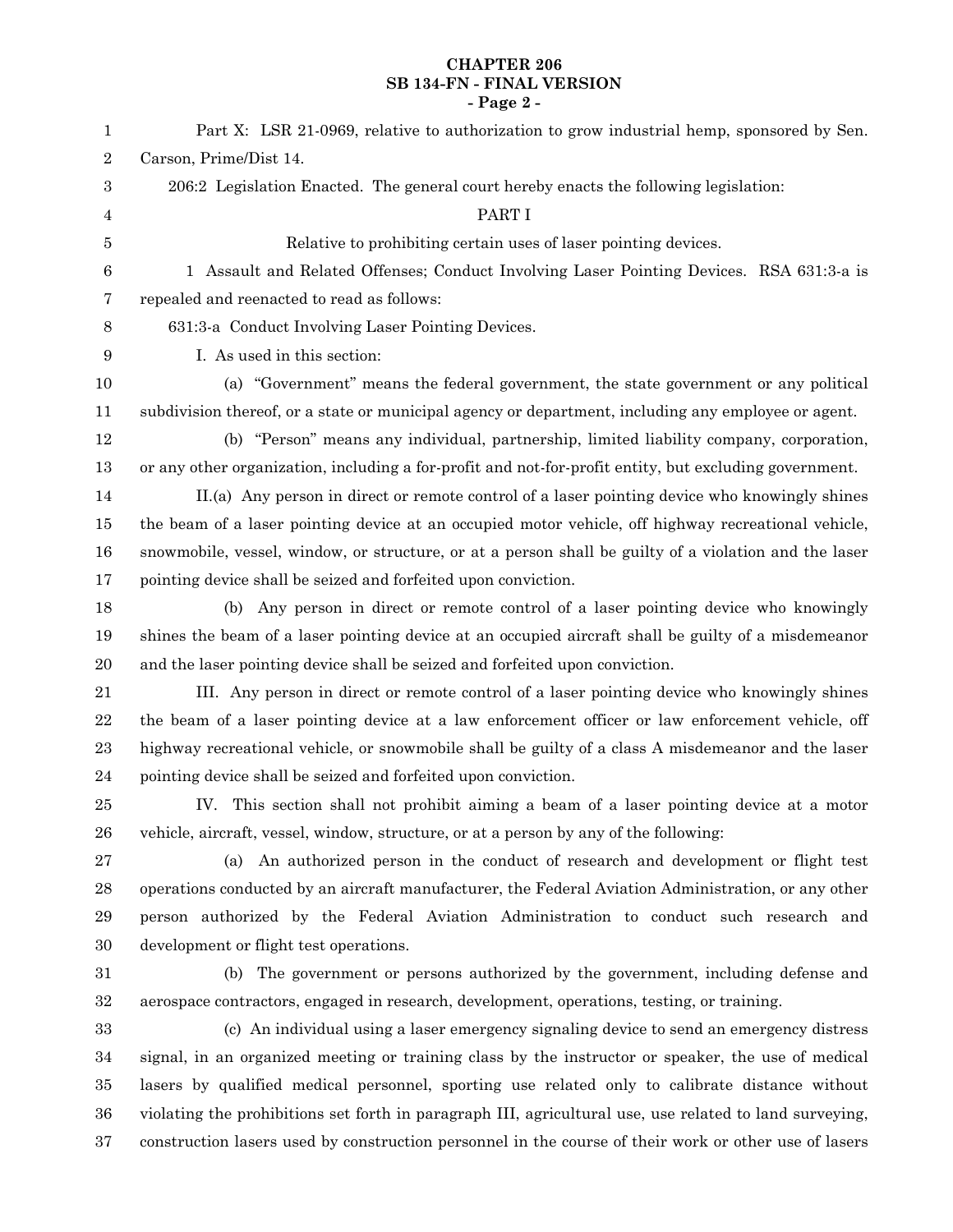Part X: LSR 21-0969, relative to authorization to grow industrial hemp, sponsored by Sen. Carson, Prime/Dist 14.

206:2 Legislation Enacted. The general court hereby enacts the following legislation:

PART I

Relative to prohibiting certain uses of laser pointing devices.

1 Assault and Related Offenses; Conduct Involving Laser Pointing Devices. RSA 631:3-a is repealed and reenacted to read as follows:

631:3-a Conduct Involving Laser Pointing Devices.

I. As used in this section:

(a) "Government" means the federal government, the state government or any political subdivision thereof, or a state or municipal agency or department, including any employee or agent.

(b) "Person" means any individual, partnership, limited liability company, corporation, or any other organization, including a for-profit and not-for-profit entity, but excluding government.

II.(a) Any person in direct or remote control of a laser pointing device who knowingly shines the beam of a laser pointing device at an occupied motor vehicle, off highway recreational vehicle, snowmobile, vessel, window, or structure, or at a person shall be guilty of a violation and the laser pointing device shall be seized and forfeited upon conviction.

(b) Any person in direct or remote control of a laser pointing device who knowingly shines the beam of a laser pointing device at an occupied aircraft shall be guilty of a misdemeanor and the laser pointing device shall be seized and forfeited upon conviction.

III. Any person in direct or remote control of a laser pointing device who knowingly shines the beam of a laser pointing device at a law enforcement officer or law enforcement vehicle, off highway recreational vehicle, or snowmobile shall be guilty of a class A misdemeanor and the laser pointing device shall be seized and forfeited upon conviction.

IV. This section shall not prohibit aiming a beam of a laser pointing device at a motor vehicle, aircraft, vessel, window, structure, or at a person by any of the following:

(a) An authorized person in the conduct of research and development or flight test operations conducted by an aircraft manufacturer, the Federal Aviation Administration, or any other person authorized by the Federal Aviation Administration to conduct such research and development or flight test operations.

(b) The government or persons authorized by the government, including defense and aerospace contractors, engaged in research, development, operations, testing, or training.

(c) An individual using a laser emergency signaling device to send an emergency distress signal, in an organized meeting or training class by the instructor or speaker, the use of medical lasers by qualified medical personnel, sporting use related only to calibrate distance without violating the prohibitions set forth in paragraph III, agricultural use, use related to land surveying, construction lasers used by construction personnel in the course of their work or other use of lasers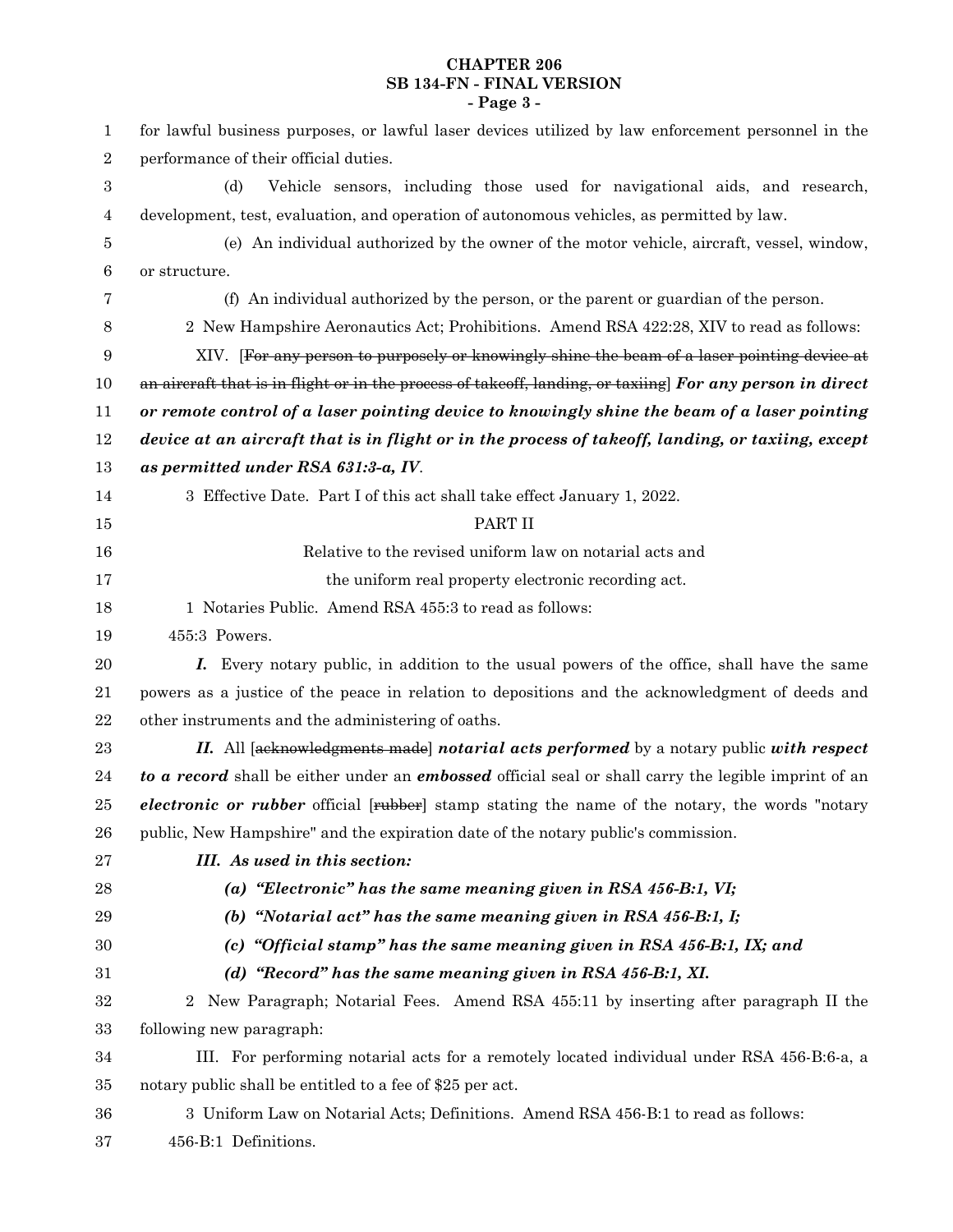for lawful business purposes, or lawful laser devices utilized by law enforcement personnel in the performance of their official duties.

(d) Vehicle sensors, including those used for navigational aids, and research, development, test, evaluation, and operation of autonomous vehicles, as permitted by law.

(e) An individual authorized by the owner of the motor vehicle, aircraft, vessel, window, or structure.

(f) An individual authorized by the person, or the parent or guardian of the person.

2 New Hampshire Aeronautics Act; Prohibitions. Amend RSA 422:28, XIV to read as follows:

XIV. [~~For any person to purposely or knowingly shine the beam of a laser pointing device at an aircraft that is in flight or in the process of takeoff, landing, or taxiing~~] ***For any person in direct or remote control of a laser pointing device to knowingly shine the beam of a laser pointing device at an aircraft that is in flight or in the process of takeoff, landing, or taxiing, except as permitted under RSA 631:3-a, IV***.

3 Effective Date. Part I of this act shall take effect January 1, 2022.

PART II

Relative to the revised uniform law on notarial acts and the uniform real property electronic recording act.

1 Notaries Public. Amend RSA 455:3 to read as follows:

455:3 Powers.

***I.*** Every notary public, in addition to the usual powers of the office, shall have the same powers as a justice of the peace in relation to depositions and the acknowledgment of deeds and other instruments and the administering of oaths.

***II.*** All [~~acknowledgments made~~] ***notarial acts performed*** by a notary public ***with respect to a record*** shall be either under an ***embossed*** official seal or shall carry the legible imprint of an ***electronic or rubber*** official [~~rubber~~] stamp stating the name of the notary, the words "notary public, New Hampshire" and the expiration date of the notary public's commission.

***III. As used in this section:***

***(a) "Electronic" has the same meaning given in RSA 456-B:1, VI;***

***(b) "Notarial act" has the same meaning given in RSA 456-B:1, I;***

***(c) "Official stamp" has the same meaning given in RSA 456-B:1, IX; and***

***(d) "Record" has the same meaning given in RSA 456-B:1, XI.***

2 New Paragraph; Notarial Fees. Amend RSA 455:11 by inserting after paragraph II the following new paragraph:

III. For performing notarial acts for a remotely located individual under RSA 456-B:6-a, a notary public shall be entitled to a fee of $25 per act.

3 Uniform Law on Notarial Acts; Definitions. Amend RSA 456-B:1 to read as follows:

456-B:1 Definitions.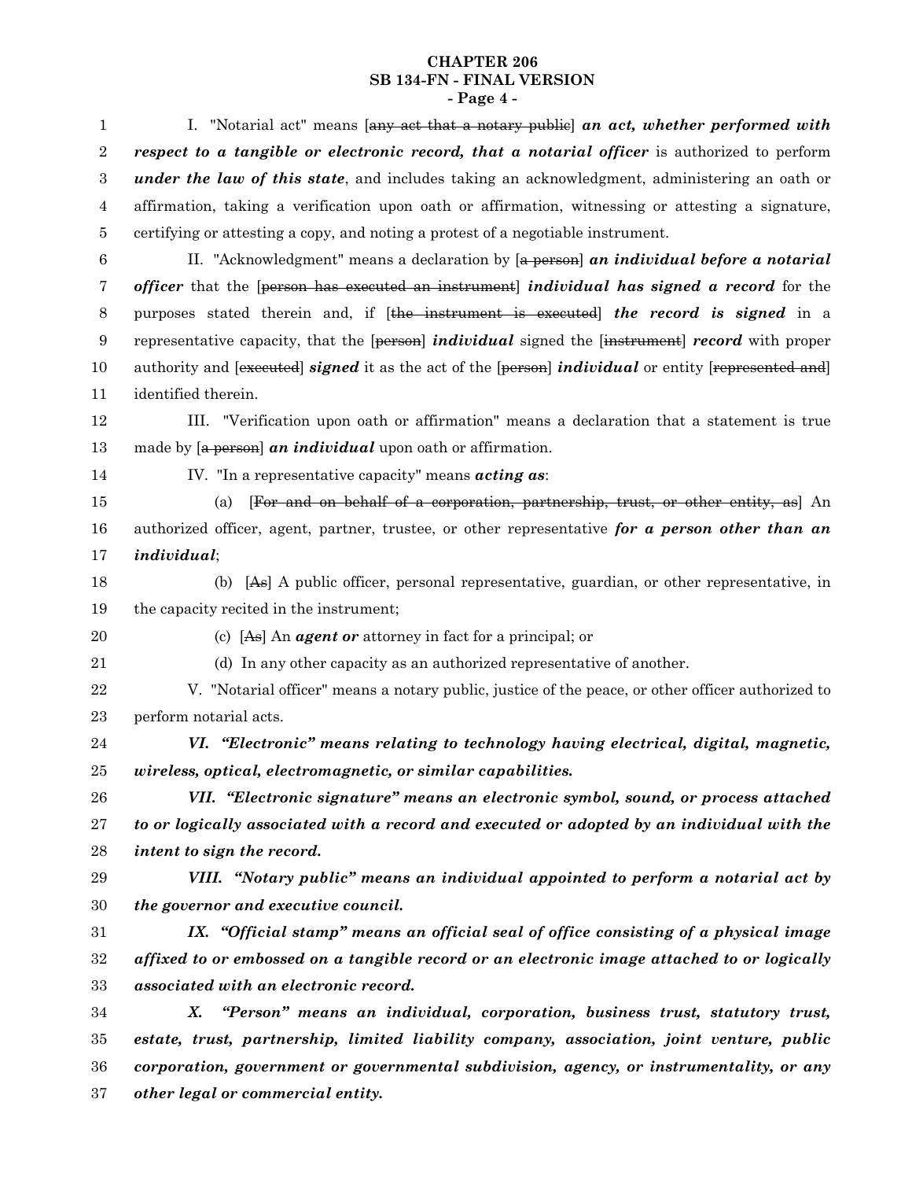I. "Notarial act" means [~~any act that a notary public~~] ***an act, whether performed with respect to a tangible or electronic record, that a notarial officer*** is authorized to perform ***under the law of this state***, and includes taking an acknowledgment, administering an oath or affirmation, taking a verification upon oath or affirmation, witnessing or attesting a signature, certifying or attesting a copy, and noting a protest of a negotiable instrument.

II. "Acknowledgment" means a declaration by [~~a person~~] ***an individual before a notarial officer*** that the [~~person has executed an instrument~~] ***individual has signed a record*** for the purposes stated therein and, if [~~the instrument is executed~~] ***the record is signed*** in a representative capacity, that the [~~person~~] ***individual*** signed the [~~instrument~~] ***record*** with proper authority and [~~executed~~] ***signed*** it as the act of the [~~person~~] ***individual*** or entity [~~represented and~~] identified therein.

III. "Verification upon oath or affirmation" means a declaration that a statement is true made by [~~a person~~] ***an individual*** upon oath or affirmation.

IV. "In a representative capacity" means ***acting as***:

(a) [~~For and on behalf of a corporation, partnership, trust, or other entity, as~~] An authorized officer, agent, partner, trustee, or other representative ***for a person other than an individual***;

(b) [~~As~~] A public officer, personal representative, guardian, or other representative, in the capacity recited in the instrument;

(c) [~~As~~] An ***agent or*** attorney in fact for a principal; or

(d) In any other capacity as an authorized representative of another.

V. "Notarial officer" means a notary public, justice of the peace, or other officer authorized to perform notarial acts.

***VI. "Electronic" means relating to technology having electrical, digital, magnetic, wireless, optical, electromagnetic, or similar capabilities.***

***VII. "Electronic signature" means an electronic symbol, sound, or process attached to or logically associated with a record and executed or adopted by an individual with the intent to sign the record.***

***VIII. "Notary public" means an individual appointed to perform a notarial act by the governor and executive council.***

***IX. "Official stamp" means an official seal of office consisting of a physical image affixed to or embossed on a tangible record or an electronic image attached to or logically associated with an electronic record.***

***X. "Person" means an individual, corporation, business trust, statutory trust, estate, trust, partnership, limited liability company, association, joint venture, public corporation, government or governmental subdivision, agency, or instrumentality, or any other legal or commercial entity.***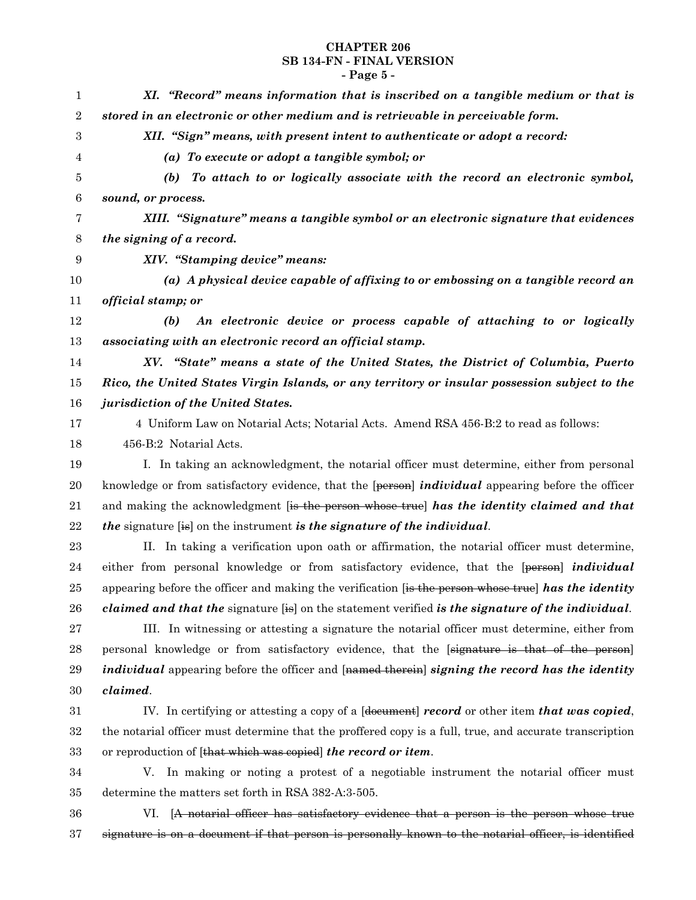***XI. "Record" means information that is inscribed on a tangible medium or that is stored in an electronic or other medium and is retrievable in perceivable form.***

***XII. "Sign" means, with present intent to authenticate or adopt a record:***

***(a) To execute or adopt a tangible symbol; or***

***(b) To attach to or logically associate with the record an electronic symbol, sound, or process.***

***XIII. "Signature" means a tangible symbol or an electronic signature that evidences the signing of a record.***

***XIV. "Stamping device" means:***

***(a) A physical device capable of affixing to or embossing on a tangible record an official stamp; or***

***(b) An electronic device or process capable of attaching to or logically associating with an electronic record an official stamp.***

***XV. "State" means a state of the United States, the District of Columbia, Puerto Rico, the United States Virgin Islands, or any territory or insular possession subject to the jurisdiction of the United States.***

4 Uniform Law on Notarial Acts; Notarial Acts. Amend RSA 456-B:2 to read as follows:

456-B:2 Notarial Acts.

I. In taking an acknowledgment, the notarial officer must determine, either from personal knowledge or from satisfactory evidence, that the [~~person~~] ***individual*** appearing before the officer and making the acknowledgment [~~is the person whose true~~] ***has the identity claimed and that the*** signature [~~is~~] on the instrument ***is the signature of the individual***.

II. In taking a verification upon oath or affirmation, the notarial officer must determine, either from personal knowledge or from satisfactory evidence, that the [~~person~~] ***individual*** appearing before the officer and making the verification [~~is the person whose true~~] ***has the identity claimed and that the*** signature [~~is~~] on the statement verified ***is the signature of the individual***.

III. In witnessing or attesting a signature the notarial officer must determine, either from personal knowledge or from satisfactory evidence, that the [~~signature is that of the person~~] ***individual*** appearing before the officer and [~~named therein~~] ***signing the record has the identity claimed***.

IV. In certifying or attesting a copy of a [~~document~~] ***record*** or other item ***that was copied***, the notarial officer must determine that the proffered copy is a full, true, and accurate transcription or reproduction of [~~that which was copied~~] ***the record or item***.

V. In making or noting a protest of a negotiable instrument the notarial officer must determine the matters set forth in RSA 382-A:3-505.

VI. [~~A notarial officer has satisfactory evidence that a person is the person whose true signature is on a document if that person is personally known to the notarial officer, is identified~~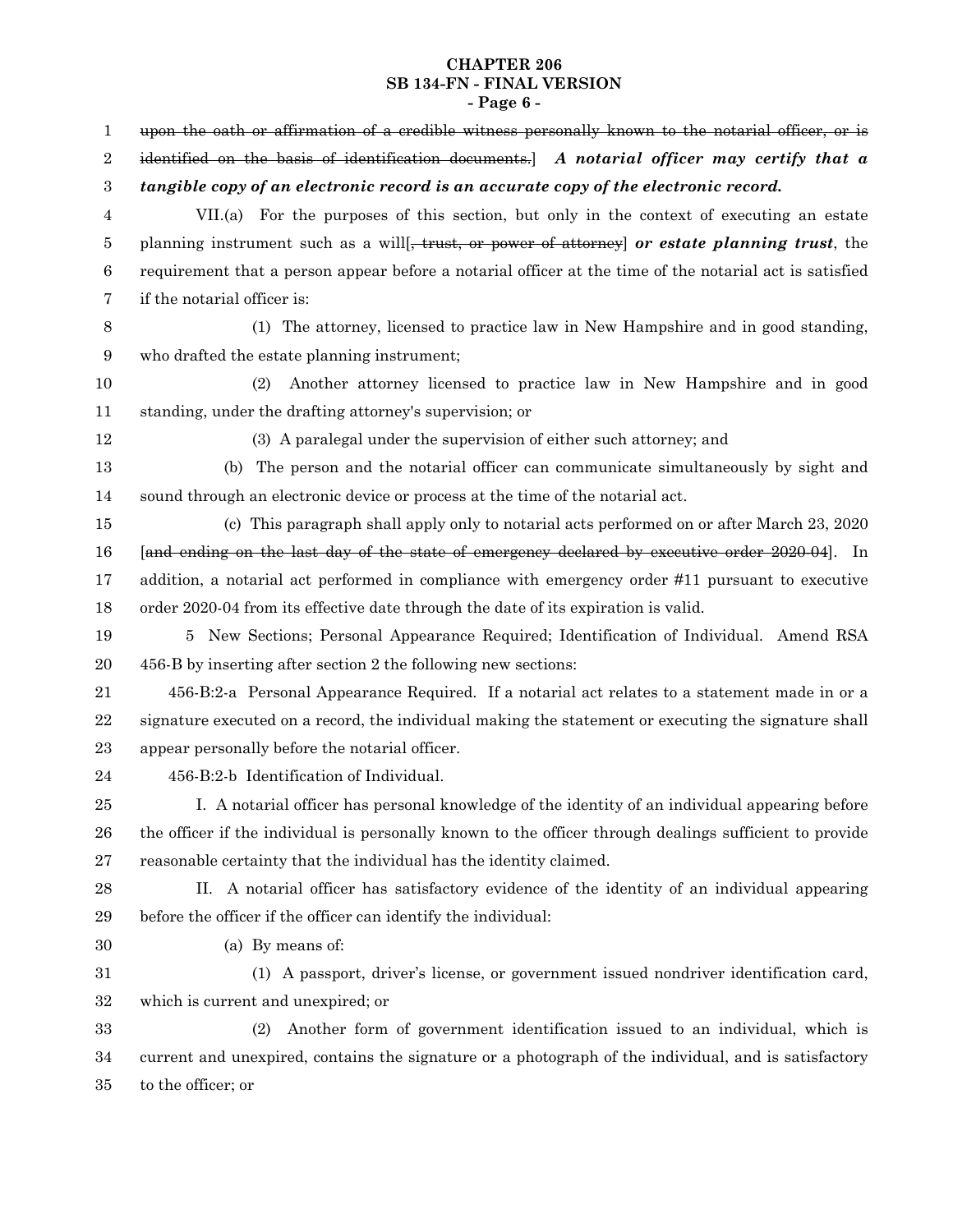~~upon the oath or affirmation of a credible witness personally known to the notarial officer, or is identified on the basis of identification documents.~~] ***A notarial officer may certify that a tangible copy of an electronic record is an accurate copy of the electronic record.***

VII.(a) For the purposes of this section, but only in the context of executing an estate planning instrument such as a will[~~, trust, or power of attorney~~] ***or estate planning trust***, the requirement that a person appear before a notarial officer at the time of the notarial act is satisfied if the notarial officer is:

(1) The attorney, licensed to practice law in New Hampshire and in good standing, who drafted the estate planning instrument;

(2) Another attorney licensed to practice law in New Hampshire and in good standing, under the drafting attorney's supervision; or

(3) A paralegal under the supervision of either such attorney; and

(b) The person and the notarial officer can communicate simultaneously by sight and sound through an electronic device or process at the time of the notarial act.

(c) This paragraph shall apply only to notarial acts performed on or after March 23, 2020 [~~and ending on the last day of the state of emergency declared by executive order 2020-04~~]. In addition, a notarial act performed in compliance with emergency order #11 pursuant to executive order 2020-04 from its effective date through the date of its expiration is valid.

5 New Sections; Personal Appearance Required; Identification of Individual. Amend RSA 456-B by inserting after section 2 the following new sections:

456-B:2-a Personal Appearance Required. If a notarial act relates to a statement made in or a signature executed on a record, the individual making the statement or executing the signature shall appear personally before the notarial officer.

456-B:2-b Identification of Individual.

I. A notarial officer has personal knowledge of the identity of an individual appearing before the officer if the individual is personally known to the officer through dealings sufficient to provide reasonable certainty that the individual has the identity claimed.

II. A notarial officer has satisfactory evidence of the identity of an individual appearing before the officer if the officer can identify the individual:

(a) By means of:

(1) A passport, driver's license, or government issued nondriver identification card, which is current and unexpired; or

(2) Another form of government identification issued to an individual, which is current and unexpired, contains the signature or a photograph of the individual, and is satisfactory to the officer; or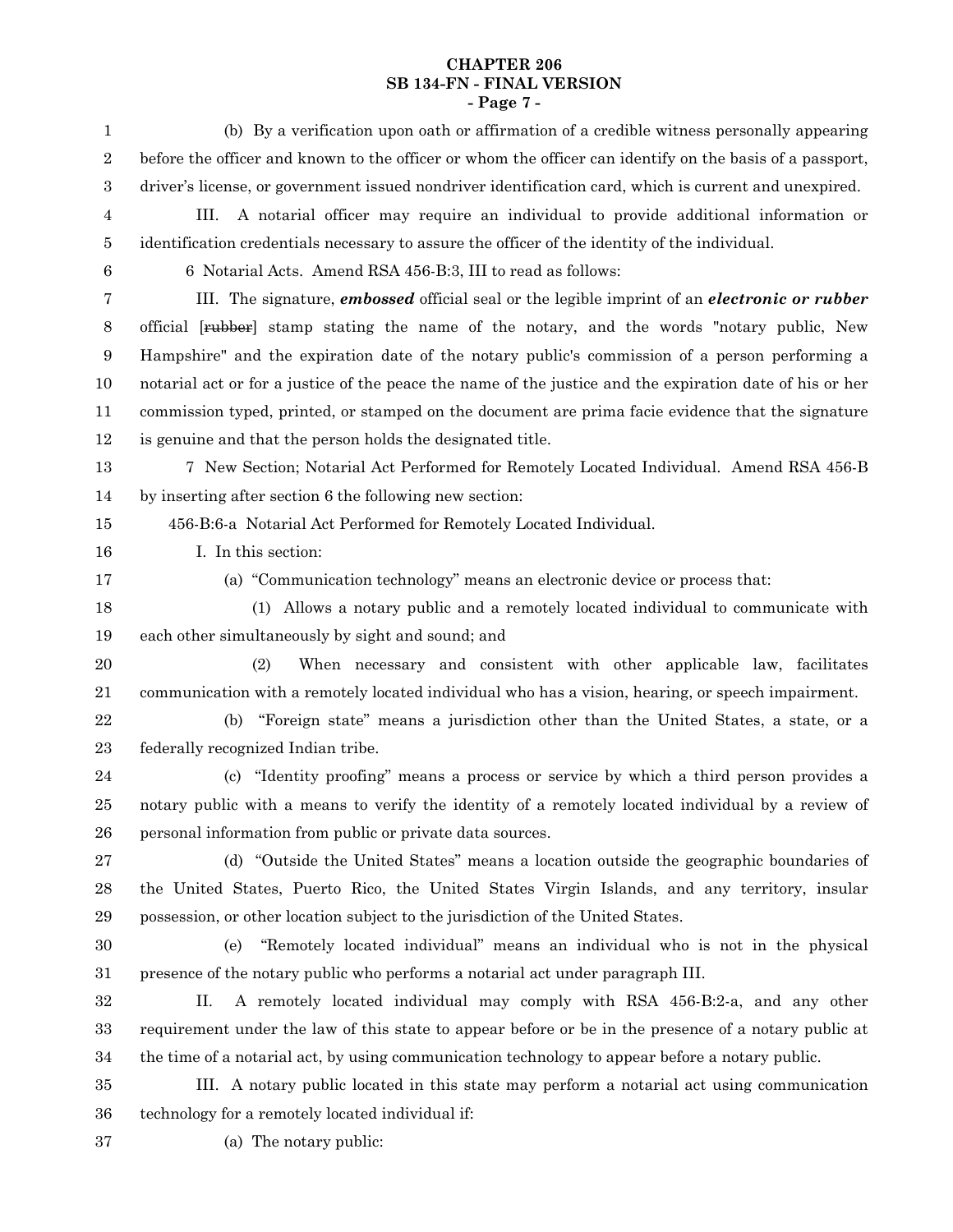(b) By a verification upon oath or affirmation of a credible witness personally appearing before the officer and known to the officer or whom the officer can identify on the basis of a passport, driver's license, or government issued nondriver identification card, which is current and unexpired.

III. A notarial officer may require an individual to provide additional information or identification credentials necessary to assure the officer of the identity of the individual.

6 Notarial Acts. Amend RSA 456-B:3, III to read as follows:

III. The signature, ***embossed*** official seal or the legible imprint of an ***electronic or rubber*** official [~~rubber~~] stamp stating the name of the notary, and the words "notary public, New Hampshire" and the expiration date of the notary public's commission of a person performing a notarial act or for a justice of the peace the name of the justice and the expiration date of his or her commission typed, printed, or stamped on the document are prima facie evidence that the signature is genuine and that the person holds the designated title.

7 New Section; Notarial Act Performed for Remotely Located Individual. Amend RSA 456-B by inserting after section 6 the following new section:

456-B:6-a Notarial Act Performed for Remotely Located Individual.

I. In this section:

(a) "Communication technology" means an electronic device or process that:

(1) Allows a notary public and a remotely located individual to communicate with each other simultaneously by sight and sound; and

(2) When necessary and consistent with other applicable law, facilitates communication with a remotely located individual who has a vision, hearing, or speech impairment.

(b) "Foreign state" means a jurisdiction other than the United States, a state, or a federally recognized Indian tribe.

(c) "Identity proofing" means a process or service by which a third person provides a notary public with a means to verify the identity of a remotely located individual by a review of personal information from public or private data sources.

(d) "Outside the United States" means a location outside the geographic boundaries of the United States, Puerto Rico, the United States Virgin Islands, and any territory, insular possession, or other location subject to the jurisdiction of the United States.

(e) "Remotely located individual" means an individual who is not in the physical presence of the notary public who performs a notarial act under paragraph III.

II. A remotely located individual may comply with RSA 456-B:2-a, and any other requirement under the law of this state to appear before or be in the presence of a notary public at the time of a notarial act, by using communication technology to appear before a notary public.

III. A notary public located in this state may perform a notarial act using communication technology for a remotely located individual if:

(a) The notary public: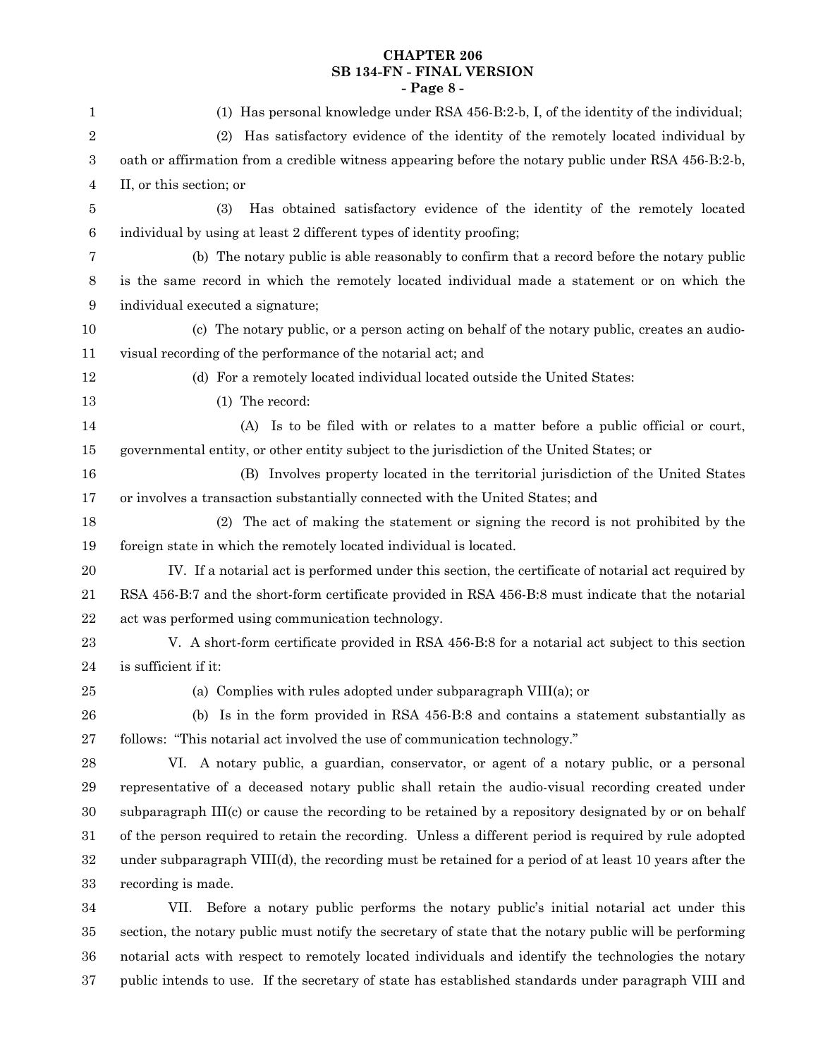(1) Has personal knowledge under RSA 456-B:2-b, I, of the identity of the individual;

(2) Has satisfactory evidence of the identity of the remotely located individual by oath or affirmation from a credible witness appearing before the notary public under RSA 456-B:2-b, II, or this section; or

(3) Has obtained satisfactory evidence of the identity of the remotely located individual by using at least 2 different types of identity proofing;

(b) The notary public is able reasonably to confirm that a record before the notary public is the same record in which the remotely located individual made a statement or on which the individual executed a signature;

(c) The notary public, or a person acting on behalf of the notary public, creates an audio-visual recording of the performance of the notarial act; and

(d) For a remotely located individual located outside the United States:

(1) The record:

(A) Is to be filed with or relates to a matter before a public official or court, governmental entity, or other entity subject to the jurisdiction of the United States; or

(B) Involves property located in the territorial jurisdiction of the United States or involves a transaction substantially connected with the United States; and

(2) The act of making the statement or signing the record is not prohibited by the foreign state in which the remotely located individual is located.

IV. If a notarial act is performed under this section, the certificate of notarial act required by RSA 456-B:7 and the short-form certificate provided in RSA 456-B:8 must indicate that the notarial act was performed using communication technology.

V. A short-form certificate provided in RSA 456-B:8 for a notarial act subject to this section is sufficient if it:

(a) Complies with rules adopted under subparagraph VIII(a); or

(b) Is in the form provided in RSA 456-B:8 and contains a statement substantially as follows: "This notarial act involved the use of communication technology."

VI. A notary public, a guardian, conservator, or agent of a notary public, or a personal representative of a deceased notary public shall retain the audio-visual recording created under subparagraph III(c) or cause the recording to be retained by a repository designated by or on behalf of the person required to retain the recording. Unless a different period is required by rule adopted under subparagraph VIII(d), the recording must be retained for a period of at least 10 years after the recording is made.

VII. Before a notary public performs the notary public's initial notarial act under this section, the notary public must notify the secretary of state that the notary public will be performing notarial acts with respect to remotely located individuals and identify the technologies the notary public intends to use. If the secretary of state has established standards under paragraph VIII and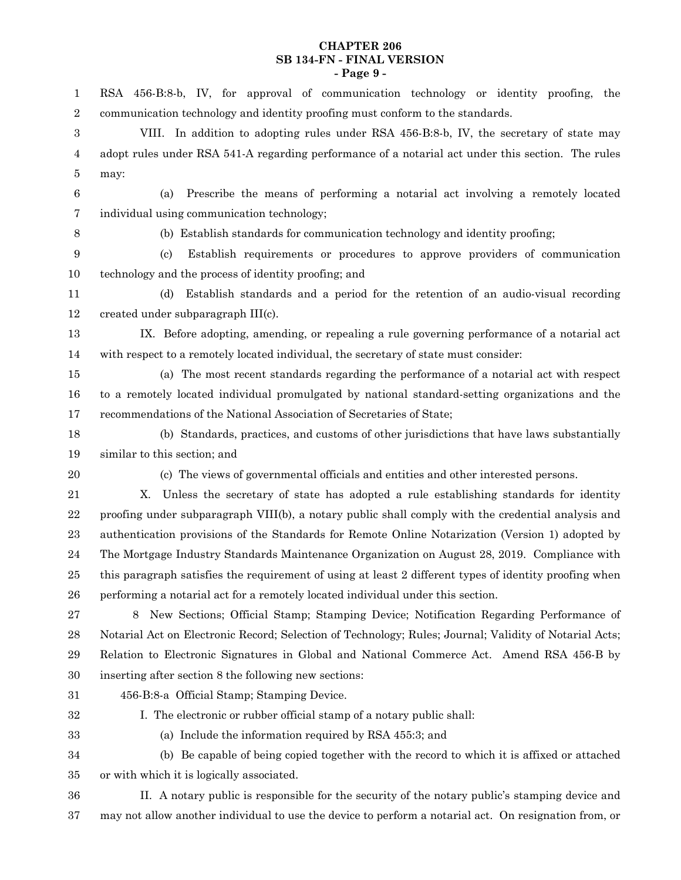RSA 456-B:8-b, IV, for approval of communication technology or identity proofing, the communication technology and identity proofing must conform to the standards.

VIII. In addition to adopting rules under RSA 456-B:8-b, IV, the secretary of state may adopt rules under RSA 541-A regarding performance of a notarial act under this section. The rules may:

(a) Prescribe the means of performing a notarial act involving a remotely located individual using communication technology;

(b) Establish standards for communication technology and identity proofing;

(c) Establish requirements or procedures to approve providers of communication technology and the process of identity proofing; and

(d) Establish standards and a period for the retention of an audio-visual recording created under subparagraph III(c).

IX. Before adopting, amending, or repealing a rule governing performance of a notarial act with respect to a remotely located individual, the secretary of state must consider:

(a) The most recent standards regarding the performance of a notarial act with respect to a remotely located individual promulgated by national standard-setting organizations and the recommendations of the National Association of Secretaries of State;

(b) Standards, practices, and customs of other jurisdictions that have laws substantially similar to this section; and

(c) The views of governmental officials and entities and other interested persons.

X. Unless the secretary of state has adopted a rule establishing standards for identity proofing under subparagraph VIII(b), a notary public shall comply with the credential analysis and authentication provisions of the Standards for Remote Online Notarization (Version 1) adopted by The Mortgage Industry Standards Maintenance Organization on August 28, 2019. Compliance with this paragraph satisfies the requirement of using at least 2 different types of identity proofing when performing a notarial act for a remotely located individual under this section.

8 New Sections; Official Stamp; Stamping Device; Notification Regarding Performance of Notarial Act on Electronic Record; Selection of Technology; Rules; Journal; Validity of Notarial Acts; Relation to Electronic Signatures in Global and National Commerce Act. Amend RSA 456-B by inserting after section 8 the following new sections:

456-B:8-a Official Stamp; Stamping Device.

I. The electronic or rubber official stamp of a notary public shall:

(a) Include the information required by RSA 455:3; and

(b) Be capable of being copied together with the record to which it is affixed or attached or with which it is logically associated.

II. A notary public is responsible for the security of the notary public's stamping device and may not allow another individual to use the device to perform a notarial act. On resignation from, or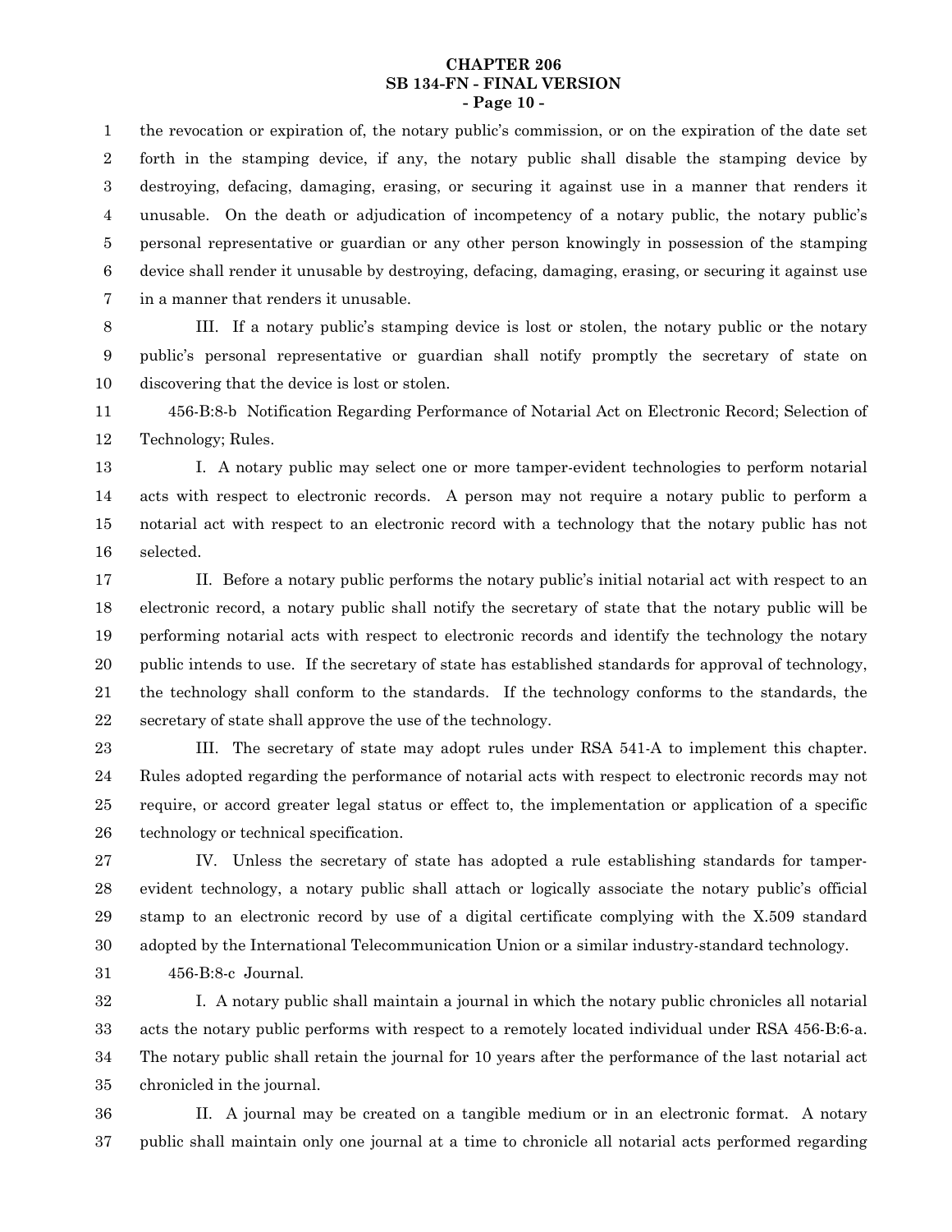the revocation or expiration of, the notary public's commission, or on the expiration of the date set forth in the stamping device, if any, the notary public shall disable the stamping device by destroying, defacing, damaging, erasing, or securing it against use in a manner that renders it unusable. On the death or adjudication of incompetency of a notary public, the notary public's personal representative or guardian or any other person knowingly in possession of the stamping device shall render it unusable by destroying, defacing, damaging, erasing, or securing it against use in a manner that renders it unusable.

III. If a notary public's stamping device is lost or stolen, the notary public or the notary public's personal representative or guardian shall notify promptly the secretary of state on discovering that the device is lost or stolen.

456-B:8-b Notification Regarding Performance of Notarial Act on Electronic Record; Selection of Technology; Rules.

I. A notary public may select one or more tamper-evident technologies to perform notarial acts with respect to electronic records. A person may not require a notary public to perform a notarial act with respect to an electronic record with a technology that the notary public has not selected.

II. Before a notary public performs the notary public's initial notarial act with respect to an electronic record, a notary public shall notify the secretary of state that the notary public will be performing notarial acts with respect to electronic records and identify the technology the notary public intends to use. If the secretary of state has established standards for approval of technology, the technology shall conform to the standards. If the technology conforms to the standards, the secretary of state shall approve the use of the technology.

III. The secretary of state may adopt rules under RSA 541-A to implement this chapter. Rules adopted regarding the performance of notarial acts with respect to electronic records may not require, or accord greater legal status or effect to, the implementation or application of a specific technology or technical specification.

IV. Unless the secretary of state has adopted a rule establishing standards for tamper-evident technology, a notary public shall attach or logically associate the notary public's official stamp to an electronic record by use of a digital certificate complying with the X.509 standard adopted by the International Telecommunication Union or a similar industry-standard technology.

456-B:8-c Journal.

I. A notary public shall maintain a journal in which the notary public chronicles all notarial acts the notary public performs with respect to a remotely located individual under RSA 456-B:6-a. The notary public shall retain the journal for 10 years after the performance of the last notarial act chronicled in the journal.

II. A journal may be created on a tangible medium or in an electronic format. A notary public shall maintain only one journal at a time to chronicle all notarial acts performed regarding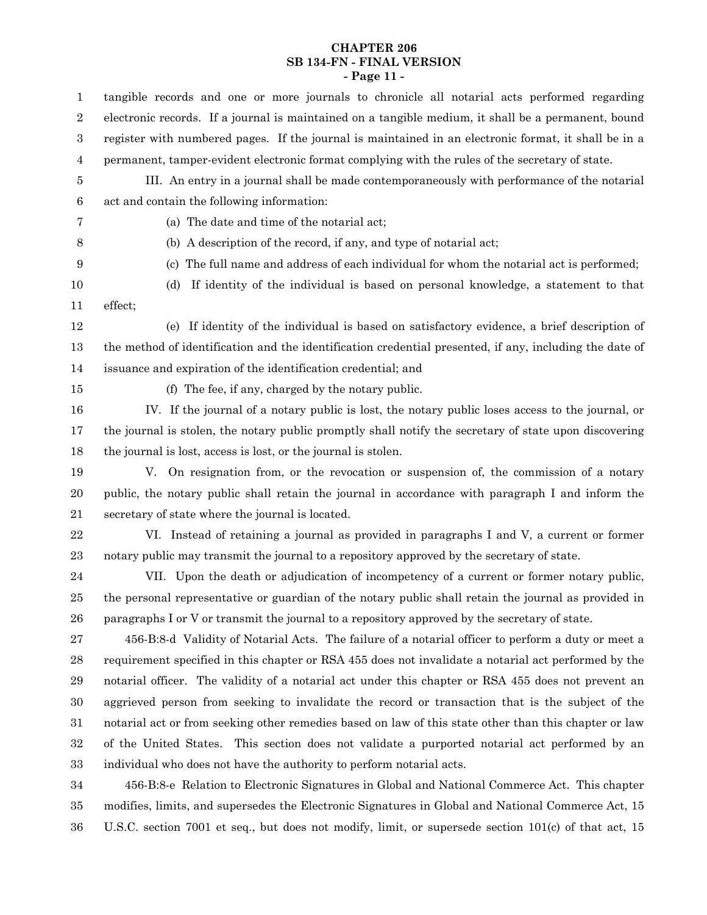tangible records and one or more journals to chronicle all notarial acts performed regarding electronic records. If a journal is maintained on a tangible medium, it shall be a permanent, bound register with numbered pages. If the journal is maintained in an electronic format, it shall be in a permanent, tamper-evident electronic format complying with the rules of the secretary of state.

III. An entry in a journal shall be made contemporaneously with performance of the notarial act and contain the following information:

(a) The date and time of the notarial act;

(b) A description of the record, if any, and type of notarial act;

(c) The full name and address of each individual for whom the notarial act is performed;

(d) If identity of the individual is based on personal knowledge, a statement to that effect;

(e) If identity of the individual is based on satisfactory evidence, a brief description of the method of identification and the identification credential presented, if any, including the date of issuance and expiration of the identification credential; and

(f) The fee, if any, charged by the notary public.

IV. If the journal of a notary public is lost, the notary public loses access to the journal, or the journal is stolen, the notary public promptly shall notify the secretary of state upon discovering the journal is lost, access is lost, or the journal is stolen.

V. On resignation from, or the revocation or suspension of, the commission of a notary public, the notary public shall retain the journal in accordance with paragraph I and inform the secretary of state where the journal is located.

VI. Instead of retaining a journal as provided in paragraphs I and V, a current or former notary public may transmit the journal to a repository approved by the secretary of state.

VII. Upon the death or adjudication of incompetency of a current or former notary public, the personal representative or guardian of the notary public shall retain the journal as provided in paragraphs I or V or transmit the journal to a repository approved by the secretary of state.

456-B:8-d Validity of Notarial Acts. The failure of a notarial officer to perform a duty or meet a requirement specified in this chapter or RSA 455 does not invalidate a notarial act performed by the notarial officer. The validity of a notarial act under this chapter or RSA 455 does not prevent an aggrieved person from seeking to invalidate the record or transaction that is the subject of the notarial act or from seeking other remedies based on law of this state other than this chapter or law of the United States. This section does not validate a purported notarial act performed by an individual who does not have the authority to perform notarial acts.

456-B:8-e Relation to Electronic Signatures in Global and National Commerce Act. This chapter modifies, limits, and supersedes the Electronic Signatures in Global and National Commerce Act, 15 U.S.C. section 7001 et seq., but does not modify, limit, or supersede section 101(c) of that act, 15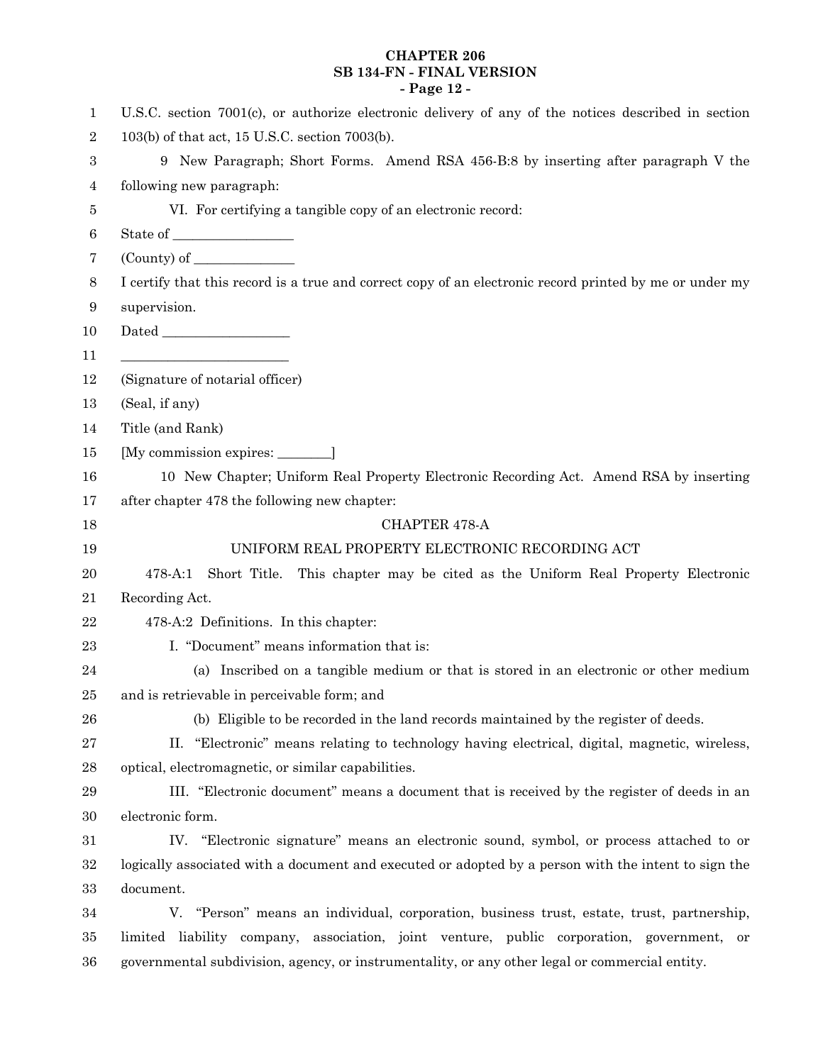U.S.C. section 7001(c), or authorize electronic delivery of any of the notices described in section 103(b) of that act, 15 U.S.C. section 7003(b).

9 New Paragraph; Short Forms. Amend RSA 456-B:8 by inserting after paragraph V the following new paragraph:

VI. For certifying a tangible copy of an electronic record:

State of __________________

(County) of _______________

I certify that this record is a true and correct copy of an electronic record printed by me or under my supervision.

Dated ___________________

_________________________

(Signature of notarial officer)

(Seal, if any)

Title (and Rank)

[My commission expires: ________]

10 New Chapter; Uniform Real Property Electronic Recording Act. Amend RSA by inserting after chapter 478 the following new chapter:

CHAPTER 478-A

UNIFORM REAL PROPERTY ELECTRONIC RECORDING ACT

478-A:1 Short Title. This chapter may be cited as the Uniform Real Property Electronic Recording Act.

478-A:2 Definitions. In this chapter:

I. "Document" means information that is:

(a) Inscribed on a tangible medium or that is stored in an electronic or other medium and is retrievable in perceivable form; and

(b) Eligible to be recorded in the land records maintained by the register of deeds.

II. "Electronic" means relating to technology having electrical, digital, magnetic, wireless, optical, electromagnetic, or similar capabilities.

III. "Electronic document" means a document that is received by the register of deeds in an electronic form.

IV. "Electronic signature" means an electronic sound, symbol, or process attached to or logically associated with a document and executed or adopted by a person with the intent to sign the document.

V. "Person" means an individual, corporation, business trust, estate, trust, partnership, limited liability company, association, joint venture, public corporation, government, or governmental subdivision, agency, or instrumentality, or any other legal or commercial entity.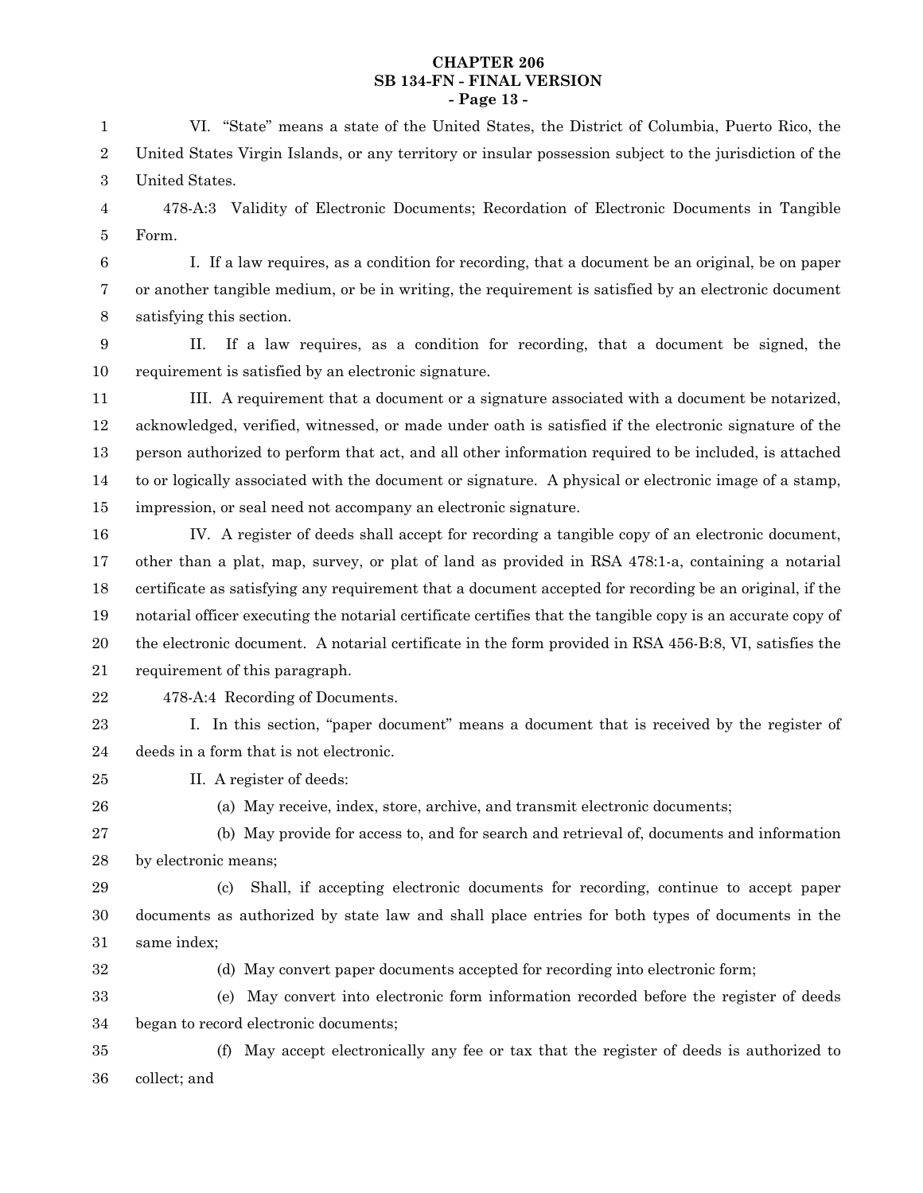VI. "State" means a state of the United States, the District of Columbia, Puerto Rico, the United States Virgin Islands, or any territory or insular possession subject to the jurisdiction of the United States.

478-A:3 Validity of Electronic Documents; Recordation of Electronic Documents in Tangible Form.

I. If a law requires, as a condition for recording, that a document be an original, be on paper or another tangible medium, or be in writing, the requirement is satisfied by an electronic document satisfying this section.

II. If a law requires, as a condition for recording, that a document be signed, the requirement is satisfied by an electronic signature.

III. A requirement that a document or a signature associated with a document be notarized, acknowledged, verified, witnessed, or made under oath is satisfied if the electronic signature of the person authorized to perform that act, and all other information required to be included, is attached to or logically associated with the document or signature. A physical or electronic image of a stamp, impression, or seal need not accompany an electronic signature.

IV. A register of deeds shall accept for recording a tangible copy of an electronic document, other than a plat, map, survey, or plat of land as provided in RSA 478:1-a, containing a notarial certificate as satisfying any requirement that a document accepted for recording be an original, if the notarial officer executing the notarial certificate certifies that the tangible copy is an accurate copy of the electronic document. A notarial certificate in the form provided in RSA 456-B:8, VI, satisfies the requirement of this paragraph.

478-A:4 Recording of Documents.

I. In this section, "paper document" means a document that is received by the register of deeds in a form that is not electronic.

II. A register of deeds:

(a) May receive, index, store, archive, and transmit electronic documents;

(b) May provide for access to, and for search and retrieval of, documents and information by electronic means;

(c) Shall, if accepting electronic documents for recording, continue to accept paper documents as authorized by state law and shall place entries for both types of documents in the same index;

(d) May convert paper documents accepted for recording into electronic form;

(e) May convert into electronic form information recorded before the register of deeds began to record electronic documents;

(f) May accept electronically any fee or tax that the register of deeds is authorized to collect; and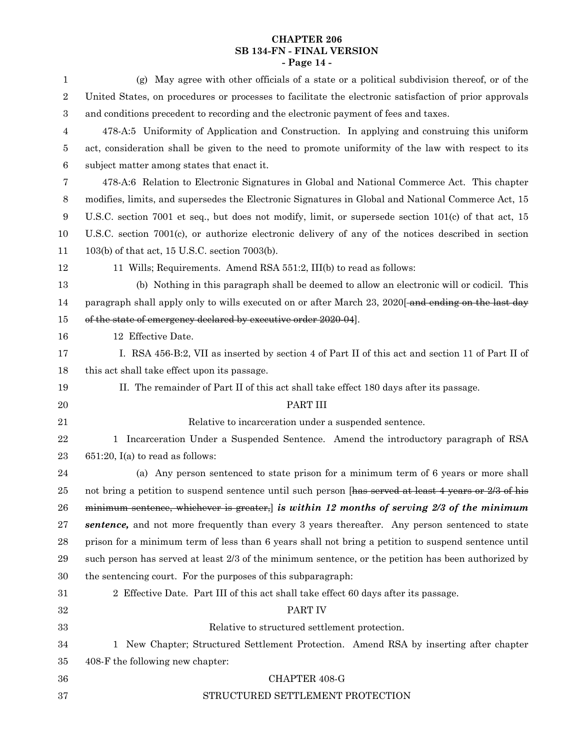(g) May agree with other officials of a state or a political subdivision thereof, or of the United States, on procedures or processes to facilitate the electronic satisfaction of prior approvals and conditions precedent to recording and the electronic payment of fees and taxes.

478-A:5 Uniformity of Application and Construction. In applying and construing this uniform act, consideration shall be given to the need to promote uniformity of the law with respect to its subject matter among states that enact it.

478-A:6 Relation to Electronic Signatures in Global and National Commerce Act. This chapter modifies, limits, and supersedes the Electronic Signatures in Global and National Commerce Act, 15 U.S.C. section 7001 et seq., but does not modify, limit, or supersede section 101(c) of that act, 15 U.S.C. section 7001(c), or authorize electronic delivery of any of the notices described in section 103(b) of that act, 15 U.S.C. section 7003(b).

11 Wills; Requirements. Amend RSA 551:2, III(b) to read as follows:

(b) Nothing in this paragraph shall be deemed to allow an electronic will or codicil. This paragraph shall apply only to wills executed on or after March 23, 2020[~~ and ending on the last day of the state of emergency declared by executive order 2020-04~~].

12 Effective Date.

I. RSA 456-B:2, VII as inserted by section 4 of Part II of this act and section 11 of Part II of this act shall take effect upon its passage.

II. The remainder of Part II of this act shall take effect 180 days after its passage.

PART III

Relative to incarceration under a suspended sentence.

1 Incarceration Under a Suspended Sentence. Amend the introductory paragraph of RSA 651:20, I(a) to read as follows:

(a) Any person sentenced to state prison for a minimum term of 6 years or more shall not bring a petition to suspend sentence until such person [~~has served at least 4 years or 2/3 of his minimum sentence, whichever is greater,~~] ***is within 12 months of serving 2/3 of the minimum sentence,*** and not more frequently than every 3 years thereafter. Any person sentenced to state prison for a minimum term of less than 6 years shall not bring a petition to suspend sentence until such person has served at least 2/3 of the minimum sentence, or the petition has been authorized by the sentencing court. For the purposes of this subparagraph:

2 Effective Date. Part III of this act shall take effect 60 days after its passage.

PART IV

Relative to structured settlement protection.

1 New Chapter; Structured Settlement Protection. Amend RSA by inserting after chapter 408-F the following new chapter:

CHAPTER 408-G

STRUCTURED SETTLEMENT PROTECTION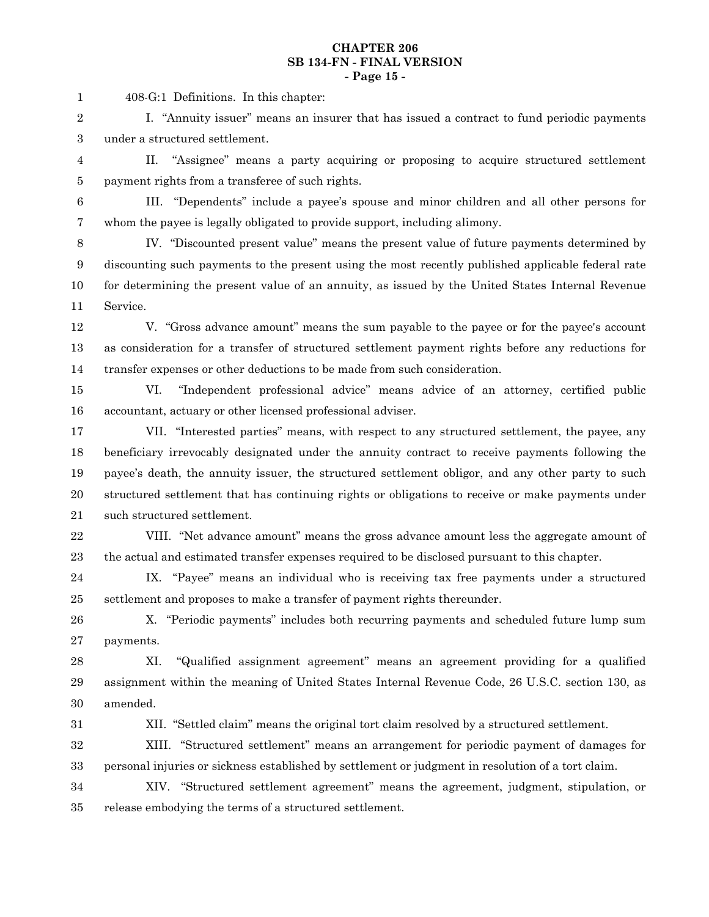408-G:1 Definitions. In this chapter:

I. "Annuity issuer" means an insurer that has issued a contract to fund periodic payments under a structured settlement.

II. "Assignee" means a party acquiring or proposing to acquire structured settlement payment rights from a transferee of such rights.

III. "Dependents" include a payee's spouse and minor children and all other persons for whom the payee is legally obligated to provide support, including alimony.

IV. "Discounted present value" means the present value of future payments determined by discounting such payments to the present using the most recently published applicable federal rate for determining the present value of an annuity, as issued by the United States Internal Revenue Service.

V. "Gross advance amount" means the sum payable to the payee or for the payee's account as consideration for a transfer of structured settlement payment rights before any reductions for transfer expenses or other deductions to be made from such consideration.

VI. "Independent professional advice" means advice of an attorney, certified public accountant, actuary or other licensed professional adviser.

VII. "Interested parties" means, with respect to any structured settlement, the payee, any beneficiary irrevocably designated under the annuity contract to receive payments following the payee's death, the annuity issuer, the structured settlement obligor, and any other party to such structured settlement that has continuing rights or obligations to receive or make payments under such structured settlement.

VIII. "Net advance amount" means the gross advance amount less the aggregate amount of the actual and estimated transfer expenses required to be disclosed pursuant to this chapter.

IX. "Payee" means an individual who is receiving tax free payments under a structured settlement and proposes to make a transfer of payment rights thereunder.

X. "Periodic payments" includes both recurring payments and scheduled future lump sum payments.

XI. "Qualified assignment agreement" means an agreement providing for a qualified assignment within the meaning of United States Internal Revenue Code, 26 U.S.C. section 130, as amended.

XII. "Settled claim" means the original tort claim resolved by a structured settlement.

XIII. "Structured settlement" means an arrangement for periodic payment of damages for personal injuries or sickness established by settlement or judgment in resolution of a tort claim.

XIV. "Structured settlement agreement" means the agreement, judgment, stipulation, or release embodying the terms of a structured settlement.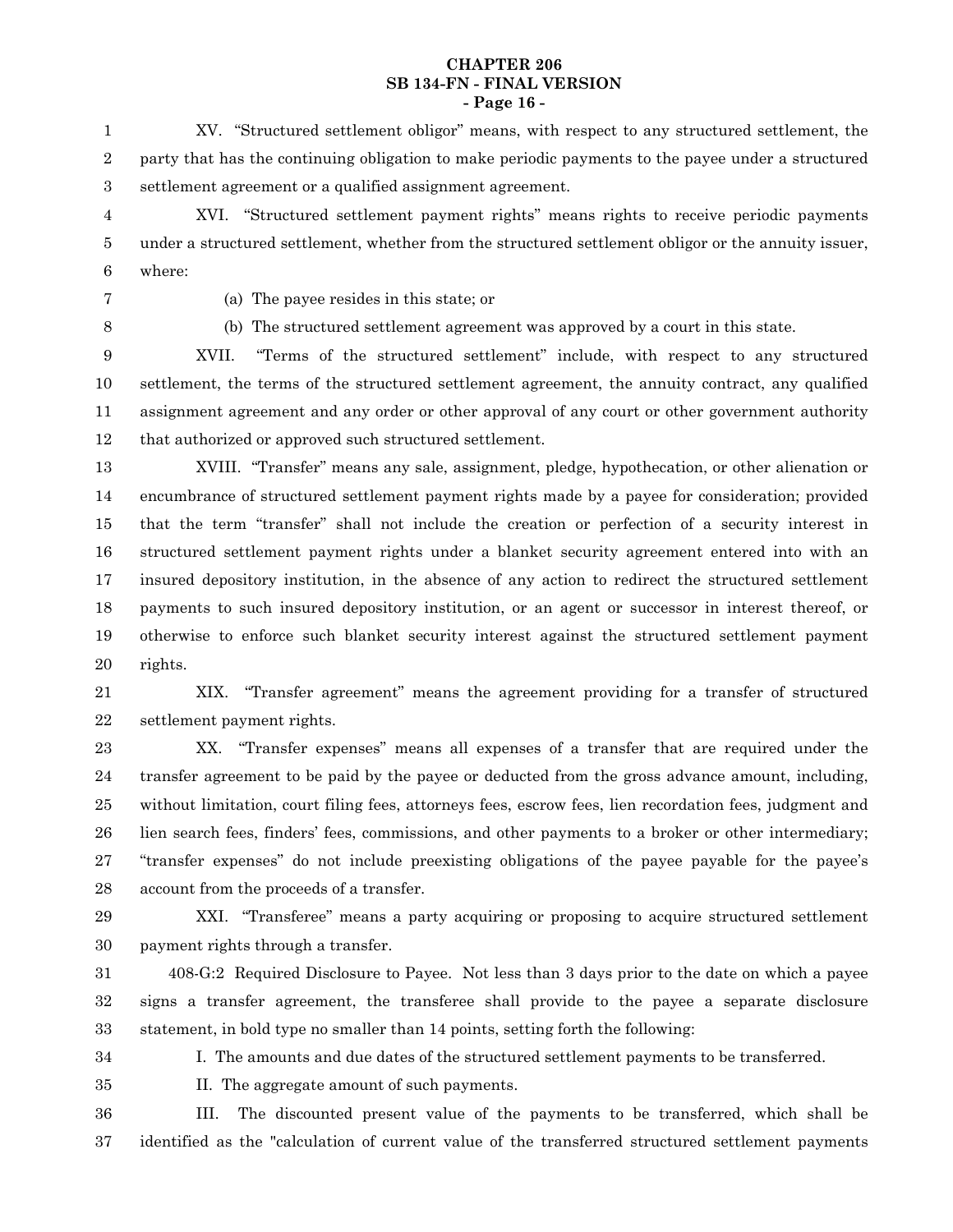XV. "Structured settlement obligor" means, with respect to any structured settlement, the party that has the continuing obligation to make periodic payments to the payee under a structured settlement agreement or a qualified assignment agreement.

XVI. "Structured settlement payment rights" means rights to receive periodic payments under a structured settlement, whether from the structured settlement obligor or the annuity issuer, where:

(a) The payee resides in this state; or

(b) The structured settlement agreement was approved by a court in this state.

XVII. "Terms of the structured settlement" include, with respect to any structured settlement, the terms of the structured settlement agreement, the annuity contract, any qualified assignment agreement and any order or other approval of any court or other government authority that authorized or approved such structured settlement.

XVIII. "Transfer" means any sale, assignment, pledge, hypothecation, or other alienation or encumbrance of structured settlement payment rights made by a payee for consideration; provided that the term "transfer" shall not include the creation or perfection of a security interest in structured settlement payment rights under a blanket security agreement entered into with an insured depository institution, in the absence of any action to redirect the structured settlement payments to such insured depository institution, or an agent or successor in interest thereof, or otherwise to enforce such blanket security interest against the structured settlement payment rights.

XIX. "Transfer agreement" means the agreement providing for a transfer of structured settlement payment rights.

XX. "Transfer expenses" means all expenses of a transfer that are required under the transfer agreement to be paid by the payee or deducted from the gross advance amount, including, without limitation, court filing fees, attorneys fees, escrow fees, lien recordation fees, judgment and lien search fees, finders' fees, commissions, and other payments to a broker or other intermediary; "transfer expenses" do not include preexisting obligations of the payee payable for the payee's account from the proceeds of a transfer.

XXI. "Transferee" means a party acquiring or proposing to acquire structured settlement payment rights through a transfer.

408-G:2 Required Disclosure to Payee. Not less than 3 days prior to the date on which a payee signs a transfer agreement, the transferee shall provide to the payee a separate disclosure statement, in bold type no smaller than 14 points, setting forth the following:

I. The amounts and due dates of the structured settlement payments to be transferred.

II. The aggregate amount of such payments.

III. The discounted present value of the payments to be transferred, which shall be identified as the "calculation of current value of the transferred structured settlement payments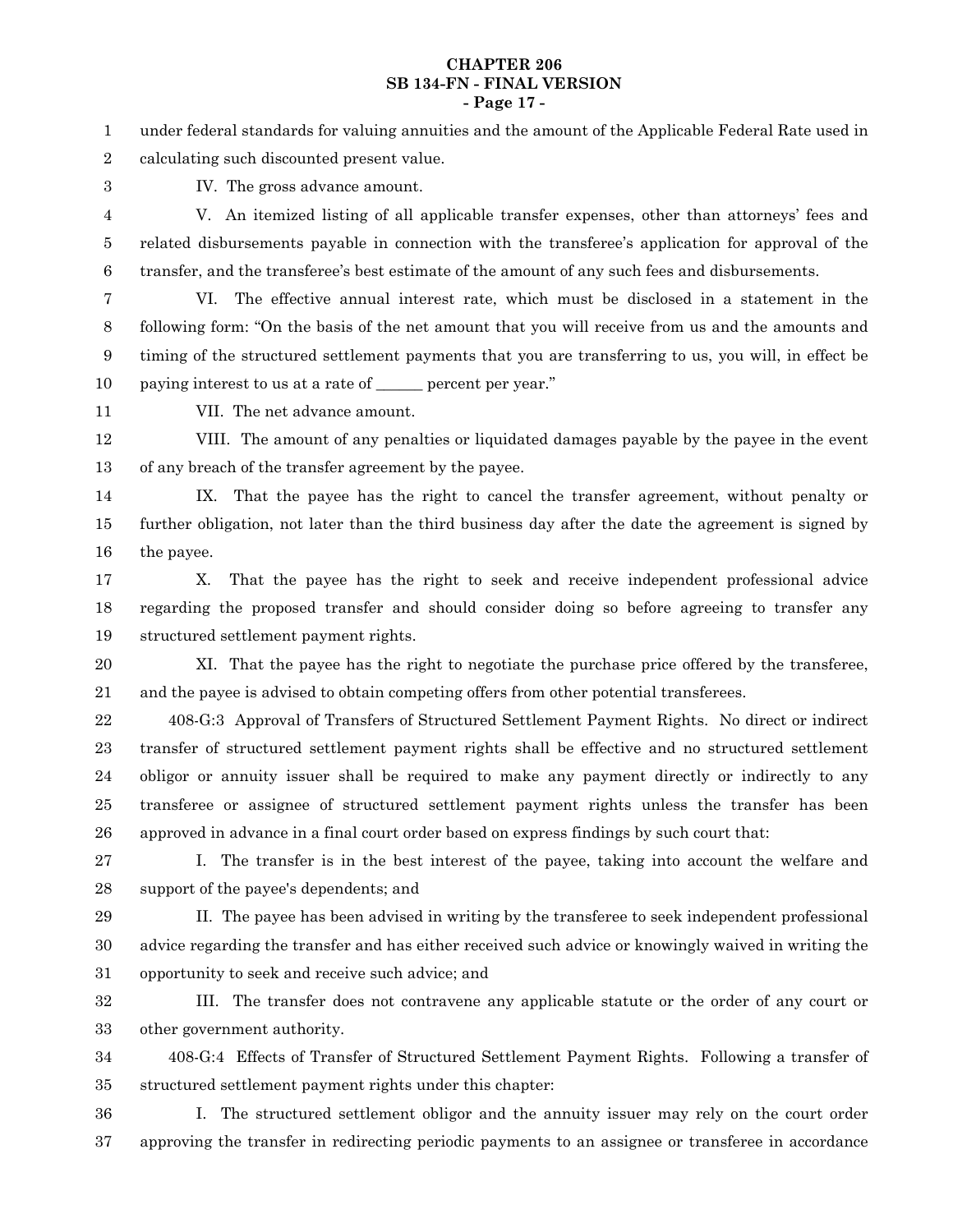under federal standards for valuing annuities and the amount of the Applicable Federal Rate used in calculating such discounted present value.

IV. The gross advance amount.

V. An itemized listing of all applicable transfer expenses, other than attorneys' fees and related disbursements payable in connection with the transferee's application for approval of the transfer, and the transferee's best estimate of the amount of any such fees and disbursements.

VI. The effective annual interest rate, which must be disclosed in a statement in the following form: "On the basis of the net amount that you will receive from us and the amounts and timing of the structured settlement payments that you are transferring to us, you will, in effect be paying interest to us at a rate of ______ percent per year."

VII. The net advance amount.

VIII. The amount of any penalties or liquidated damages payable by the payee in the event of any breach of the transfer agreement by the payee.

IX. That the payee has the right to cancel the transfer agreement, without penalty or further obligation, not later than the third business day after the date the agreement is signed by the payee.

X. That the payee has the right to seek and receive independent professional advice regarding the proposed transfer and should consider doing so before agreeing to transfer any structured settlement payment rights.

XI. That the payee has the right to negotiate the purchase price offered by the transferee, and the payee is advised to obtain competing offers from other potential transferees.

408-G:3 Approval of Transfers of Structured Settlement Payment Rights. No direct or indirect transfer of structured settlement payment rights shall be effective and no structured settlement obligor or annuity issuer shall be required to make any payment directly or indirectly to any transferee or assignee of structured settlement payment rights unless the transfer has been approved in advance in a final court order based on express findings by such court that:

I. The transfer is in the best interest of the payee, taking into account the welfare and support of the payee's dependents; and

II. The payee has been advised in writing by the transferee to seek independent professional advice regarding the transfer and has either received such advice or knowingly waived in writing the opportunity to seek and receive such advice; and

III. The transfer does not contravene any applicable statute or the order of any court or other government authority.

408-G:4 Effects of Transfer of Structured Settlement Payment Rights. Following a transfer of structured settlement payment rights under this chapter:

I. The structured settlement obligor and the annuity issuer may rely on the court order approving the transfer in redirecting periodic payments to an assignee or transferee in accordance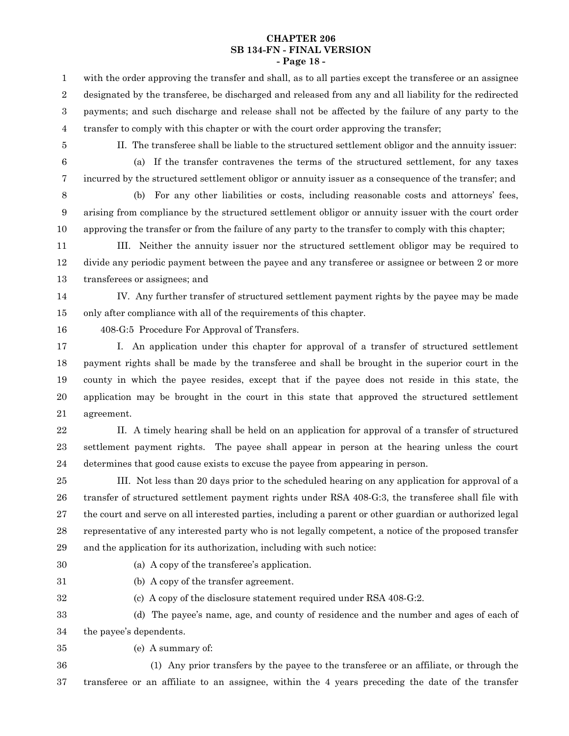with the order approving the transfer and shall, as to all parties except the transferee or an assignee designated by the transferee, be discharged and released from any and all liability for the redirected payments; and such discharge and release shall not be affected by the failure of any party to the transfer to comply with this chapter or with the court order approving the transfer;

II. The transferee shall be liable to the structured settlement obligor and the annuity issuer:

(a) If the transfer contravenes the terms of the structured settlement, for any taxes incurred by the structured settlement obligor or annuity issuer as a consequence of the transfer; and

(b) For any other liabilities or costs, including reasonable costs and attorneys' fees, arising from compliance by the structured settlement obligor or annuity issuer with the court order approving the transfer or from the failure of any party to the transfer to comply with this chapter;

III. Neither the annuity issuer nor the structured settlement obligor may be required to divide any periodic payment between the payee and any transferee or assignee or between 2 or more transferees or assignees; and

IV. Any further transfer of structured settlement payment rights by the payee may be made only after compliance with all of the requirements of this chapter.

408-G:5 Procedure For Approval of Transfers.

I. An application under this chapter for approval of a transfer of structured settlement payment rights shall be made by the transferee and shall be brought in the superior court in the county in which the payee resides, except that if the payee does not reside in this state, the application may be brought in the court in this state that approved the structured settlement agreement.

II. A timely hearing shall be held on an application for approval of a transfer of structured settlement payment rights. The payee shall appear in person at the hearing unless the court determines that good cause exists to excuse the payee from appearing in person.

III. Not less than 20 days prior to the scheduled hearing on any application for approval of a transfer of structured settlement payment rights under RSA 408-G:3, the transferee shall file with the court and serve on all interested parties, including a parent or other guardian or authorized legal representative of any interested party who is not legally competent, a notice of the proposed transfer and the application for its authorization, including with such notice:

(a) A copy of the transferee's application.

(b) A copy of the transfer agreement.

(c) A copy of the disclosure statement required under RSA 408-G:2.

(d) The payee's name, age, and county of residence and the number and ages of each of the payee's dependents.

(e) A summary of:

(1) Any prior transfers by the payee to the transferee or an affiliate, or through the transferee or an affiliate to an assignee, within the 4 years preceding the date of the transfer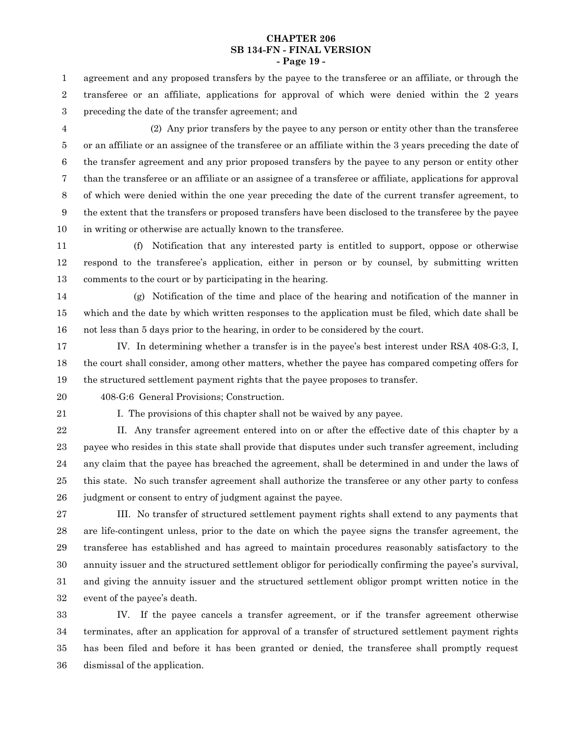agreement and any proposed transfers by the payee to the transferee or an affiliate, or through the transferee or an affiliate, applications for approval of which were denied within the 2 years preceding the date of the transfer agreement; and

(2) Any prior transfers by the payee to any person or entity other than the transferee or an affiliate or an assignee of the transferee or an affiliate within the 3 years preceding the date of the transfer agreement and any prior proposed transfers by the payee to any person or entity other than the transferee or an affiliate or an assignee of a transferee or affiliate, applications for approval of which were denied within the one year preceding the date of the current transfer agreement, to the extent that the transfers or proposed transfers have been disclosed to the transferee by the payee in writing or otherwise are actually known to the transferee.

(f) Notification that any interested party is entitled to support, oppose or otherwise respond to the transferee's application, either in person or by counsel, by submitting written comments to the court or by participating in the hearing.

(g) Notification of the time and place of the hearing and notification of the manner in which and the date by which written responses to the application must be filed, which date shall be not less than 5 days prior to the hearing, in order to be considered by the court.

IV. In determining whether a transfer is in the payee's best interest under RSA 408-G:3, I, the court shall consider, among other matters, whether the payee has compared competing offers for the structured settlement payment rights that the payee proposes to transfer.

408-G:6 General Provisions; Construction.

I. The provisions of this chapter shall not be waived by any payee.

II. Any transfer agreement entered into on or after the effective date of this chapter by a payee who resides in this state shall provide that disputes under such transfer agreement, including any claim that the payee has breached the agreement, shall be determined in and under the laws of this state. No such transfer agreement shall authorize the transferee or any other party to confess judgment or consent to entry of judgment against the payee.

III. No transfer of structured settlement payment rights shall extend to any payments that are life-contingent unless, prior to the date on which the payee signs the transfer agreement, the transferee has established and has agreed to maintain procedures reasonably satisfactory to the annuity issuer and the structured settlement obligor for periodically confirming the payee's survival, and giving the annuity issuer and the structured settlement obligor prompt written notice in the event of the payee's death.

IV. If the payee cancels a transfer agreement, or if the transfer agreement otherwise terminates, after an application for approval of a transfer of structured settlement payment rights has been filed and before it has been granted or denied, the transferee shall promptly request dismissal of the application.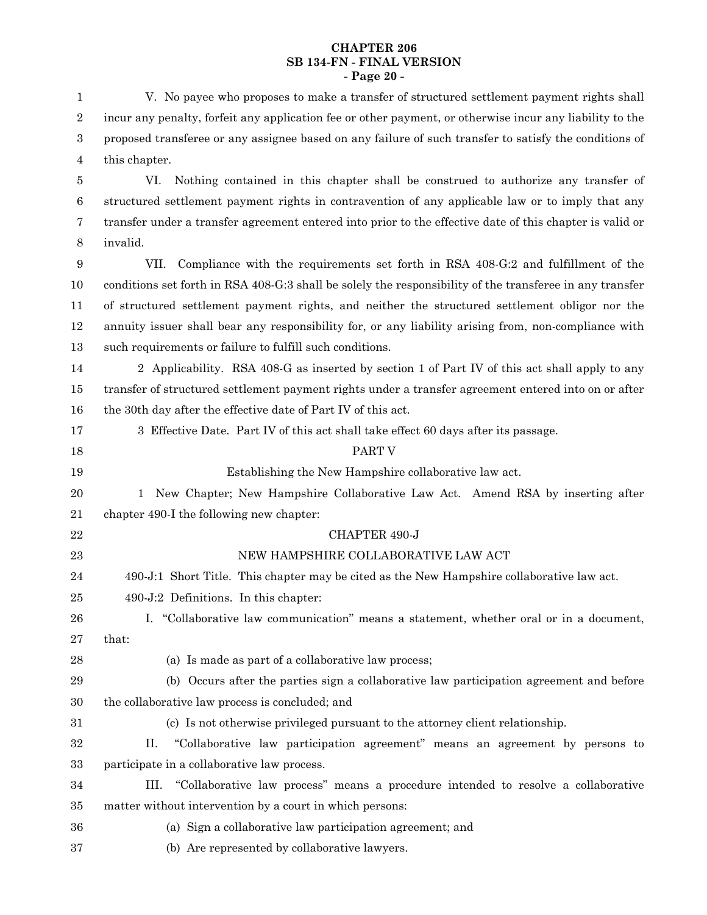V. No payee who proposes to make a transfer of structured settlement payment rights shall incur any penalty, forfeit any application fee or other payment, or otherwise incur any liability to the proposed transferee or any assignee based on any failure of such transfer to satisfy the conditions of this chapter.

VI. Nothing contained in this chapter shall be construed to authorize any transfer of structured settlement payment rights in contravention of any applicable law or to imply that any transfer under a transfer agreement entered into prior to the effective date of this chapter is valid or invalid.

VII. Compliance with the requirements set forth in RSA 408-G:2 and fulfillment of the conditions set forth in RSA 408-G:3 shall be solely the responsibility of the transferee in any transfer of structured settlement payment rights, and neither the structured settlement obligor nor the annuity issuer shall bear any responsibility for, or any liability arising from, non-compliance with such requirements or failure to fulfill such conditions.

2 Applicability. RSA 408-G as inserted by section 1 of Part IV of this act shall apply to any transfer of structured settlement payment rights under a transfer agreement entered into on or after the 30th day after the effective date of Part IV of this act.

3 Effective Date. Part IV of this act shall take effect 60 days after its passage.

## PART V

### Establishing the New Hampshire collaborative law act.

1 New Chapter; New Hampshire Collaborative Law Act. Amend RSA by inserting after chapter 490-I the following new chapter:

## CHAPTER 490-J

### NEW HAMPSHIRE COLLABORATIVE LAW ACT

490-J:1 Short Title. This chapter may be cited as the New Hampshire collaborative law act.

490-J:2 Definitions. In this chapter:

I. "Collaborative law communication" means a statement, whether oral or in a document, that:

(a) Is made as part of a collaborative law process;

(b) Occurs after the parties sign a collaborative law participation agreement and before the collaborative law process is concluded; and

(c) Is not otherwise privileged pursuant to the attorney client relationship.

II. "Collaborative law participation agreement" means an agreement by persons to participate in a collaborative law process.

III. "Collaborative law process" means a procedure intended to resolve a collaborative matter without intervention by a court in which persons:

(a) Sign a collaborative law participation agreement; and

(b) Are represented by collaborative lawyers.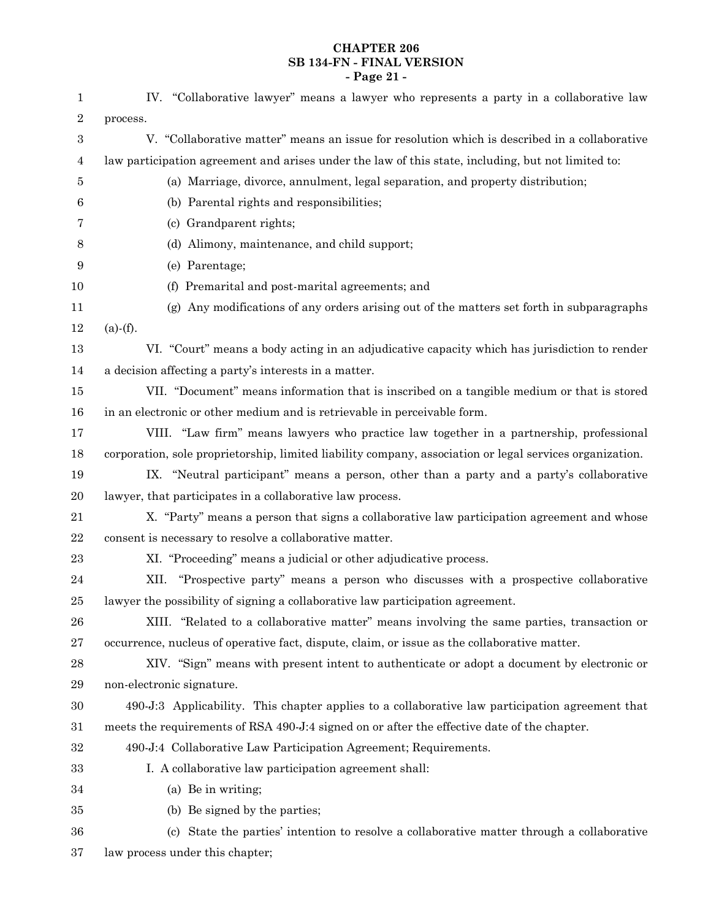IV. "Collaborative lawyer" means a lawyer who represents a party in a collaborative law process.

V. "Collaborative matter" means an issue for resolution which is described in a collaborative law participation agreement and arises under the law of this state, including, but not limited to:

(a) Marriage, divorce, annulment, legal separation, and property distribution;

(b) Parental rights and responsibilities;

(c) Grandparent rights;

(d) Alimony, maintenance, and child support;

(e) Parentage;

(f) Premarital and post-marital agreements; and

(g) Any modifications of any orders arising out of the matters set forth in subparagraphs (a)-(f).

VI. "Court" means a body acting in an adjudicative capacity which has jurisdiction to render a decision affecting a party's interests in a matter.

VII. "Document" means information that is inscribed on a tangible medium or that is stored in an electronic or other medium and is retrievable in perceivable form.

VIII. "Law firm" means lawyers who practice law together in a partnership, professional corporation, sole proprietorship, limited liability company, association or legal services organization.

IX. "Neutral participant" means a person, other than a party and a party's collaborative lawyer, that participates in a collaborative law process.

X. "Party" means a person that signs a collaborative law participation agreement and whose consent is necessary to resolve a collaborative matter.

XI. "Proceeding" means a judicial or other adjudicative process.

XII. "Prospective party" means a person who discusses with a prospective collaborative lawyer the possibility of signing a collaborative law participation agreement.

XIII. "Related to a collaborative matter" means involving the same parties, transaction or occurrence, nucleus of operative fact, dispute, claim, or issue as the collaborative matter.

XIV. "Sign" means with present intent to authenticate or adopt a document by electronic or non-electronic signature.

490-J:3 Applicability. This chapter applies to a collaborative law participation agreement that meets the requirements of RSA 490-J:4 signed on or after the effective date of the chapter.

490-J:4 Collaborative Law Participation Agreement; Requirements.

I. A collaborative law participation agreement shall:

(a) Be in writing;

(b) Be signed by the parties;

(c) State the parties' intention to resolve a collaborative matter through a collaborative law process under this chapter;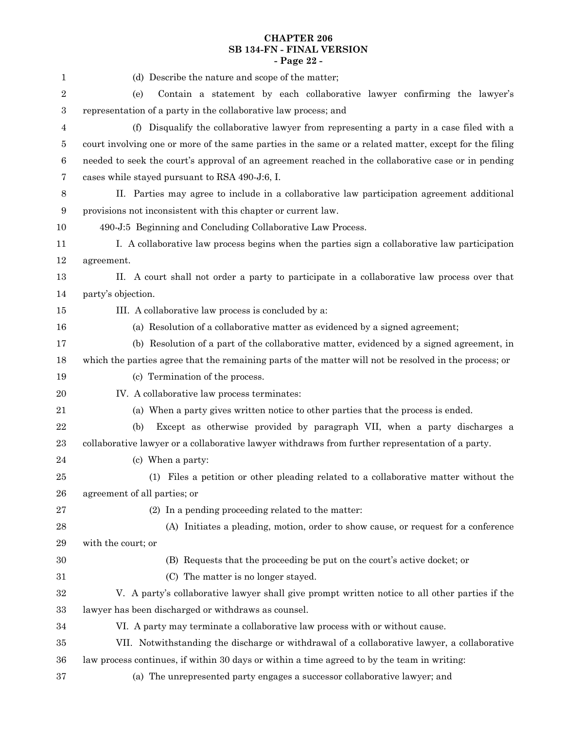(d) Describe the nature and scope of the matter;

(e) Contain a statement by each collaborative lawyer confirming the lawyer's representation of a party in the collaborative law process; and

(f) Disqualify the collaborative lawyer from representing a party in a case filed with a court involving one or more of the same parties in the same or a related matter, except for the filing needed to seek the court's approval of an agreement reached in the collaborative case or in pending cases while stayed pursuant to RSA 490-J:6, I.

II. Parties may agree to include in a collaborative law participation agreement additional provisions not inconsistent with this chapter or current law.

490-J:5 Beginning and Concluding Collaborative Law Process.

I. A collaborative law process begins when the parties sign a collaborative law participation agreement.

II. A court shall not order a party to participate in a collaborative law process over that party's objection.

III. A collaborative law process is concluded by a:

(a) Resolution of a collaborative matter as evidenced by a signed agreement;

(b) Resolution of a part of the collaborative matter, evidenced by a signed agreement, in which the parties agree that the remaining parts of the matter will not be resolved in the process; or

(c) Termination of the process.

IV. A collaborative law process terminates:

(a) When a party gives written notice to other parties that the process is ended.

(b) Except as otherwise provided by paragraph VII, when a party discharges a collaborative lawyer or a collaborative lawyer withdraws from further representation of a party.

(c) When a party:

(1) Files a petition or other pleading related to a collaborative matter without the agreement of all parties; or

(2) In a pending proceeding related to the matter:

(A) Initiates a pleading, motion, order to show cause, or request for a conference with the court; or

(B) Requests that the proceeding be put on the court's active docket; or

(C) The matter is no longer stayed.

V. A party's collaborative lawyer shall give prompt written notice to all other parties if the lawyer has been discharged or withdraws as counsel.

VI. A party may terminate a collaborative law process with or without cause.

VII. Notwithstanding the discharge or withdrawal of a collaborative lawyer, a collaborative law process continues, if within 30 days or within a time agreed to by the team in writing:

(a) The unrepresented party engages a successor collaborative lawyer; and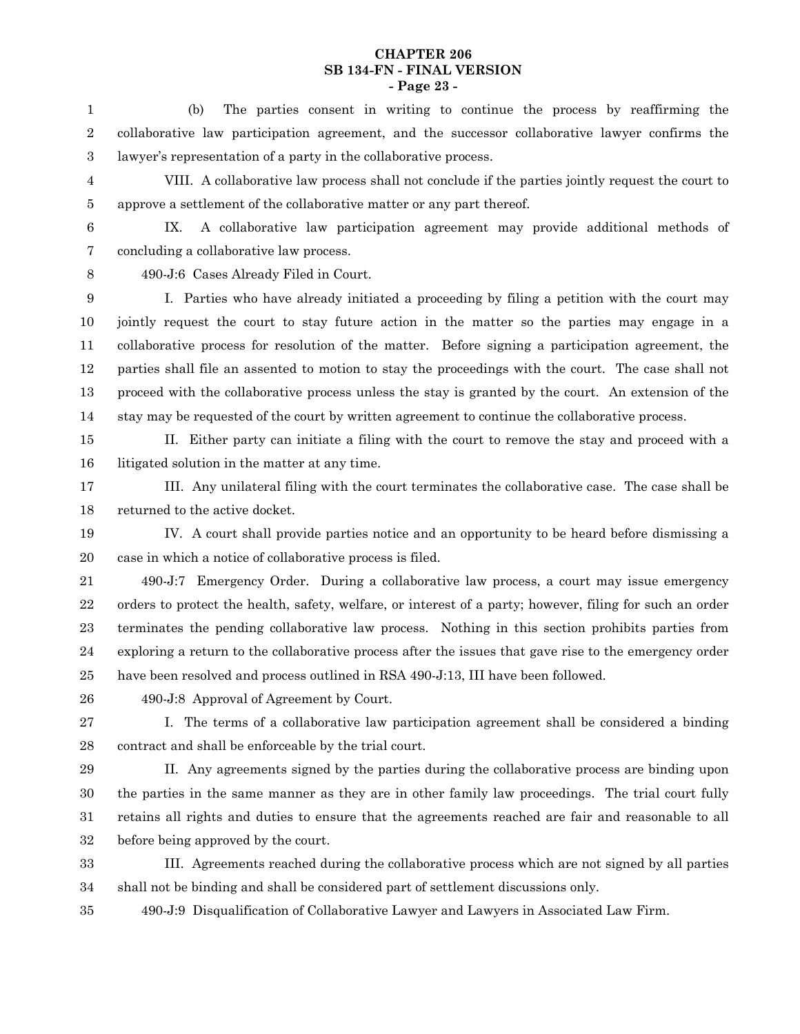(b) The parties consent in writing to continue the process by reaffirming the collaborative law participation agreement, and the successor collaborative lawyer confirms the lawyer's representation of a party in the collaborative process.

VIII. A collaborative law process shall not conclude if the parties jointly request the court to approve a settlement of the collaborative matter or any part thereof.

IX. A collaborative law participation agreement may provide additional methods of concluding a collaborative law process.

490-J:6 Cases Already Filed in Court.

I. Parties who have already initiated a proceeding by filing a petition with the court may jointly request the court to stay future action in the matter so the parties may engage in a collaborative process for resolution of the matter. Before signing a participation agreement, the parties shall file an assented to motion to stay the proceedings with the court. The case shall not proceed with the collaborative process unless the stay is granted by the court. An extension of the stay may be requested of the court by written agreement to continue the collaborative process.

II. Either party can initiate a filing with the court to remove the stay and proceed with a litigated solution in the matter at any time.

III. Any unilateral filing with the court terminates the collaborative case. The case shall be returned to the active docket.

IV. A court shall provide parties notice and an opportunity to be heard before dismissing a case in which a notice of collaborative process is filed.

490-J:7 Emergency Order. During a collaborative law process, a court may issue emergency orders to protect the health, safety, welfare, or interest of a party; however, filing for such an order terminates the pending collaborative law process. Nothing in this section prohibits parties from exploring a return to the collaborative process after the issues that gave rise to the emergency order have been resolved and process outlined in RSA 490-J:13, III have been followed.

490-J:8 Approval of Agreement by Court.

I. The terms of a collaborative law participation agreement shall be considered a binding contract and shall be enforceable by the trial court.

II. Any agreements signed by the parties during the collaborative process are binding upon the parties in the same manner as they are in other family law proceedings. The trial court fully retains all rights and duties to ensure that the agreements reached are fair and reasonable to all before being approved by the court.

III. Agreements reached during the collaborative process which are not signed by all parties shall not be binding and shall be considered part of settlement discussions only.

490-J:9 Disqualification of Collaborative Lawyer and Lawyers in Associated Law Firm.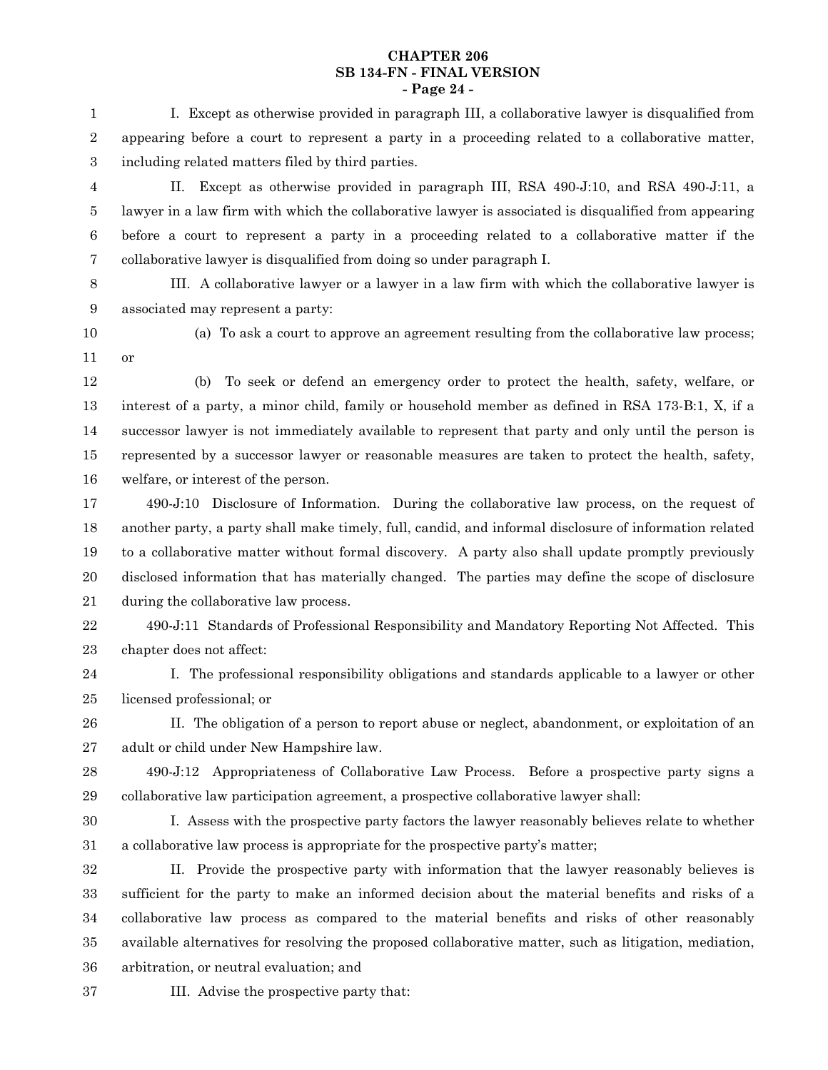I. Except as otherwise provided in paragraph III, a collaborative lawyer is disqualified from appearing before a court to represent a party in a proceeding related to a collaborative matter, including related matters filed by third parties.

II. Except as otherwise provided in paragraph III, RSA 490-J:10, and RSA 490-J:11, a lawyer in a law firm with which the collaborative lawyer is associated is disqualified from appearing before a court to represent a party in a proceeding related to a collaborative matter if the collaborative lawyer is disqualified from doing so under paragraph I.

III. A collaborative lawyer or a lawyer in a law firm with which the collaborative lawyer is associated may represent a party:

(a) To ask a court to approve an agreement resulting from the collaborative law process; or

(b) To seek or defend an emergency order to protect the health, safety, welfare, or interest of a party, a minor child, family or household member as defined in RSA 173-B:1, X, if a successor lawyer is not immediately available to represent that party and only until the person is represented by a successor lawyer or reasonable measures are taken to protect the health, safety, welfare, or interest of the person.

490-J:10 Disclosure of Information. During the collaborative law process, on the request of another party, a party shall make timely, full, candid, and informal disclosure of information related to a collaborative matter without formal discovery. A party also shall update promptly previously disclosed information that has materially changed. The parties may define the scope of disclosure during the collaborative law process.

490-J:11 Standards of Professional Responsibility and Mandatory Reporting Not Affected. This chapter does not affect:

I. The professional responsibility obligations and standards applicable to a lawyer or other licensed professional; or

II. The obligation of a person to report abuse or neglect, abandonment, or exploitation of an adult or child under New Hampshire law.

490-J:12 Appropriateness of Collaborative Law Process. Before a prospective party signs a collaborative law participation agreement, a prospective collaborative lawyer shall:

I. Assess with the prospective party factors the lawyer reasonably believes relate to whether a collaborative law process is appropriate for the prospective party's matter;

II. Provide the prospective party with information that the lawyer reasonably believes is sufficient for the party to make an informed decision about the material benefits and risks of a collaborative law process as compared to the material benefits and risks of other reasonably available alternatives for resolving the proposed collaborative matter, such as litigation, mediation, arbitration, or neutral evaluation; and

III. Advise the prospective party that: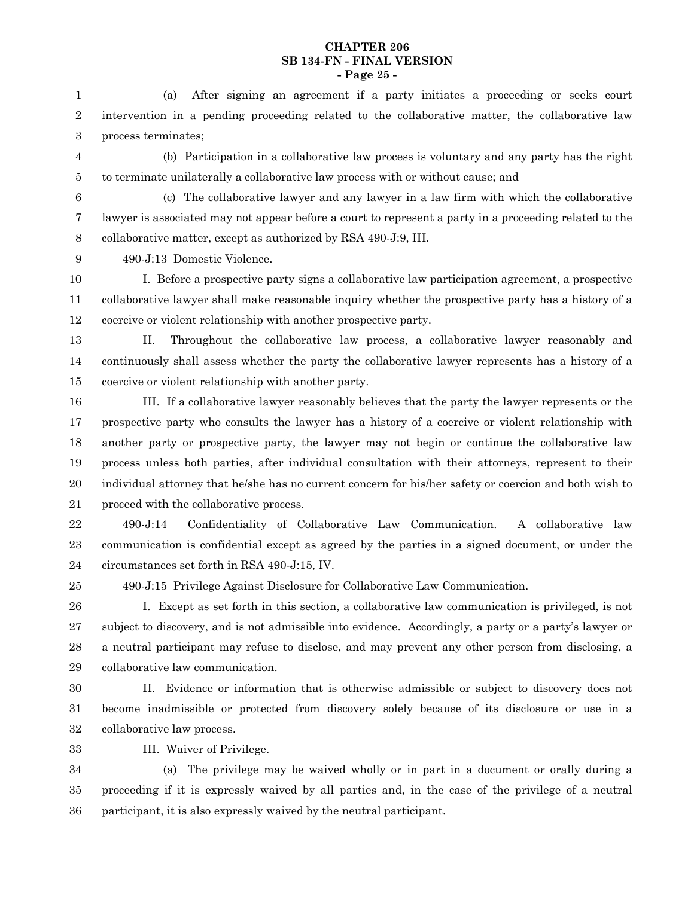(a) After signing an agreement if a party initiates a proceeding or seeks court intervention in a pending proceeding related to the collaborative matter, the collaborative law process terminates;

(b) Participation in a collaborative law process is voluntary and any party has the right to terminate unilaterally a collaborative law process with or without cause; and

(c) The collaborative lawyer and any lawyer in a law firm with which the collaborative lawyer is associated may not appear before a court to represent a party in a proceeding related to the collaborative matter, except as authorized by RSA 490-J:9, III.

490-J:13 Domestic Violence.

I. Before a prospective party signs a collaborative law participation agreement, a prospective collaborative lawyer shall make reasonable inquiry whether the prospective party has a history of a coercive or violent relationship with another prospective party.

II. Throughout the collaborative law process, a collaborative lawyer reasonably and continuously shall assess whether the party the collaborative lawyer represents has a history of a coercive or violent relationship with another party.

III. If a collaborative lawyer reasonably believes that the party the lawyer represents or the prospective party who consults the lawyer has a history of a coercive or violent relationship with another party or prospective party, the lawyer may not begin or continue the collaborative law process unless both parties, after individual consultation with their attorneys, represent to their individual attorney that he/she has no current concern for his/her safety or coercion and both wish to proceed with the collaborative process.

490-J:14 Confidentiality of Collaborative Law Communication. A collaborative law communication is confidential except as agreed by the parties in a signed document, or under the circumstances set forth in RSA 490-J:15, IV.

490-J:15 Privilege Against Disclosure for Collaborative Law Communication.

I. Except as set forth in this section, a collaborative law communication is privileged, is not subject to discovery, and is not admissible into evidence. Accordingly, a party or a party's lawyer or a neutral participant may refuse to disclose, and may prevent any other person from disclosing, a collaborative law communication.

II. Evidence or information that is otherwise admissible or subject to discovery does not become inadmissible or protected from discovery solely because of its disclosure or use in a collaborative law process.

III. Waiver of Privilege.

(a) The privilege may be waived wholly or in part in a document or orally during a proceeding if it is expressly waived by all parties and, in the case of the privilege of a neutral participant, it is also expressly waived by the neutral participant.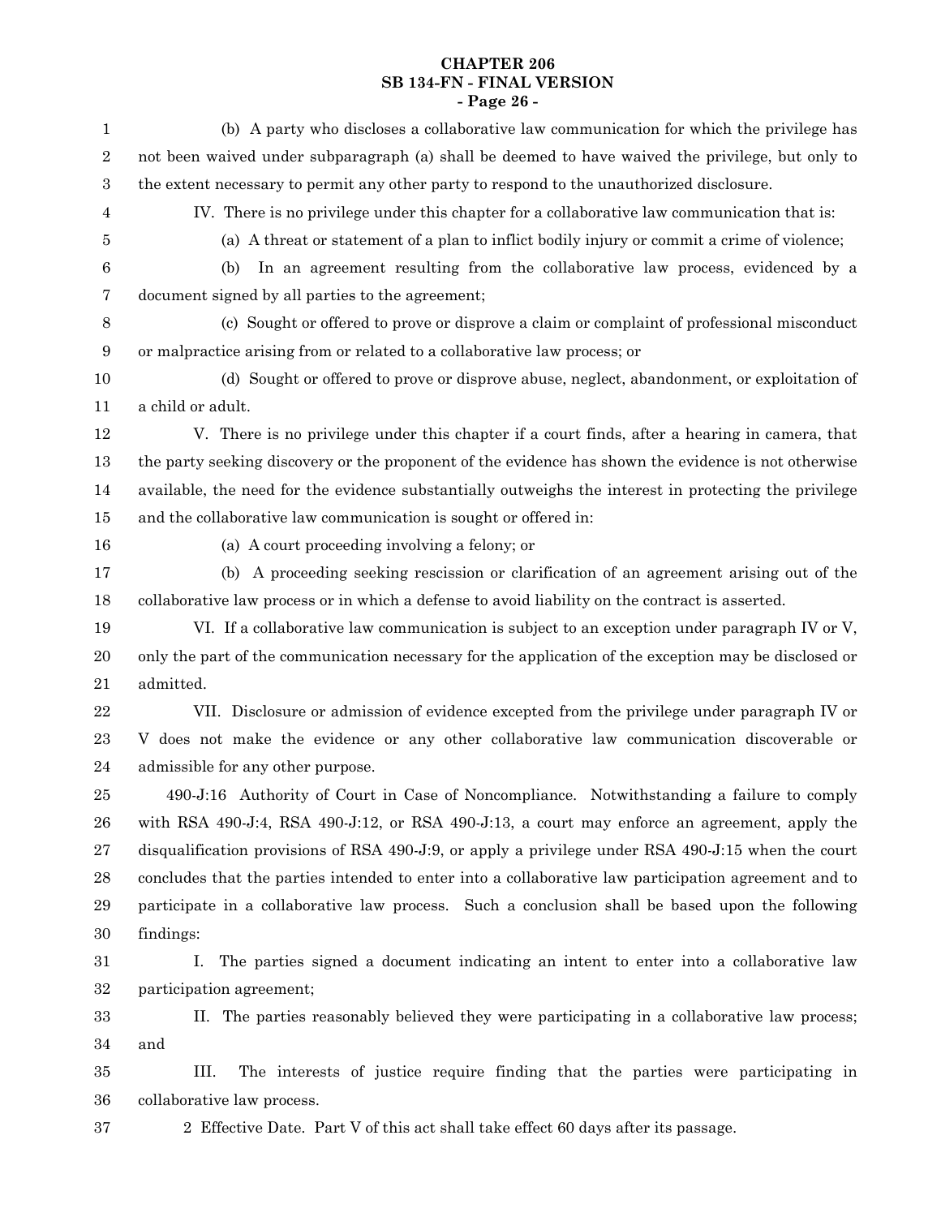(b) A party who discloses a collaborative law communication for which the privilege has not been waived under subparagraph (a) shall be deemed to have waived the privilege, but only to the extent necessary to permit any other party to respond to the unauthorized disclosure.

IV. There is no privilege under this chapter for a collaborative law communication that is:

(a) A threat or statement of a plan to inflict bodily injury or commit a crime of violence;

(b) In an agreement resulting from the collaborative law process, evidenced by a document signed by all parties to the agreement;

(c) Sought or offered to prove or disprove a claim or complaint of professional misconduct or malpractice arising from or related to a collaborative law process; or

(d) Sought or offered to prove or disprove abuse, neglect, abandonment, or exploitation of a child or adult.

V. There is no privilege under this chapter if a court finds, after a hearing in camera, that the party seeking discovery or the proponent of the evidence has shown the evidence is not otherwise available, the need for the evidence substantially outweighs the interest in protecting the privilege and the collaborative law communication is sought or offered in:

(a) A court proceeding involving a felony; or

(b) A proceeding seeking rescission or clarification of an agreement arising out of the collaborative law process or in which a defense to avoid liability on the contract is asserted.

VI. If a collaborative law communication is subject to an exception under paragraph IV or V, only the part of the communication necessary for the application of the exception may be disclosed or admitted.

VII. Disclosure or admission of evidence excepted from the privilege under paragraph IV or V does not make the evidence or any other collaborative law communication discoverable or admissible for any other purpose.

490-J:16 Authority of Court in Case of Noncompliance. Notwithstanding a failure to comply with RSA 490-J:4, RSA 490-J:12, or RSA 490-J:13, a court may enforce an agreement, apply the disqualification provisions of RSA 490-J:9, or apply a privilege under RSA 490-J:15 when the court concludes that the parties intended to enter into a collaborative law participation agreement and to participate in a collaborative law process. Such a conclusion shall be based upon the following findings:

I. The parties signed a document indicating an intent to enter into a collaborative law participation agreement;

II. The parties reasonably believed they were participating in a collaborative law process; and

III. The interests of justice require finding that the parties were participating in collaborative law process.

2 Effective Date. Part V of this act shall take effect 60 days after its passage.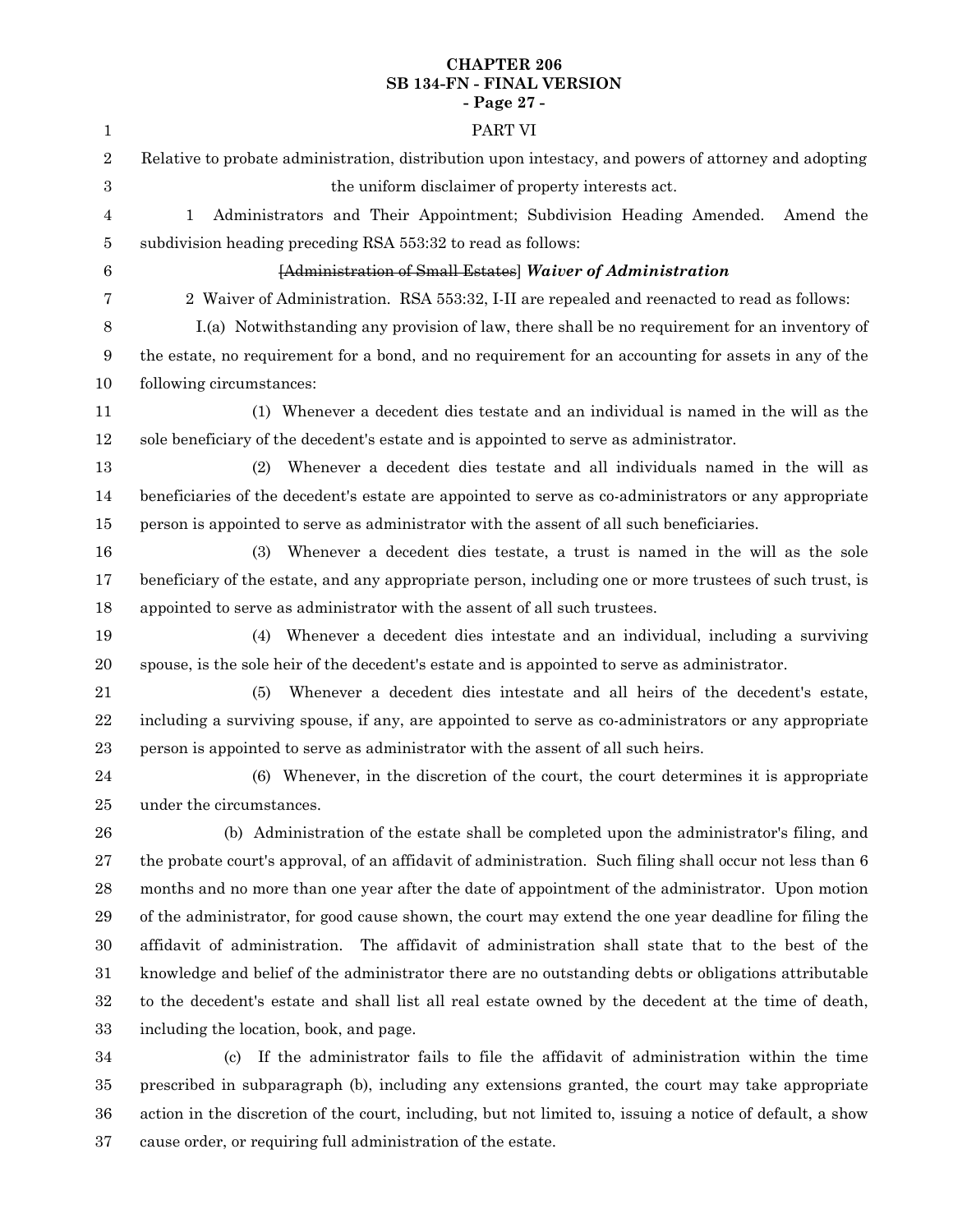PART VI

Relative to probate administration, distribution upon intestacy, and powers of attorney and adopting the uniform disclaimer of property interests act.

1 Administrators and Their Appointment; Subdivision Heading Amended. Amend the subdivision heading preceding RSA 553:32 to read as follows:

[~~Administration of Small Estates~~] ***Waiver of Administration***

2 Waiver of Administration. RSA 553:32, I-II are repealed and reenacted to read as follows:

I.(a) Notwithstanding any provision of law, there shall be no requirement for an inventory of the estate, no requirement for a bond, and no requirement for an accounting for assets in any of the following circumstances:

(1) Whenever a decedent dies testate and an individual is named in the will as the sole beneficiary of the decedent's estate and is appointed to serve as administrator.

(2) Whenever a decedent dies testate and all individuals named in the will as beneficiaries of the decedent's estate are appointed to serve as co-administrators or any appropriate person is appointed to serve as administrator with the assent of all such beneficiaries.

(3) Whenever a decedent dies testate, a trust is named in the will as the sole beneficiary of the estate, and any appropriate person, including one or more trustees of such trust, is appointed to serve as administrator with the assent of all such trustees.

(4) Whenever a decedent dies intestate and an individual, including a surviving spouse, is the sole heir of the decedent's estate and is appointed to serve as administrator.

(5) Whenever a decedent dies intestate and all heirs of the decedent's estate, including a surviving spouse, if any, are appointed to serve as co-administrators or any appropriate person is appointed to serve as administrator with the assent of all such heirs.

(6) Whenever, in the discretion of the court, the court determines it is appropriate under the circumstances.

(b) Administration of the estate shall be completed upon the administrator's filing, and the probate court's approval, of an affidavit of administration. Such filing shall occur not less than 6 months and no more than one year after the date of appointment of the administrator. Upon motion of the administrator, for good cause shown, the court may extend the one year deadline for filing the affidavit of administration. The affidavit of administration shall state that to the best of the knowledge and belief of the administrator there are no outstanding debts or obligations attributable to the decedent's estate and shall list all real estate owned by the decedent at the time of death, including the location, book, and page.

(c) If the administrator fails to file the affidavit of administration within the time prescribed in subparagraph (b), including any extensions granted, the court may take appropriate action in the discretion of the court, including, but not limited to, issuing a notice of default, a show cause order, or requiring full administration of the estate.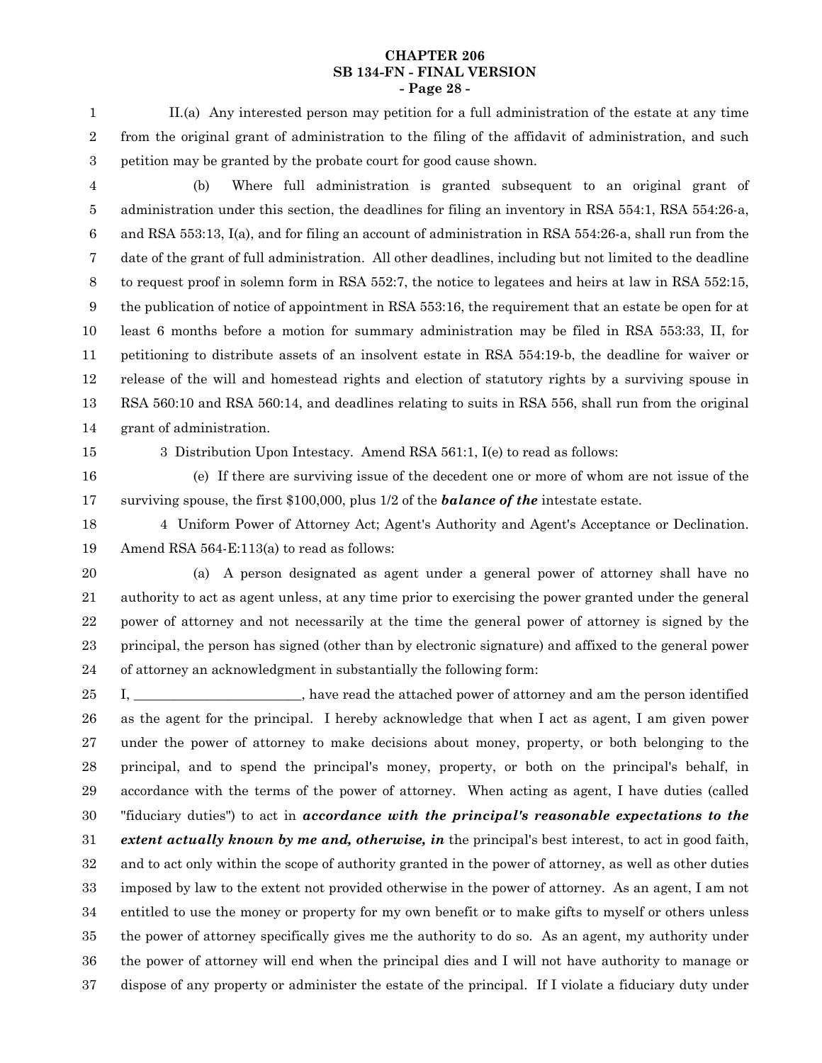II.(a) Any interested person may petition for a full administration of the estate at any time from the original grant of administration to the filing of the affidavit of administration, and such petition may be granted by the probate court for good cause shown.

(b) Where full administration is granted subsequent to an original grant of administration under this section, the deadlines for filing an inventory in RSA 554:1, RSA 554:26-a, and RSA 553:13, I(a), and for filing an account of administration in RSA 554:26-a, shall run from the date of the grant of full administration. All other deadlines, including but not limited to the deadline to request proof in solemn form in RSA 552:7, the notice to legatees and heirs at law in RSA 552:15, the publication of notice of appointment in RSA 553:16, the requirement that an estate be open for at least 6 months before a motion for summary administration may be filed in RSA 553:33, II, for petitioning to distribute assets of an insolvent estate in RSA 554:19-b, the deadline for waiver or release of the will and homestead rights and election of statutory rights by a surviving spouse in RSA 560:10 and RSA 560:14, and deadlines relating to suits in RSA 556, shall run from the original grant of administration.

3 Distribution Upon Intestacy. Amend RSA 561:1, I(e) to read as follows:

(e) If there are surviving issue of the decedent one or more of whom are not issue of the surviving spouse, the first $100,000, plus 1/2 of the ***balance of the*** intestate estate.

4 Uniform Power of Attorney Act; Agent's Authority and Agent's Acceptance or Declination. Amend RSA 564-E:113(a) to read as follows:

(a) A person designated as agent under a general power of attorney shall have no authority to act as agent unless, at any time prior to exercising the power granted under the general power of attorney and not necessarily at the time the general power of attorney is signed by the principal, the person has signed (other than by electronic signature) and affixed to the general power of attorney an acknowledgment in substantially the following form:

I, _________________________, have read the attached power of attorney and am the person identified as the agent for the principal. I hereby acknowledge that when I act as agent, I am given power under the power of attorney to make decisions about money, property, or both belonging to the principal, and to spend the principal's money, property, or both on the principal's behalf, in accordance with the terms of the power of attorney. When acting as agent, I have duties (called "fiduciary duties") to act in ***accordance with the principal's reasonable expectations to the extent actually known by me and, otherwise, in*** the principal's best interest, to act in good faith, and to act only within the scope of authority granted in the power of attorney, as well as other duties imposed by law to the extent not provided otherwise in the power of attorney. As an agent, I am not entitled to use the money or property for my own benefit or to make gifts to myself or others unless the power of attorney specifically gives me the authority to do so. As an agent, my authority under the power of attorney will end when the principal dies and I will not have authority to manage or dispose of any property or administer the estate of the principal. If I violate a fiduciary duty under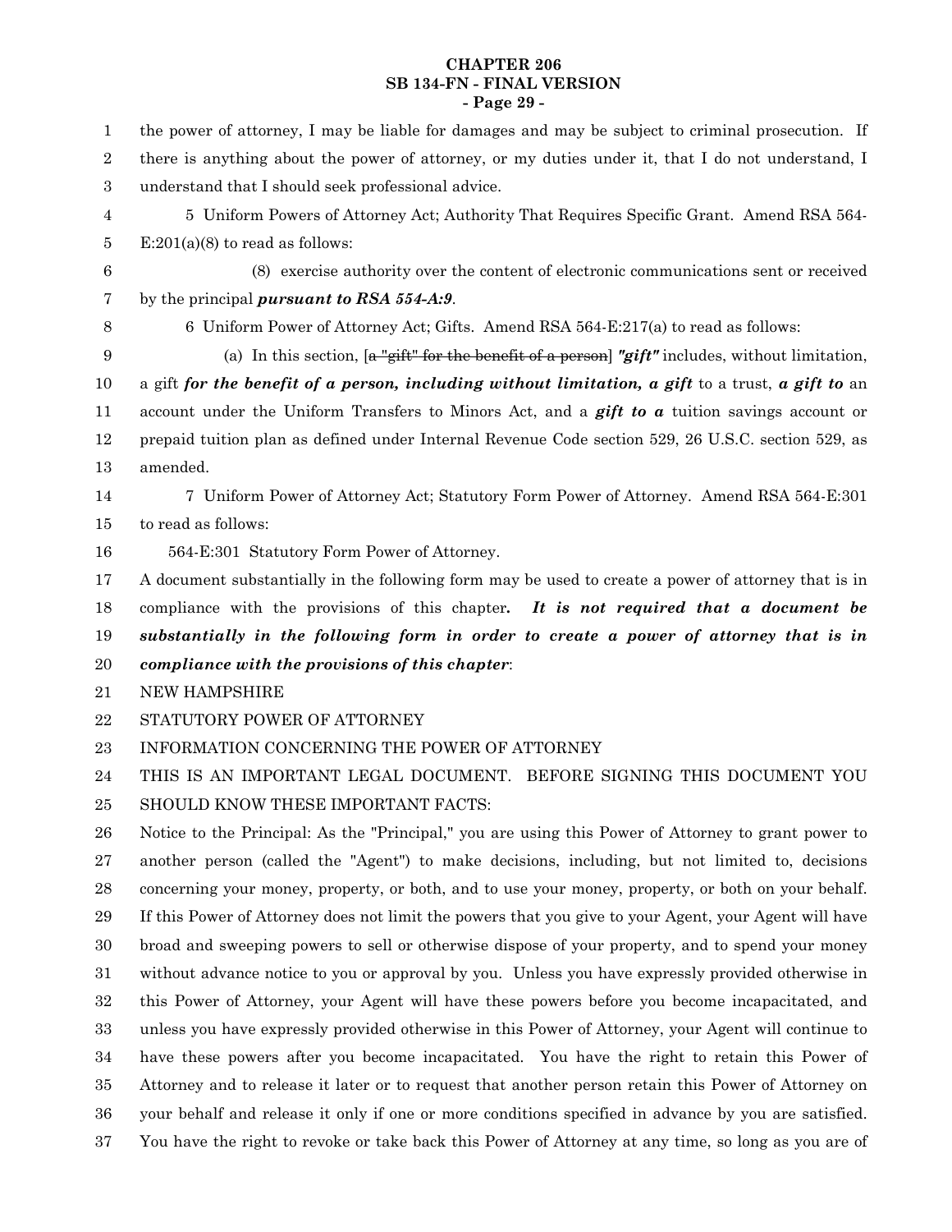the power of attorney, I may be liable for damages and may be subject to criminal prosecution. If there is anything about the power of attorney, or my duties under it, that I do not understand, I understand that I should seek professional advice.

5 Uniform Powers of Attorney Act; Authority That Requires Specific Grant. Amend RSA 564-E:201(a)(8) to read as follows:

(8) exercise authority over the content of electronic communications sent or received by the principal ***pursuant to RSA 554-A:9***.

6 Uniform Power of Attorney Act; Gifts. Amend RSA 564-E:217(a) to read as follows:

(a) In this section, [~~a "gift" for the benefit of a person~~] ***"gift"*** includes, without limitation, a gift ***for the benefit of a person, including without limitation, a gift*** to a trust, ***a gift to*** an account under the Uniform Transfers to Minors Act, and a ***gift to a*** tuition savings account or prepaid tuition plan as defined under Internal Revenue Code section 529, 26 U.S.C. section 529, as amended.

7 Uniform Power of Attorney Act; Statutory Form Power of Attorney. Amend RSA 564-E:301 to read as follows:

564-E:301 Statutory Form Power of Attorney.

A document substantially in the following form may be used to create a power of attorney that is in compliance with the provisions of this chapter***. It is not required that a document be substantially in the following form in order to create a power of attorney that is in compliance with the provisions of this chapter***:

NEW HAMPSHIRE

STATUTORY POWER OF ATTORNEY

INFORMATION CONCERNING THE POWER OF ATTORNEY

THIS IS AN IMPORTANT LEGAL DOCUMENT. BEFORE SIGNING THIS DOCUMENT YOU SHOULD KNOW THESE IMPORTANT FACTS:

Notice to the Principal: As the "Principal," you are using this Power of Attorney to grant power to another person (called the "Agent") to make decisions, including, but not limited to, decisions concerning your money, property, or both, and to use your money, property, or both on your behalf. If this Power of Attorney does not limit the powers that you give to your Agent, your Agent will have broad and sweeping powers to sell or otherwise dispose of your property, and to spend your money without advance notice to you or approval by you. Unless you have expressly provided otherwise in this Power of Attorney, your Agent will have these powers before you become incapacitated, and unless you have expressly provided otherwise in this Power of Attorney, your Agent will continue to have these powers after you become incapacitated. You have the right to retain this Power of Attorney and to release it later or to request that another person retain this Power of Attorney on your behalf and release it only if one or more conditions specified in advance by you are satisfied. You have the right to revoke or take back this Power of Attorney at any time, so long as you are of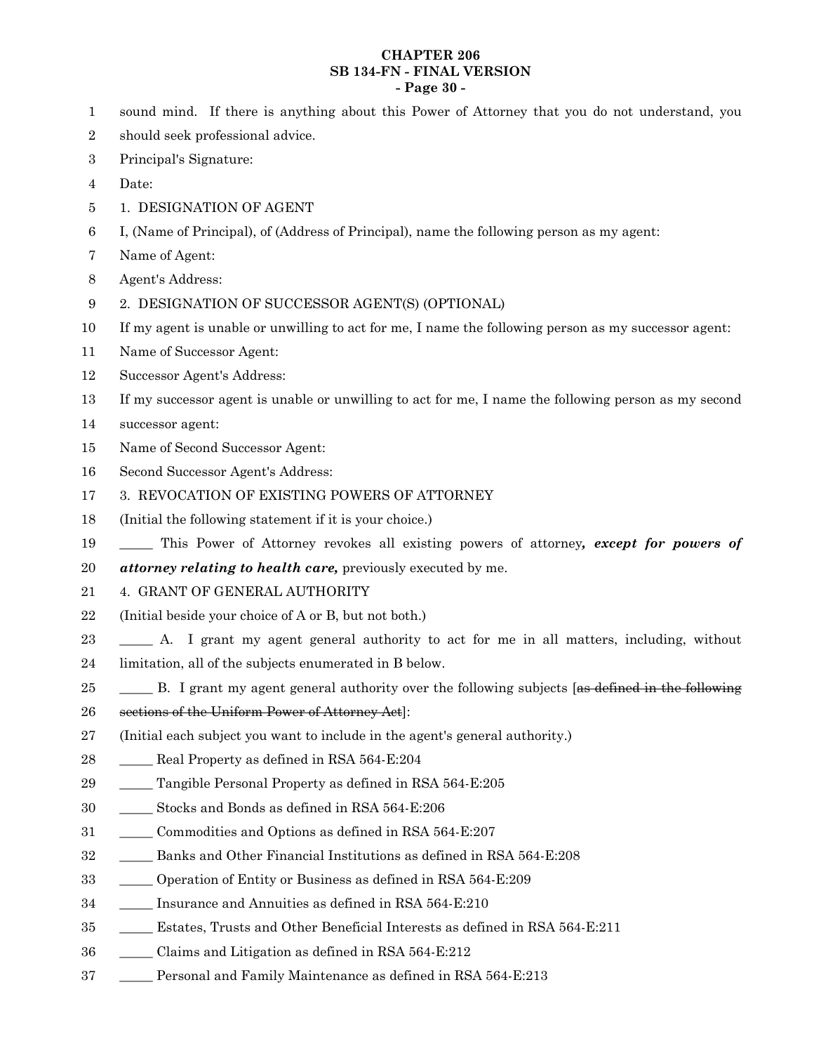sound mind. If there is anything about this Power of Attorney that you do not understand, you should seek professional advice.

Principal's Signature:

Date:

1. DESIGNATION OF AGENT

I, (Name of Principal), of (Address of Principal), name the following person as my agent:

Name of Agent:

Agent's Address:

2. DESIGNATION OF SUCCESSOR AGENT(S) (OPTIONAL)

If my agent is unable or unwilling to act for me, I name the following person as my successor agent:

Name of Successor Agent:

Successor Agent's Address:

If my successor agent is unable or unwilling to act for me, I name the following person as my second successor agent:

Name of Second Successor Agent:

Second Successor Agent's Address:

3. REVOCATION OF EXISTING POWERS OF ATTORNEY

(Initial the following statement if it is your choice.)

_____ This Power of Attorney revokes all existing powers of attorney***, except for powers of attorney relating to health care,*** previously executed by me.

4. GRANT OF GENERAL AUTHORITY

(Initial beside your choice of A or B, but not both.)

_____ A. I grant my agent general authority to act for me in all matters, including, without limitation, all of the subjects enumerated in B below.

_____ B. I grant my agent general authority over the following subjects [~~as defined in the following sections of the Uniform Power of Attorney Act~~]:

(Initial each subject you want to include in the agent's general authority.)

_____ Real Property as defined in RSA 564-E:204

_____ Tangible Personal Property as defined in RSA 564-E:205

_____ Stocks and Bonds as defined in RSA 564-E:206

_____ Commodities and Options as defined in RSA 564-E:207

_____ Banks and Other Financial Institutions as defined in RSA 564-E:208

_____ Operation of Entity or Business as defined in RSA 564-E:209

_____ Insurance and Annuities as defined in RSA 564-E:210

_____ Estates, Trusts and Other Beneficial Interests as defined in RSA 564-E:211

_____ Claims and Litigation as defined in RSA 564-E:212

_____ Personal and Family Maintenance as defined in RSA 564-E:213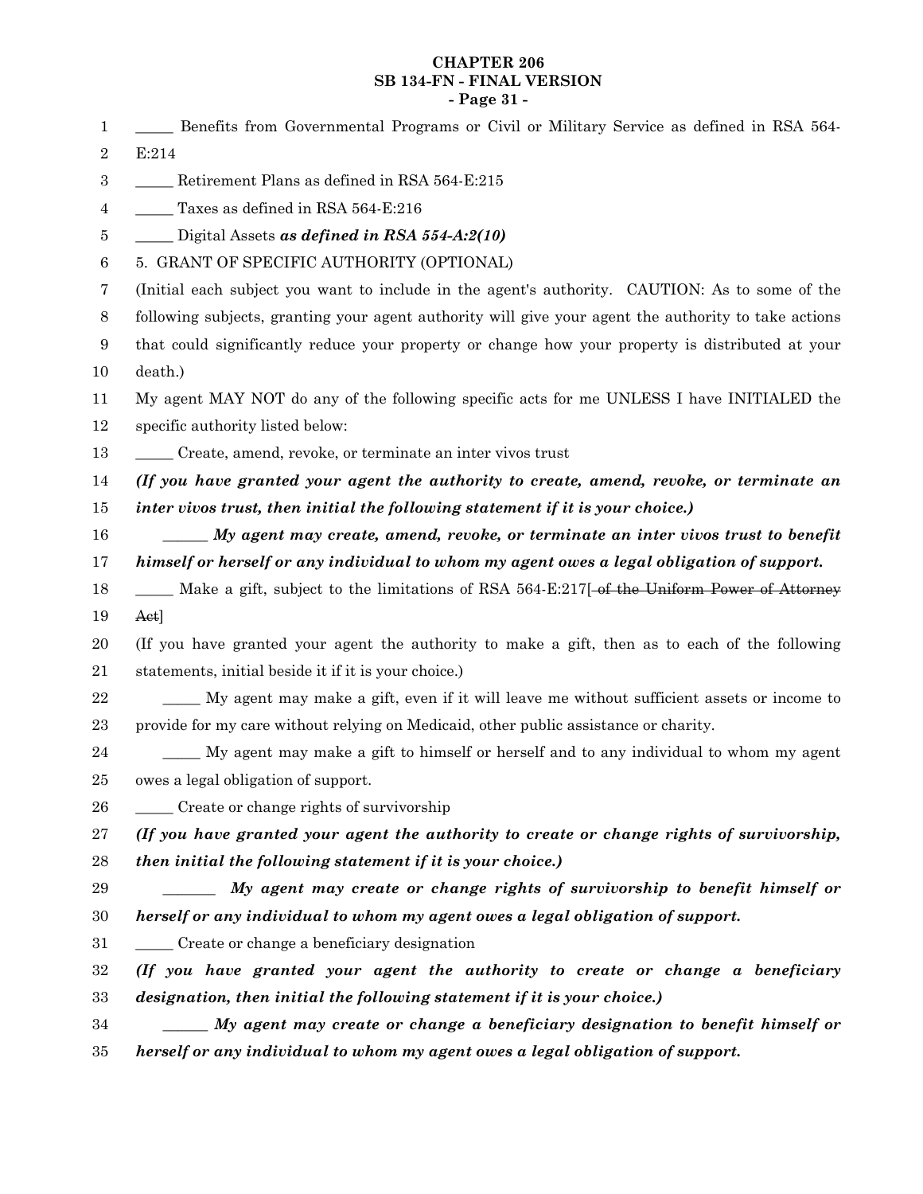_____ Benefits from Governmental Programs or Civil or Military Service as defined in RSA 564-E:214

_____ Retirement Plans as defined in RSA 564-E:215

_____ Taxes as defined in RSA 564-E:216

_____ Digital Assets ***as defined in RSA 554-A:2(10)***

5. GRANT OF SPECIFIC AUTHORITY (OPTIONAL)

(Initial each subject you want to include in the agent's authority. CAUTION: As to some of the following subjects, granting your agent authority will give your agent the authority to take actions that could significantly reduce your property or change how your property is distributed at your death.)

My agent MAY NOT do any of the following specific acts for me UNLESS I have INITIALED the specific authority listed below:

_____ Create, amend, revoke, or terminate an inter vivos trust

***(If you have granted your agent the authority to create, amend, revoke, or terminate an inter vivos trust, then initial the following statement if it is your choice.)***

***______ My agent may create, amend, revoke, or terminate an inter vivos trust to benefit himself or herself or any individual to whom my agent owes a legal obligation of support.***

_____ Make a gift, subject to the limitations of RSA 564-E:217[~~ of the Uniform Power of Attorney Act~~]

(If you have granted your agent the authority to make a gift, then as to each of the following statements, initial beside it if it is your choice.)

_____ My agent may make a gift, even if it will leave me without sufficient assets or income to provide for my care without relying on Medicaid, other public assistance or charity.

_____ My agent may make a gift to himself or herself and to any individual to whom my agent owes a legal obligation of support.

_____ Create or change rights of survivorship

***(If you have granted your agent the authority to create or change rights of survivorship, then initial the following statement if it is your choice.)***

***_______ My agent may create or change rights of survivorship to benefit himself or herself or any individual to whom my agent owes a legal obligation of support.***

_____ Create or change a beneficiary designation

***(If you have granted your agent the authority to create or change a beneficiary designation, then initial the following statement if it is your choice.)***

***______ My agent may create or change a beneficiary designation to benefit himself or herself or any individual to whom my agent owes a legal obligation of support.***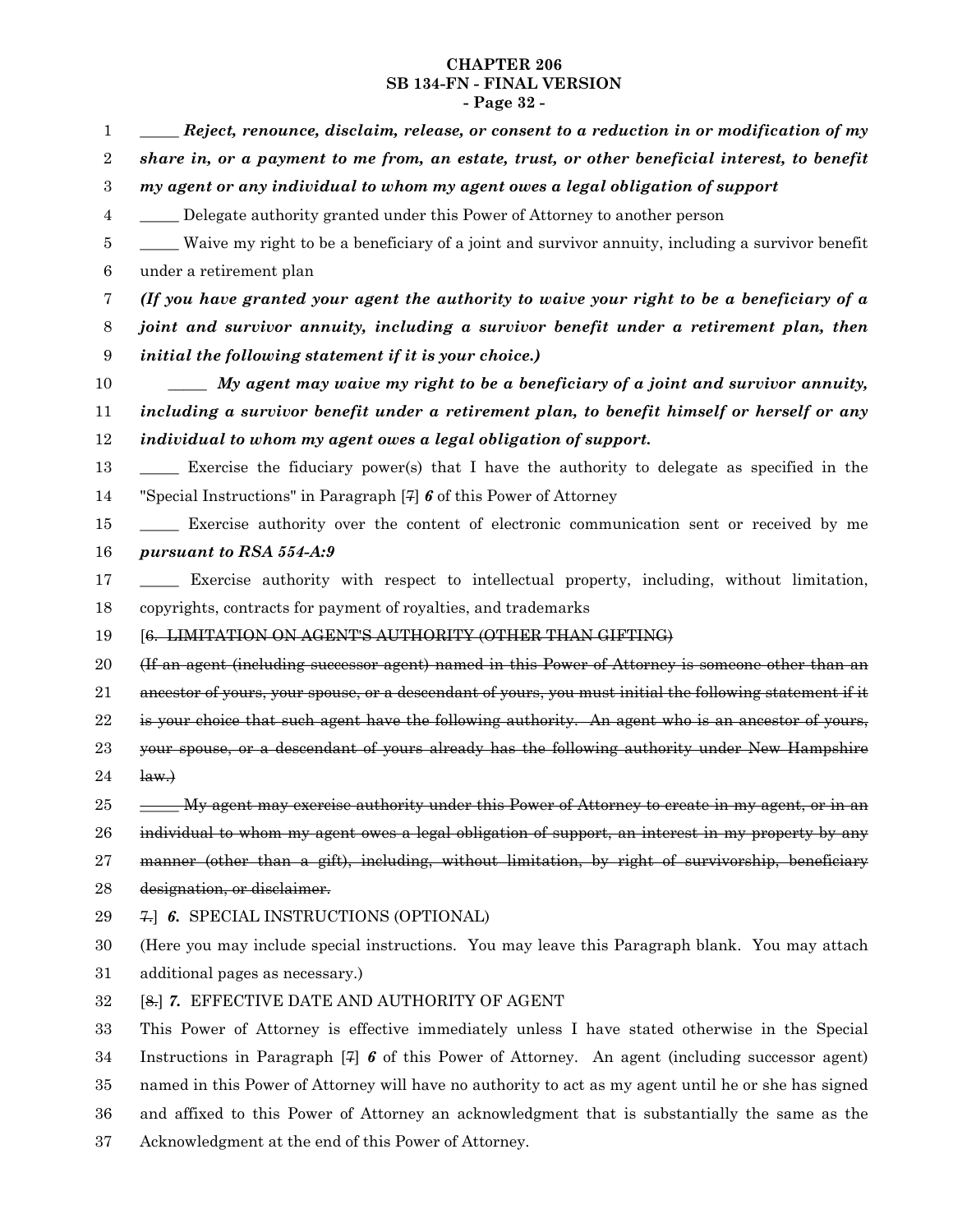**_____ Reject, renounce, disclaim, release, or consent to a reduction in or modification of my share in, or a payment to me from, an estate, trust, or other beneficial interest, to benefit my agent or any individual to whom my agent owes a legal obligation of support**

_____ Delegate authority granted under this Power of Attorney to another person

_____ Waive my right to be a beneficiary of a joint and survivor annuity, including a survivor benefit under a retirement plan

***(If you have granted your agent the authority to waive your right to be a beneficiary of a joint and survivor annuity, including a survivor benefit under a retirement plan, then initial the following statement if it is your choice.)***

***_____ My agent may waive my right to be a beneficiary of a joint and survivor annuity, including a survivor benefit under a retirement plan, to benefit himself or herself or any individual to whom my agent owes a legal obligation of support.***

_____ Exercise the fiduciary power(s) that I have the authority to delegate as specified in the "Special Instructions" in Paragraph [~~7~~] ***6*** of this Power of Attorney

_____ Exercise authority over the content of electronic communication sent or received by me ***pursuant to RSA 554-A:9***

_____ Exercise authority with respect to intellectual property, including, without limitation, copyrights, contracts for payment of royalties, and trademarks

[~~6. LIMITATION ON AGENT'S AUTHORITY (OTHER THAN GIFTING)~~

~~(If an agent (including successor agent) named in this Power of Attorney is someone other than an ancestor of yours, your spouse, or a descendant of yours, you must initial the following statement if it is your choice that such agent have the following authority. An agent who is an ancestor of yours, your spouse, or a descendant of yours already has the following authority under New Hampshire law.)~~

~~_____ My agent may exercise authority under this Power of Attorney to create in my agent, or in an individual to whom my agent owes a legal obligation of support, an interest in my property by any manner (other than a gift), including, without limitation, by right of survivorship, beneficiary designation, or disclaimer.~~

~~7.~~] ***6.*** SPECIAL INSTRUCTIONS (OPTIONAL)

(Here you may include special instructions. You may leave this Paragraph blank. You may attach additional pages as necessary.)

[~~8.~~] ***7.*** EFFECTIVE DATE AND AUTHORITY OF AGENT

This Power of Attorney is effective immediately unless I have stated otherwise in the Special Instructions in Paragraph [~~7~~] ***6*** of this Power of Attorney. An agent (including successor agent) named in this Power of Attorney will have no authority to act as my agent until he or she has signed and affixed to this Power of Attorney an acknowledgment that is substantially the same as the Acknowledgment at the end of this Power of Attorney.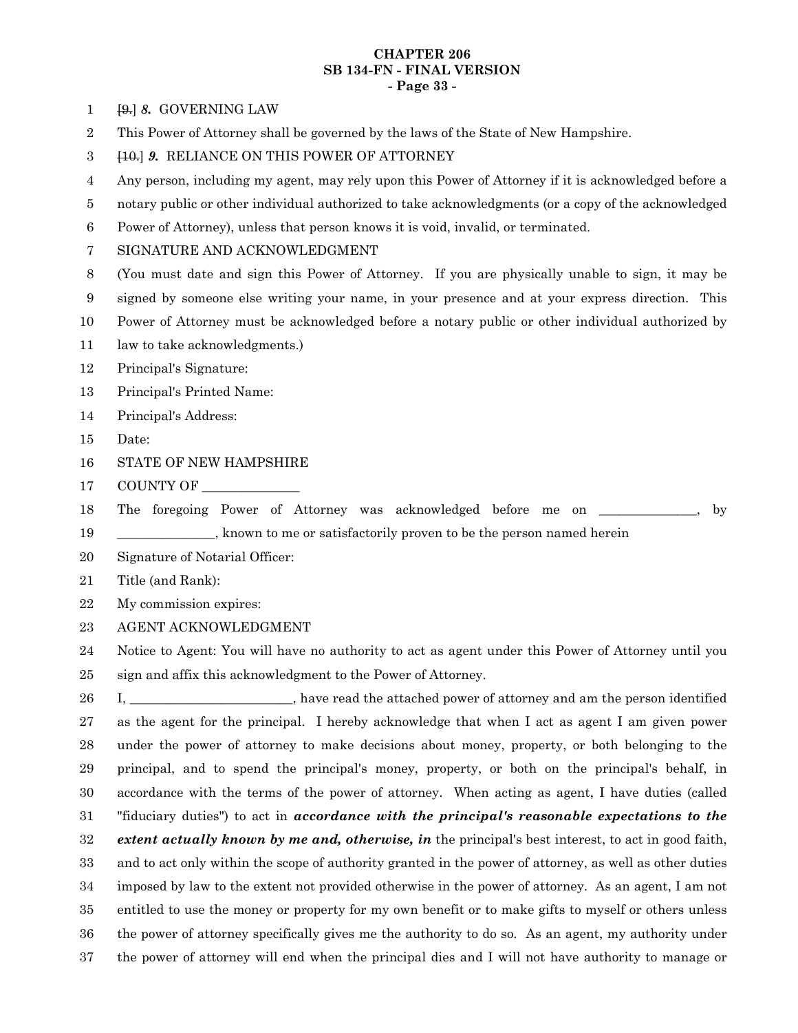~~[9.]~~ ***8.*** GOVERNING LAW

This Power of Attorney shall be governed by the laws of the State of New Hampshire.

~~[10.]~~ ***9.*** RELIANCE ON THIS POWER OF ATTORNEY

Any person, including my agent, may rely upon this Power of Attorney if it is acknowledged before a notary public or other individual authorized to take acknowledgments (or a copy of the acknowledged Power of Attorney), unless that person knows it is void, invalid, or terminated.

SIGNATURE AND ACKNOWLEDGMENT

(You must date and sign this Power of Attorney. If you are physically unable to sign, it may be signed by someone else writing your name, in your presence and at your express direction. This Power of Attorney must be acknowledged before a notary public or other individual authorized by law to take acknowledgments.)

Principal's Signature:

Principal's Printed Name:

Principal's Address:

Date:

STATE OF NEW HAMPSHIRE

COUNTY OF _______________

The foregoing Power of Attorney was acknowledged before me on _______________, by _______________, known to me or satisfactorily proven to be the person named herein

Signature of Notarial Officer:

Title (and Rank):

My commission expires:

AGENT ACKNOWLEDGMENT

Notice to Agent: You will have no authority to act as agent under this Power of Attorney until you sign and affix this acknowledgment to the Power of Attorney.

I, _________________________, have read the attached power of attorney and am the person identified as the agent for the principal. I hereby acknowledge that when I act as agent I am given power under the power of attorney to make decisions about money, property, or both belonging to the principal, and to spend the principal's money, property, or both on the principal's behalf, in accordance with the terms of the power of attorney. When acting as agent, I have duties (called "fiduciary duties") to act in ***accordance with the principal's reasonable expectations to the extent actually known by me and, otherwise, in*** the principal's best interest, to act in good faith, and to act only within the scope of authority granted in the power of attorney, as well as other duties imposed by law to the extent not provided otherwise in the power of attorney. As an agent, I am not entitled to use the money or property for my own benefit or to make gifts to myself or others unless the power of attorney specifically gives me the authority to do so. As an agent, my authority under the power of attorney will end when the principal dies and I will not have authority to manage or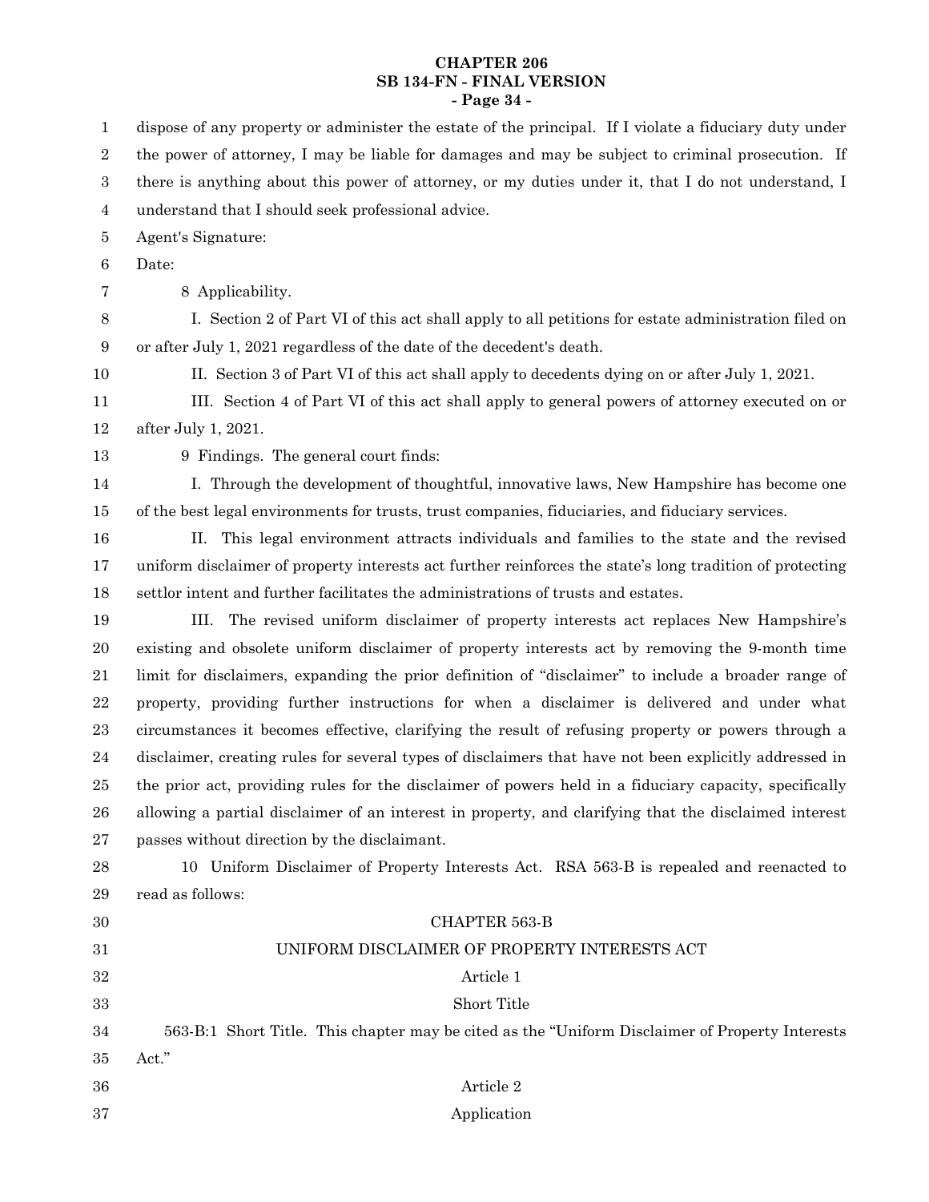dispose of any property or administer the estate of the principal. If I violate a fiduciary duty under the power of attorney, I may be liable for damages and may be subject to criminal prosecution. If there is anything about this power of attorney, or my duties under it, that I do not understand, I understand that I should seek professional advice.

Agent's Signature:

Date:

8 Applicability.

I. Section 2 of Part VI of this act shall apply to all petitions for estate administration filed on or after July 1, 2021 regardless of the date of the decedent's death.

II. Section 3 of Part VI of this act shall apply to decedents dying on or after July 1, 2021.

III. Section 4 of Part VI of this act shall apply to general powers of attorney executed on or after July 1, 2021.

9 Findings. The general court finds:

I. Through the development of thoughtful, innovative laws, New Hampshire has become one of the best legal environments for trusts, trust companies, fiduciaries, and fiduciary services.

II. This legal environment attracts individuals and families to the state and the revised uniform disclaimer of property interests act further reinforces the state's long tradition of protecting settlor intent and further facilitates the administrations of trusts and estates.

III. The revised uniform disclaimer of property interests act replaces New Hampshire's existing and obsolete uniform disclaimer of property interests act by removing the 9-month time limit for disclaimers, expanding the prior definition of "disclaimer" to include a broader range of property, providing further instructions for when a disclaimer is delivered and under what circumstances it becomes effective, clarifying the result of refusing property or powers through a disclaimer, creating rules for several types of disclaimers that have not been explicitly addressed in the prior act, providing rules for the disclaimer of powers held in a fiduciary capacity, specifically allowing a partial disclaimer of an interest in property, and clarifying that the disclaimed interest passes without direction by the disclaimant.

10 Uniform Disclaimer of Property Interests Act. RSA 563-B is repealed and reenacted to read as follows:

CHAPTER 563-B

UNIFORM DISCLAIMER OF PROPERTY INTERESTS ACT

Article 1

Short Title

563-B:1 Short Title. This chapter may be cited as the "Uniform Disclaimer of Property Interests Act."

Article 2

Application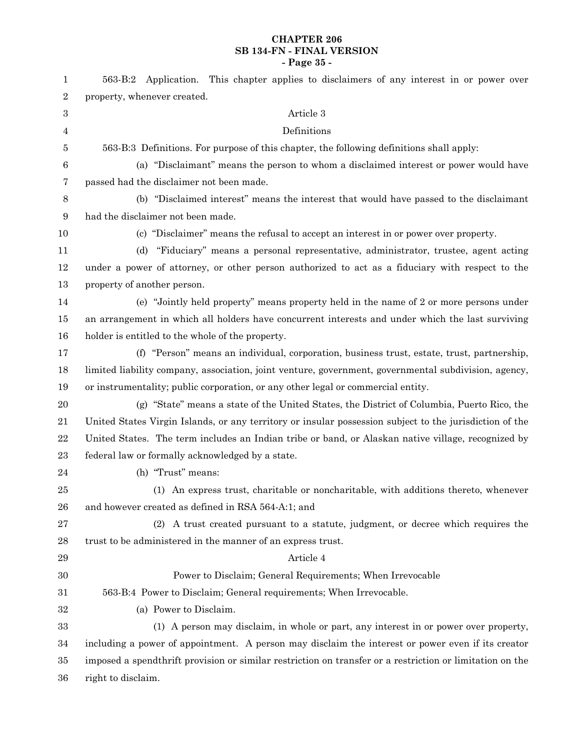563-B:2 Application. This chapter applies to disclaimers of any interest in or power over property, whenever created.

Article 3

Definitions

563-B:3 Definitions. For purpose of this chapter, the following definitions shall apply:

(a) "Disclaimant" means the person to whom a disclaimed interest or power would have passed had the disclaimer not been made.

(b) "Disclaimed interest" means the interest that would have passed to the disclaimant had the disclaimer not been made.

(c) "Disclaimer" means the refusal to accept an interest in or power over property.

(d) "Fiduciary" means a personal representative, administrator, trustee, agent acting under a power of attorney, or other person authorized to act as a fiduciary with respect to the property of another person.

(e) "Jointly held property" means property held in the name of 2 or more persons under an arrangement in which all holders have concurrent interests and under which the last surviving holder is entitled to the whole of the property.

(f) "Person" means an individual, corporation, business trust, estate, trust, partnership, limited liability company, association, joint venture, government, governmental subdivision, agency, or instrumentality; public corporation, or any other legal or commercial entity.

(g) "State" means a state of the United States, the District of Columbia, Puerto Rico, the United States Virgin Islands, or any territory or insular possession subject to the jurisdiction of the United States. The term includes an Indian tribe or band, or Alaskan native village, recognized by federal law or formally acknowledged by a state.

(h) "Trust" means:

(1) An express trust, charitable or noncharitable, with additions thereto, whenever and however created as defined in RSA 564-A:1; and

(2) A trust created pursuant to a statute, judgment, or decree which requires the trust to be administered in the manner of an express trust.

Article 4

Power to Disclaim; General Requirements; When Irrevocable

563-B:4 Power to Disclaim; General requirements; When Irrevocable.

(a) Power to Disclaim.

(1) A person may disclaim, in whole or part, any interest in or power over property, including a power of appointment. A person may disclaim the interest or power even if its creator imposed a spendthrift provision or similar restriction on transfer or a restriction or limitation on the right to disclaim.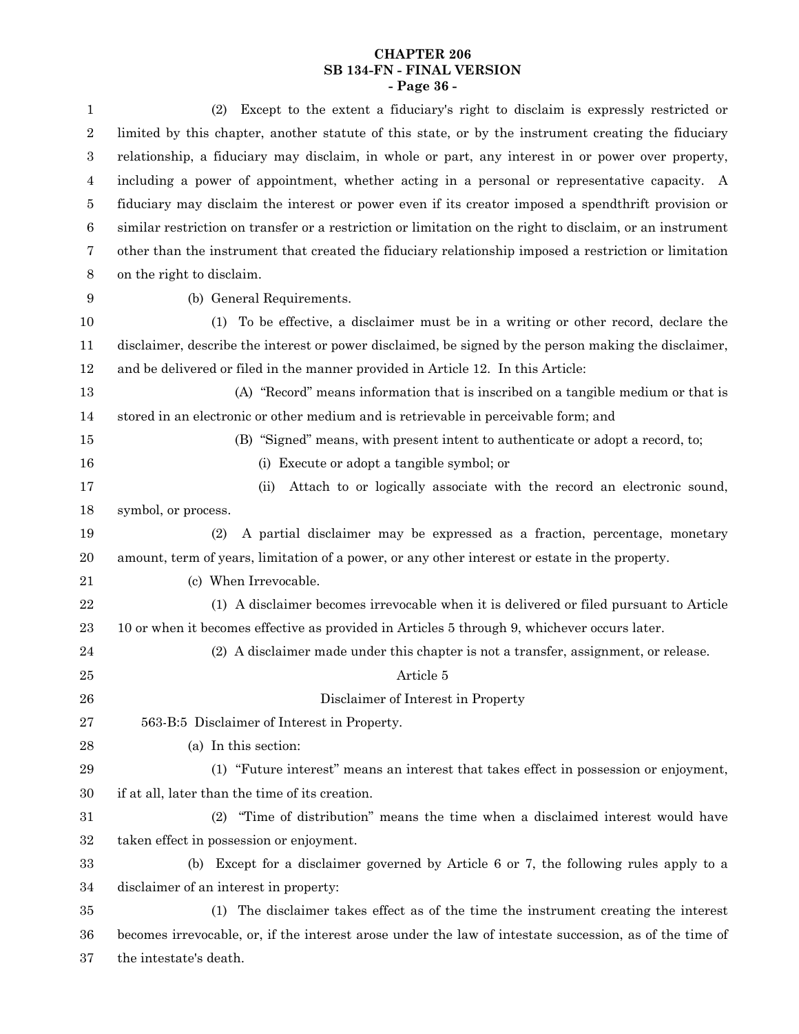(2) Except to the extent a fiduciary's right to disclaim is expressly restricted or limited by this chapter, another statute of this state, or by the instrument creating the fiduciary relationship, a fiduciary may disclaim, in whole or part, any interest in or power over property, including a power of appointment, whether acting in a personal or representative capacity. A fiduciary may disclaim the interest or power even if its creator imposed a spendthrift provision or similar restriction on transfer or a restriction or limitation on the right to disclaim, or an instrument other than the instrument that created the fiduciary relationship imposed a restriction or limitation on the right to disclaim.

(b) General Requirements.

(1) To be effective, a disclaimer must be in a writing or other record, declare the disclaimer, describe the interest or power disclaimed, be signed by the person making the disclaimer, and be delivered or filed in the manner provided in Article 12. In this Article:

(A) "Record" means information that is inscribed on a tangible medium or that is stored in an electronic or other medium and is retrievable in perceivable form; and

(B) "Signed" means, with present intent to authenticate or adopt a record, to;

(i) Execute or adopt a tangible symbol; or

(ii) Attach to or logically associate with the record an electronic sound, symbol, or process.

(2) A partial disclaimer may be expressed as a fraction, percentage, monetary amount, term of years, limitation of a power, or any other interest or estate in the property.

(c) When Irrevocable.

(1) A disclaimer becomes irrevocable when it is delivered or filed pursuant to Article 10 or when it becomes effective as provided in Articles 5 through 9, whichever occurs later.

(2) A disclaimer made under this chapter is not a transfer, assignment, or release.

Article 5

Disclaimer of Interest in Property

563-B:5 Disclaimer of Interest in Property.

(a) In this section:

(1) "Future interest" means an interest that takes effect in possession or enjoyment, if at all, later than the time of its creation.

(2) "Time of distribution" means the time when a disclaimed interest would have taken effect in possession or enjoyment.

(b) Except for a disclaimer governed by Article 6 or 7, the following rules apply to a disclaimer of an interest in property:

(1) The disclaimer takes effect as of the time the instrument creating the interest becomes irrevocable, or, if the interest arose under the law of intestate succession, as of the time of the intestate's death.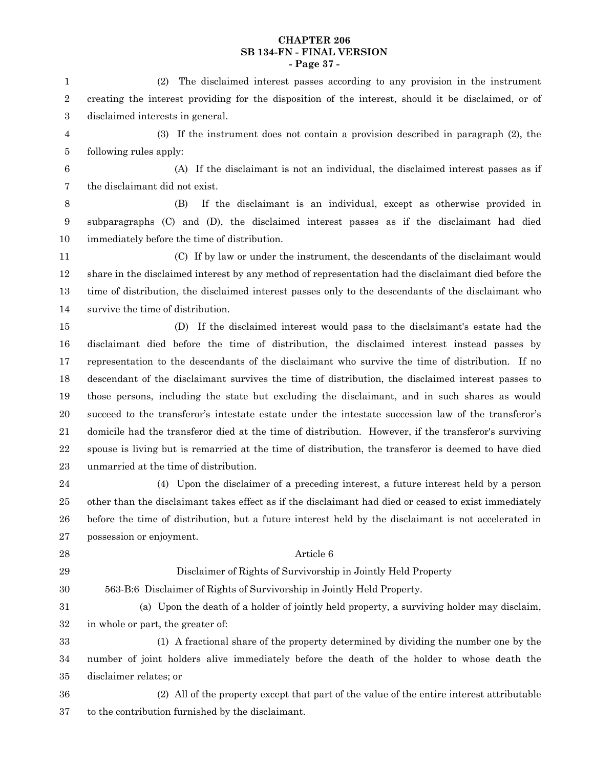(2) The disclaimed interest passes according to any provision in the instrument creating the interest providing for the disposition of the interest, should it be disclaimed, or of disclaimed interests in general.

(3) If the instrument does not contain a provision described in paragraph (2), the following rules apply:

(A) If the disclaimant is not an individual, the disclaimed interest passes as if the disclaimant did not exist.

(B) If the disclaimant is an individual, except as otherwise provided in subparagraphs (C) and (D), the disclaimed interest passes as if the disclaimant had died immediately before the time of distribution.

(C) If by law or under the instrument, the descendants of the disclaimant would share in the disclaimed interest by any method of representation had the disclaimant died before the time of distribution, the disclaimed interest passes only to the descendants of the disclaimant who survive the time of distribution.

(D) If the disclaimed interest would pass to the disclaimant's estate had the disclaimant died before the time of distribution, the disclaimed interest instead passes by representation to the descendants of the disclaimant who survive the time of distribution. If no descendant of the disclaimant survives the time of distribution, the disclaimed interest passes to those persons, including the state but excluding the disclaimant, and in such shares as would succeed to the transferor's intestate estate under the intestate succession law of the transferor's domicile had the transferor died at the time of distribution. However, if the transferor's surviving spouse is living but is remarried at the time of distribution, the transferor is deemed to have died unmarried at the time of distribution.

(4) Upon the disclaimer of a preceding interest, a future interest held by a person other than the disclaimant takes effect as if the disclaimant had died or ceased to exist immediately before the time of distribution, but a future interest held by the disclaimant is not accelerated in possession or enjoyment.

Article 6

Disclaimer of Rights of Survivorship in Jointly Held Property

563-B:6 Disclaimer of Rights of Survivorship in Jointly Held Property.

(a) Upon the death of a holder of jointly held property, a surviving holder may disclaim, in whole or part, the greater of:

(1) A fractional share of the property determined by dividing the number one by the number of joint holders alive immediately before the death of the holder to whose death the disclaimer relates; or

(2) All of the property except that part of the value of the entire interest attributable to the contribution furnished by the disclaimant.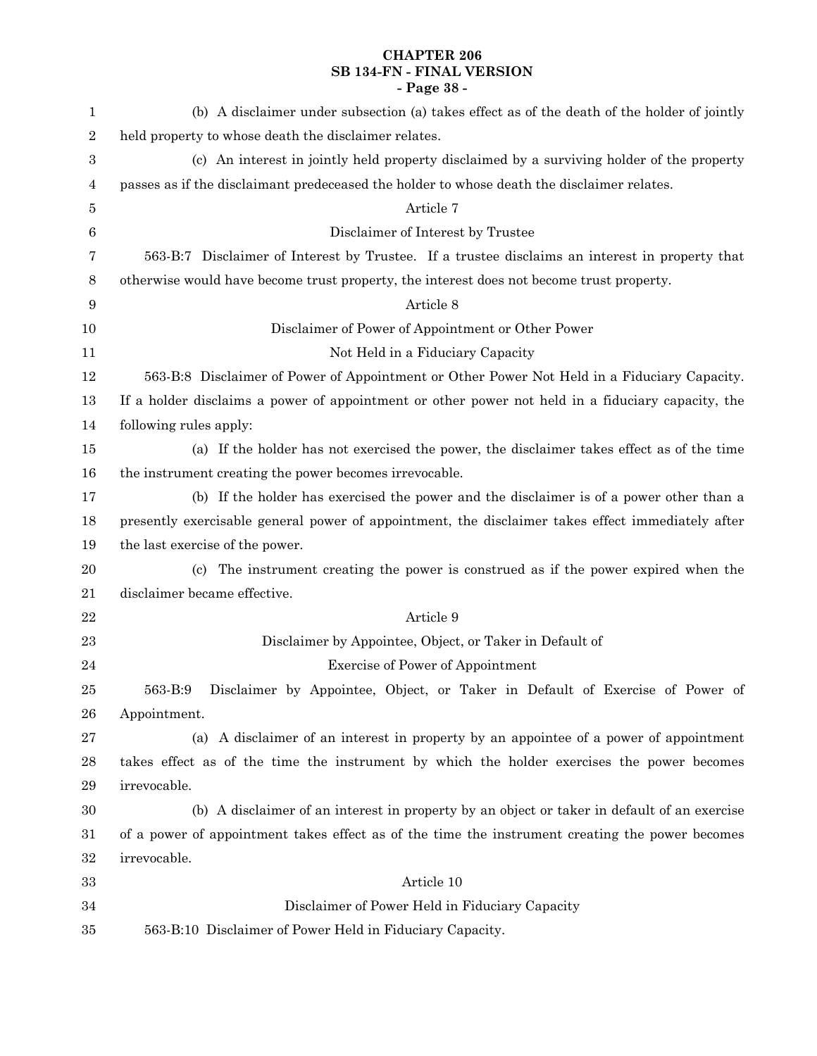(b) A disclaimer under subsection (a) takes effect as of the death of the holder of jointly held property to whose death the disclaimer relates.

(c) An interest in jointly held property disclaimed by a surviving holder of the property passes as if the disclaimant predeceased the holder to whose death the disclaimer relates.

Article 7

Disclaimer of Interest by Trustee

563-B:7 Disclaimer of Interest by Trustee. If a trustee disclaims an interest in property that otherwise would have become trust property, the interest does not become trust property.

Article 8

Disclaimer of Power of Appointment or Other Power Not Held in a Fiduciary Capacity

563-B:8 Disclaimer of Power of Appointment or Other Power Not Held in a Fiduciary Capacity. If a holder disclaims a power of appointment or other power not held in a fiduciary capacity, the following rules apply:

(a) If the holder has not exercised the power, the disclaimer takes effect as of the time the instrument creating the power becomes irrevocable.

(b) If the holder has exercised the power and the disclaimer is of a power other than a presently exercisable general power of appointment, the disclaimer takes effect immediately after the last exercise of the power.

(c) The instrument creating the power is construed as if the power expired when the disclaimer became effective.

Article 9

Disclaimer by Appointee, Object, or Taker in Default of Exercise of Power of Appointment

563-B:9 Disclaimer by Appointee, Object, or Taker in Default of Exercise of Power of Appointment.

(a) A disclaimer of an interest in property by an appointee of a power of appointment takes effect as of the time the instrument by which the holder exercises the power becomes irrevocable.

(b) A disclaimer of an interest in property by an object or taker in default of an exercise of a power of appointment takes effect as of the time the instrument creating the power becomes irrevocable.

Article 10

Disclaimer of Power Held in Fiduciary Capacity

563-B:10 Disclaimer of Power Held in Fiduciary Capacity.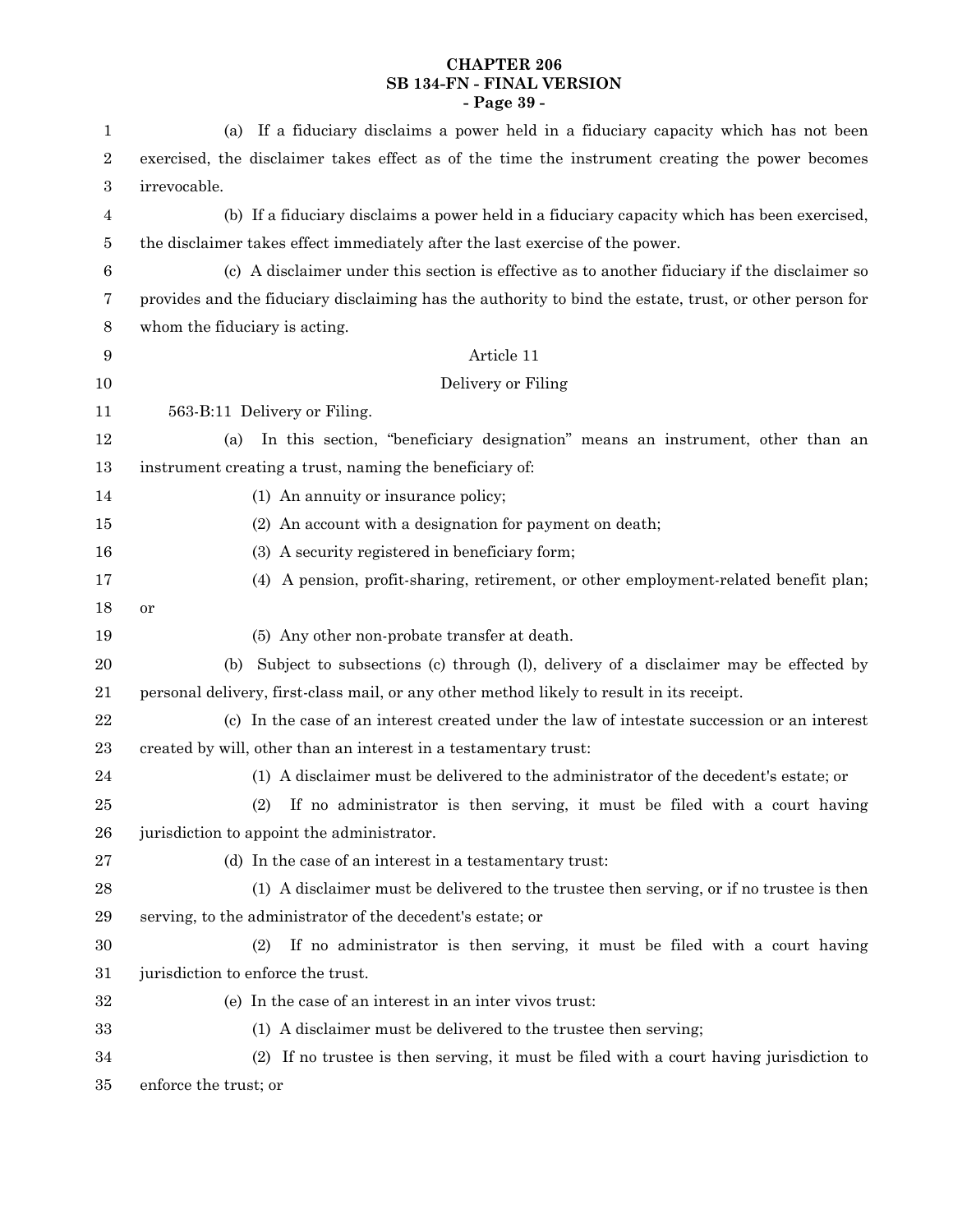(a) If a fiduciary disclaims a power held in a fiduciary capacity which has not been exercised, the disclaimer takes effect as of the time the instrument creating the power becomes irrevocable.

(b) If a fiduciary disclaims a power held in a fiduciary capacity which has been exercised, the disclaimer takes effect immediately after the last exercise of the power.

(c) A disclaimer under this section is effective as to another fiduciary if the disclaimer so provides and the fiduciary disclaiming has the authority to bind the estate, trust, or other person for whom the fiduciary is acting.

Article 11

Delivery or Filing

563-B:11 Delivery or Filing.

(a) In this section, "beneficiary designation" means an instrument, other than an instrument creating a trust, naming the beneficiary of:

(1) An annuity or insurance policy;

(2) An account with a designation for payment on death;

(3) A security registered in beneficiary form;

(4) A pension, profit-sharing, retirement, or other employment-related benefit plan; or

(5) Any other non-probate transfer at death.

(b) Subject to subsections (c) through (l), delivery of a disclaimer may be effected by personal delivery, first-class mail, or any other method likely to result in its receipt.

(c) In the case of an interest created under the law of intestate succession or an interest created by will, other than an interest in a testamentary trust:

(1) A disclaimer must be delivered to the administrator of the decedent's estate; or

(2) If no administrator is then serving, it must be filed with a court having jurisdiction to appoint the administrator.

(d) In the case of an interest in a testamentary trust:

(1) A disclaimer must be delivered to the trustee then serving, or if no trustee is then serving, to the administrator of the decedent's estate; or

(2) If no administrator is then serving, it must be filed with a court having jurisdiction to enforce the trust.

(e) In the case of an interest in an inter vivos trust:

(1) A disclaimer must be delivered to the trustee then serving;

(2) If no trustee is then serving, it must be filed with a court having jurisdiction to enforce the trust; or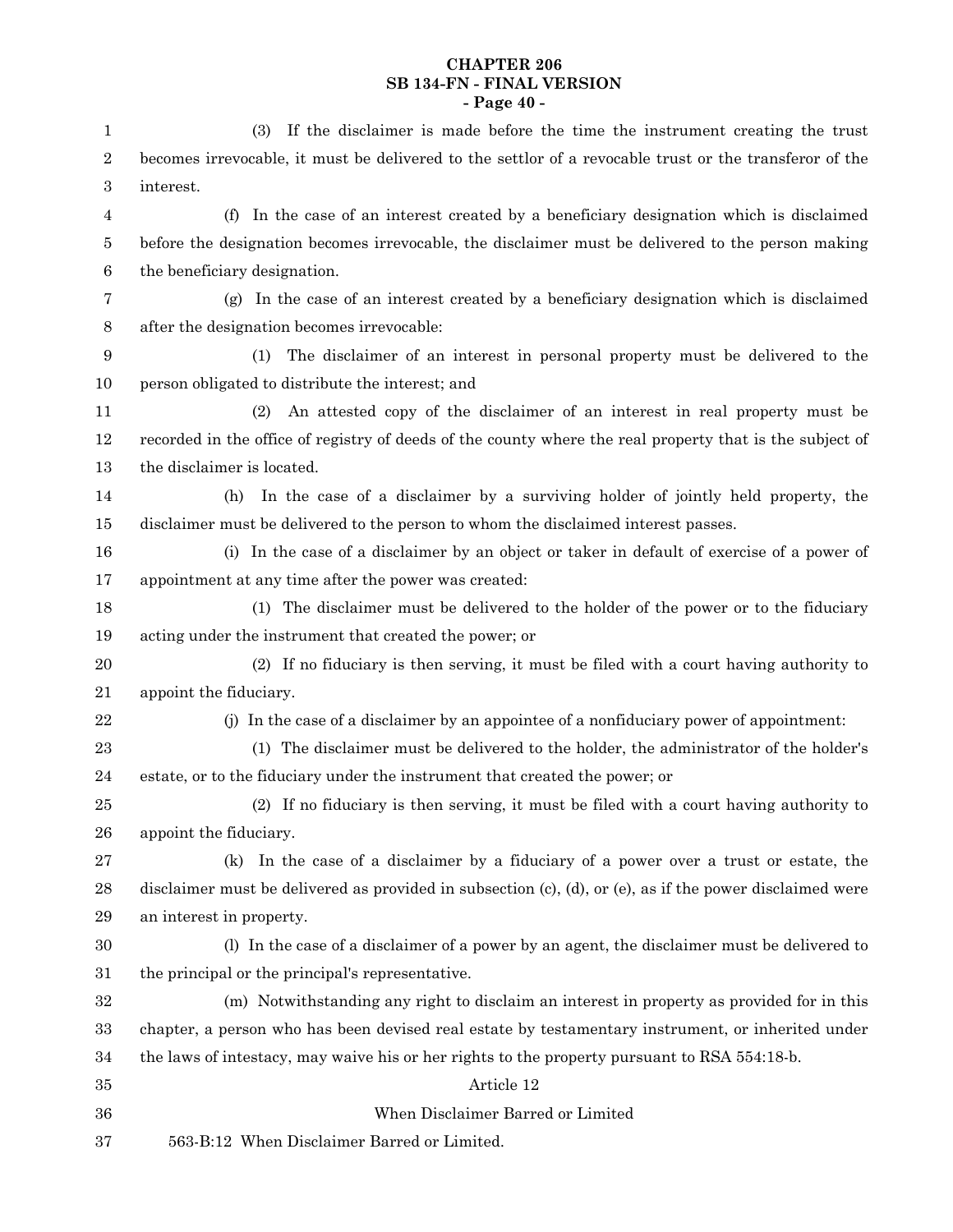(3) If the disclaimer is made before the time the instrument creating the trust becomes irrevocable, it must be delivered to the settlor of a revocable trust or the transferor of the interest.

(f) In the case of an interest created by a beneficiary designation which is disclaimed before the designation becomes irrevocable, the disclaimer must be delivered to the person making the beneficiary designation.

(g) In the case of an interest created by a beneficiary designation which is disclaimed after the designation becomes irrevocable:

(1) The disclaimer of an interest in personal property must be delivered to the person obligated to distribute the interest; and

(2) An attested copy of the disclaimer of an interest in real property must be recorded in the office of registry of deeds of the county where the real property that is the subject of the disclaimer is located.

(h) In the case of a disclaimer by a surviving holder of jointly held property, the disclaimer must be delivered to the person to whom the disclaimed interest passes.

(i) In the case of a disclaimer by an object or taker in default of exercise of a power of appointment at any time after the power was created:

(1) The disclaimer must be delivered to the holder of the power or to the fiduciary acting under the instrument that created the power; or

(2) If no fiduciary is then serving, it must be filed with a court having authority to appoint the fiduciary.

(j) In the case of a disclaimer by an appointee of a nonfiduciary power of appointment:

(1) The disclaimer must be delivered to the holder, the administrator of the holder's estate, or to the fiduciary under the instrument that created the power; or

(2) If no fiduciary is then serving, it must be filed with a court having authority to appoint the fiduciary.

(k) In the case of a disclaimer by a fiduciary of a power over a trust or estate, the disclaimer must be delivered as provided in subsection (c), (d), or (e), as if the power disclaimed were an interest in property.

(l) In the case of a disclaimer of a power by an agent, the disclaimer must be delivered to the principal or the principal's representative.

(m) Notwithstanding any right to disclaim an interest in property as provided for in this chapter, a person who has been devised real estate by testamentary instrument, or inherited under the laws of intestacy, may waive his or her rights to the property pursuant to RSA 554:18-b.

Article 12

When Disclaimer Barred or Limited

563-B:12 When Disclaimer Barred or Limited.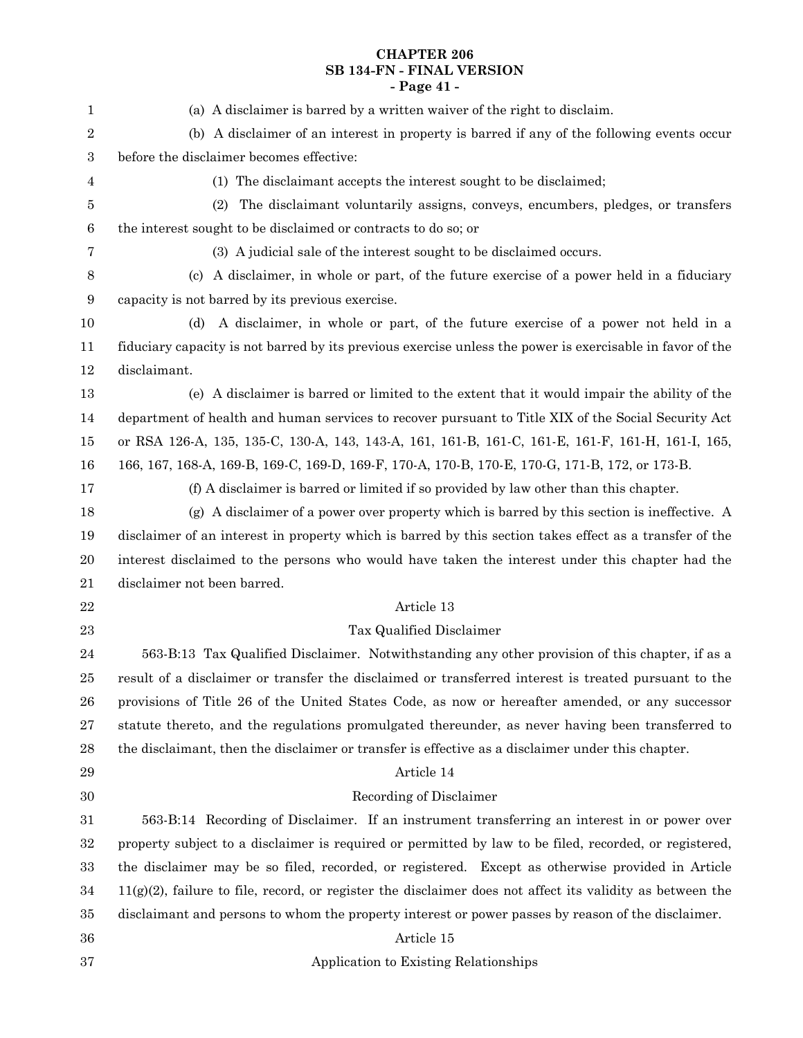(a) A disclaimer is barred by a written waiver of the right to disclaim.

(b) A disclaimer of an interest in property is barred if any of the following events occur before the disclaimer becomes effective:

(1) The disclaimant accepts the interest sought to be disclaimed;

(2) The disclaimant voluntarily assigns, conveys, encumbers, pledges, or transfers the interest sought to be disclaimed or contracts to do so; or

(3) A judicial sale of the interest sought to be disclaimed occurs.

(c) A disclaimer, in whole or part, of the future exercise of a power held in a fiduciary capacity is not barred by its previous exercise.

(d) A disclaimer, in whole or part, of the future exercise of a power not held in a fiduciary capacity is not barred by its previous exercise unless the power is exercisable in favor of the disclaimant.

(e) A disclaimer is barred or limited to the extent that it would impair the ability of the department of health and human services to recover pursuant to Title XIX of the Social Security Act or RSA 126-A, 135, 135-C, 130-A, 143, 143-A, 161, 161-B, 161-C, 161-E, 161-F, 161-H, 161-I, 165, 166, 167, 168-A, 169-B, 169-C, 169-D, 169-F, 170-A, 170-B, 170-E, 170-G, 171-B, 172, or 173-B.

(f) A disclaimer is barred or limited if so provided by law other than this chapter.

(g) A disclaimer of a power over property which is barred by this section is ineffective. A disclaimer of an interest in property which is barred by this section takes effect as a transfer of the interest disclaimed to the persons who would have taken the interest under this chapter had the disclaimer not been barred.

Article 13

Tax Qualified Disclaimer

563-B:13 Tax Qualified Disclaimer. Notwithstanding any other provision of this chapter, if as a result of a disclaimer or transfer the disclaimed or transferred interest is treated pursuant to the provisions of Title 26 of the United States Code, as now or hereafter amended, or any successor statute thereto, and the regulations promulgated thereunder, as never having been transferred to the disclaimant, then the disclaimer or transfer is effective as a disclaimer under this chapter.

Article 14

Recording of Disclaimer

563-B:14 Recording of Disclaimer. If an instrument transferring an interest in or power over property subject to a disclaimer is required or permitted by law to be filed, recorded, or registered, the disclaimer may be so filed, recorded, or registered. Except as otherwise provided in Article 11(g)(2), failure to file, record, or register the disclaimer does not affect its validity as between the disclaimant and persons to whom the property interest or power passes by reason of the disclaimer.

Article 15

Application to Existing Relationships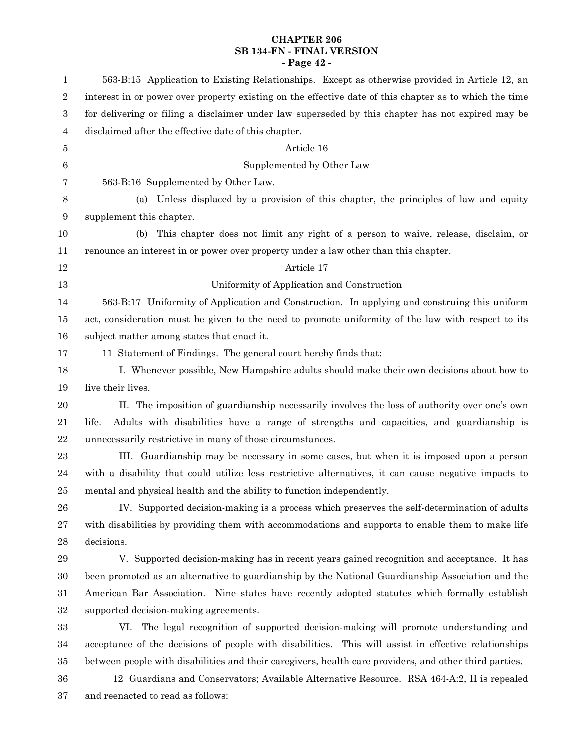563-B:15 Application to Existing Relationships. Except as otherwise provided in Article 12, an interest in or power over property existing on the effective date of this chapter as to which the time for delivering or filing a disclaimer under law superseded by this chapter has not expired may be disclaimed after the effective date of this chapter.

Article 16

Supplemented by Other Law

563-B:16 Supplemented by Other Law.

(a) Unless displaced by a provision of this chapter, the principles of law and equity supplement this chapter.

(b) This chapter does not limit any right of a person to waive, release, disclaim, or renounce an interest in or power over property under a law other than this chapter.

Article 17

Uniformity of Application and Construction

563-B:17 Uniformity of Application and Construction. In applying and construing this uniform act, consideration must be given to the need to promote uniformity of the law with respect to its subject matter among states that enact it.

11 Statement of Findings. The general court hereby finds that:

I. Whenever possible, New Hampshire adults should make their own decisions about how to live their lives.

II. The imposition of guardianship necessarily involves the loss of authority over one's own life. Adults with disabilities have a range of strengths and capacities, and guardianship is unnecessarily restrictive in many of those circumstances.

III. Guardianship may be necessary in some cases, but when it is imposed upon a person with a disability that could utilize less restrictive alternatives, it can cause negative impacts to mental and physical health and the ability to function independently.

IV. Supported decision-making is a process which preserves the self-determination of adults with disabilities by providing them with accommodations and supports to enable them to make life decisions.

V. Supported decision-making has in recent years gained recognition and acceptance. It has been promoted as an alternative to guardianship by the National Guardianship Association and the American Bar Association. Nine states have recently adopted statutes which formally establish supported decision-making agreements.

VI. The legal recognition of supported decision-making will promote understanding and acceptance of the decisions of people with disabilities. This will assist in effective relationships between people with disabilities and their caregivers, health care providers, and other third parties.

12 Guardians and Conservators; Available Alternative Resource. RSA 464-A:2, II is repealed and reenacted to read as follows: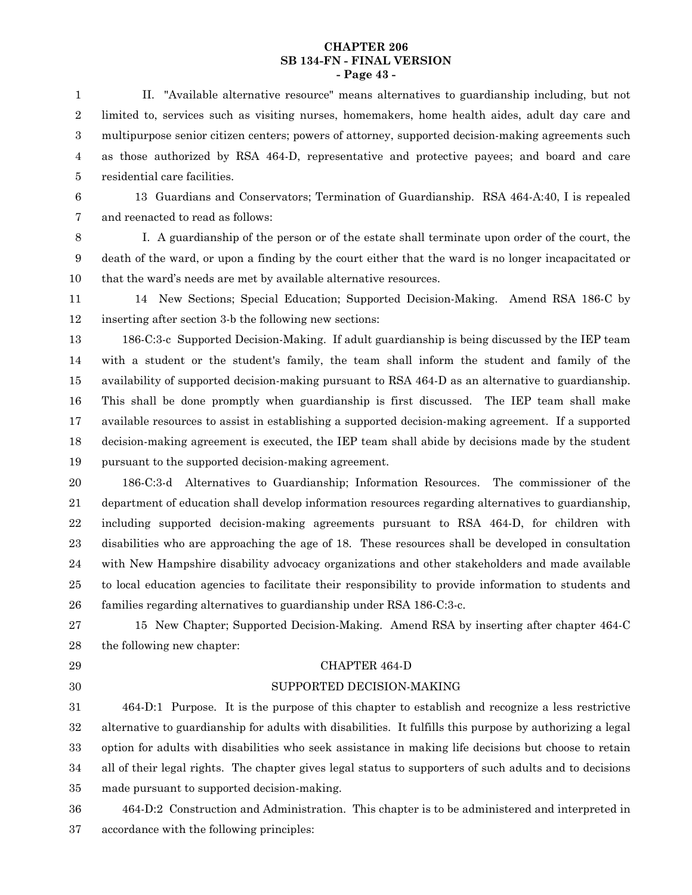II. "Available alternative resource" means alternatives to guardianship including, but not limited to, services such as visiting nurses, homemakers, home health aides, adult day care and multipurpose senior citizen centers; powers of attorney, supported decision-making agreements such as those authorized by RSA 464-D, representative and protective payees; and board and care residential care facilities.

13 Guardians and Conservators; Termination of Guardianship. RSA 464-A:40, I is repealed and reenacted to read as follows:

I. A guardianship of the person or of the estate shall terminate upon order of the court, the death of the ward, or upon a finding by the court either that the ward is no longer incapacitated or that the ward's needs are met by available alternative resources.

14 New Sections; Special Education; Supported Decision-Making. Amend RSA 186-C by inserting after section 3-b the following new sections:

186-C:3-c Supported Decision-Making. If adult guardianship is being discussed by the IEP team with a student or the student's family, the team shall inform the student and family of the availability of supported decision-making pursuant to RSA 464-D as an alternative to guardianship. This shall be done promptly when guardianship is first discussed. The IEP team shall make available resources to assist in establishing a supported decision-making agreement. If a supported decision-making agreement is executed, the IEP team shall abide by decisions made by the student pursuant to the supported decision-making agreement.

186-C:3-d Alternatives to Guardianship; Information Resources. The commissioner of the department of education shall develop information resources regarding alternatives to guardianship, including supported decision-making agreements pursuant to RSA 464-D, for children with disabilities who are approaching the age of 18. These resources shall be developed in consultation with New Hampshire disability advocacy organizations and other stakeholders and made available to local education agencies to facilitate their responsibility to provide information to students and families regarding alternatives to guardianship under RSA 186-C:3-c.

15 New Chapter; Supported Decision-Making. Amend RSA by inserting after chapter 464-C the following new chapter:

CHAPTER 464-D

SUPPORTED DECISION-MAKING

464-D:1 Purpose. It is the purpose of this chapter to establish and recognize a less restrictive alternative to guardianship for adults with disabilities. It fulfills this purpose by authorizing a legal option for adults with disabilities who seek assistance in making life decisions but choose to retain all of their legal rights. The chapter gives legal status to supporters of such adults and to decisions made pursuant to supported decision-making.

464-D:2 Construction and Administration. This chapter is to be administered and interpreted in accordance with the following principles: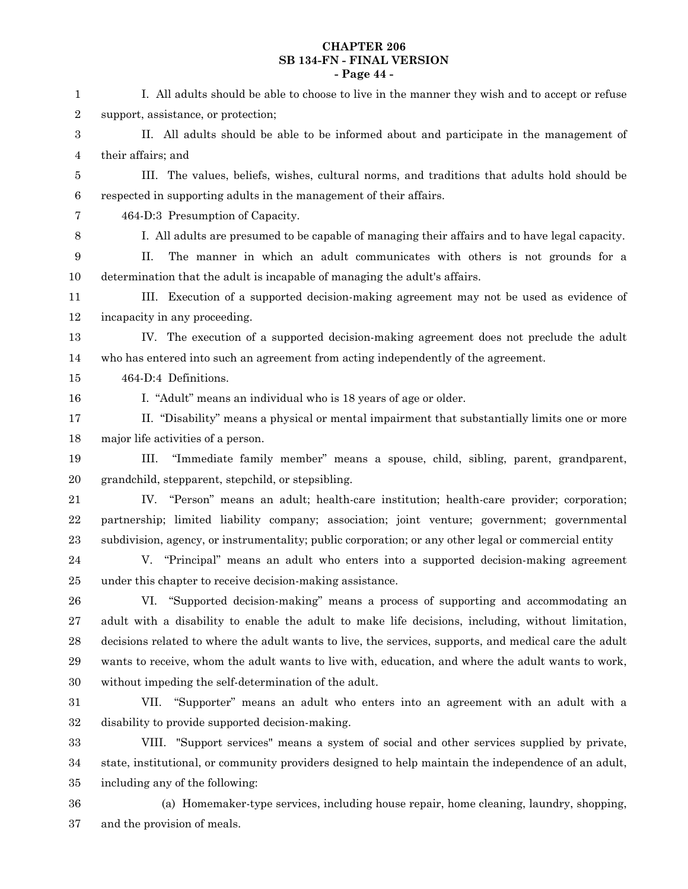I. All adults should be able to choose to live in the manner they wish and to accept or refuse support, assistance, or protection;

II. All adults should be able to be informed about and participate in the management of their affairs; and

III. The values, beliefs, wishes, cultural norms, and traditions that adults hold should be respected in supporting adults in the management of their affairs.

464-D:3 Presumption of Capacity.

I. All adults are presumed to be capable of managing their affairs and to have legal capacity.

II. The manner in which an adult communicates with others is not grounds for a determination that the adult is incapable of managing the adult's affairs.

III. Execution of a supported decision-making agreement may not be used as evidence of incapacity in any proceeding.

IV. The execution of a supported decision-making agreement does not preclude the adult who has entered into such an agreement from acting independently of the agreement.

464-D:4 Definitions.

I. "Adult" means an individual who is 18 years of age or older.

II. "Disability" means a physical or mental impairment that substantially limits one or more major life activities of a person.

III. "Immediate family member" means a spouse, child, sibling, parent, grandparent, grandchild, stepparent, stepchild, or stepsibling.

IV. "Person" means an adult; health-care institution; health-care provider; corporation; partnership; limited liability company; association; joint venture; government; governmental subdivision, agency, or instrumentality; public corporation; or any other legal or commercial entity

V. "Principal" means an adult who enters into a supported decision-making agreement under this chapter to receive decision-making assistance.

VI. "Supported decision-making" means a process of supporting and accommodating an adult with a disability to enable the adult to make life decisions, including, without limitation, decisions related to where the adult wants to live, the services, supports, and medical care the adult wants to receive, whom the adult wants to live with, education, and where the adult wants to work, without impeding the self-determination of the adult.

VII. "Supporter" means an adult who enters into an agreement with an adult with a disability to provide supported decision-making.

VIII. "Support services" means a system of social and other services supplied by private, state, institutional, or community providers designed to help maintain the independence of an adult, including any of the following:

(a) Homemaker-type services, including house repair, home cleaning, laundry, shopping, and the provision of meals.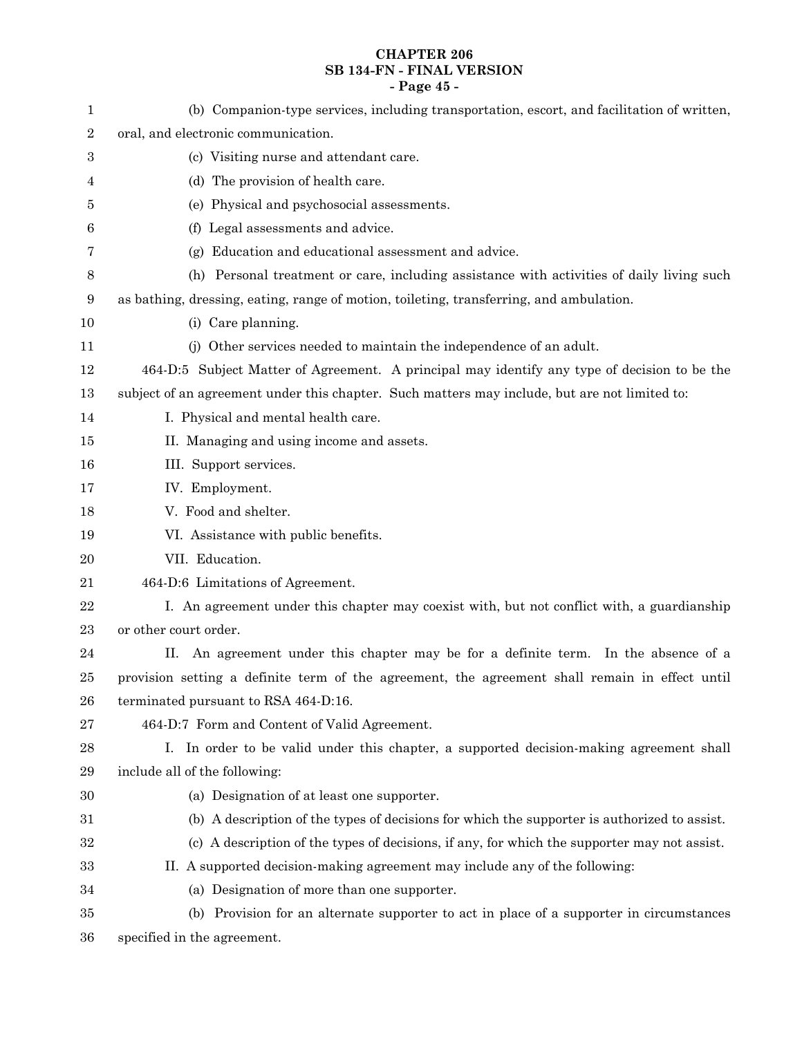(b) Companion-type services, including transportation, escort, and facilitation of written, oral, and electronic communication.

(c) Visiting nurse and attendant care.

(d) The provision of health care.

(e) Physical and psychosocial assessments.

(f) Legal assessments and advice.

(g) Education and educational assessment and advice.

(h) Personal treatment or care, including assistance with activities of daily living such as bathing, dressing, eating, range of motion, toileting, transferring, and ambulation.

(i) Care planning.

(j) Other services needed to maintain the independence of an adult.

464-D:5 Subject Matter of Agreement. A principal may identify any type of decision to be the subject of an agreement under this chapter. Such matters may include, but are not limited to:

I. Physical and mental health care.

II. Managing and using income and assets.

III. Support services.

IV. Employment.

V. Food and shelter.

VI. Assistance with public benefits.

VII. Education.

464-D:6 Limitations of Agreement.

I. An agreement under this chapter may coexist with, but not conflict with, a guardianship or other court order.

II. An agreement under this chapter may be for a definite term. In the absence of a provision setting a definite term of the agreement, the agreement shall remain in effect until terminated pursuant to RSA 464-D:16.

464-D:7 Form and Content of Valid Agreement.

I. In order to be valid under this chapter, a supported decision-making agreement shall include all of the following:

(a) Designation of at least one supporter.

(b) A description of the types of decisions for which the supporter is authorized to assist.

(c) A description of the types of decisions, if any, for which the supporter may not assist.

II. A supported decision-making agreement may include any of the following:

(a) Designation of more than one supporter.

(b) Provision for an alternate supporter to act in place of a supporter in circumstances specified in the agreement.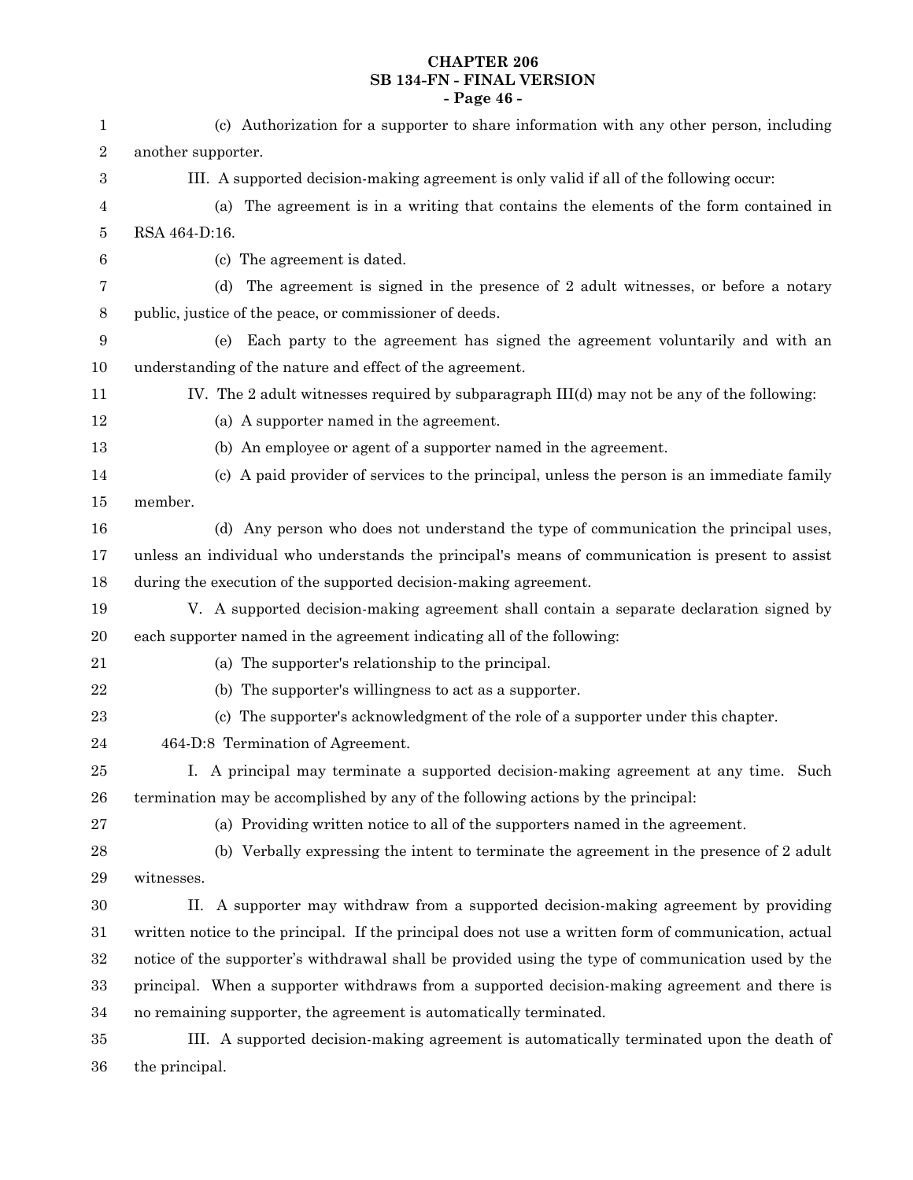(c) Authorization for a supporter to share information with any other person, including another supporter.

III. A supported decision-making agreement is only valid if all of the following occur:

(a) The agreement is in a writing that contains the elements of the form contained in RSA 464-D:16.

(c) The agreement is dated.

(d) The agreement is signed in the presence of 2 adult witnesses, or before a notary public, justice of the peace, or commissioner of deeds.

(e) Each party to the agreement has signed the agreement voluntarily and with an understanding of the nature and effect of the agreement.

IV. The 2 adult witnesses required by subparagraph III(d) may not be any of the following:

(a) A supporter named in the agreement.

(b) An employee or agent of a supporter named in the agreement.

(c) A paid provider of services to the principal, unless the person is an immediate family member.

(d) Any person who does not understand the type of communication the principal uses, unless an individual who understands the principal's means of communication is present to assist during the execution of the supported decision-making agreement.

V. A supported decision-making agreement shall contain a separate declaration signed by each supporter named in the agreement indicating all of the following:

(a) The supporter's relationship to the principal.

(b) The supporter's willingness to act as a supporter.

(c) The supporter's acknowledgment of the role of a supporter under this chapter.

464-D:8 Termination of Agreement.

I. A principal may terminate a supported decision-making agreement at any time. Such termination may be accomplished by any of the following actions by the principal:

(a) Providing written notice to all of the supporters named in the agreement.

(b) Verbally expressing the intent to terminate the agreement in the presence of 2 adult witnesses.

II. A supporter may withdraw from a supported decision-making agreement by providing written notice to the principal. If the principal does not use a written form of communication, actual notice of the supporter's withdrawal shall be provided using the type of communication used by the principal. When a supporter withdraws from a supported decision-making agreement and there is no remaining supporter, the agreement is automatically terminated.

III. A supported decision-making agreement is automatically terminated upon the death of the principal.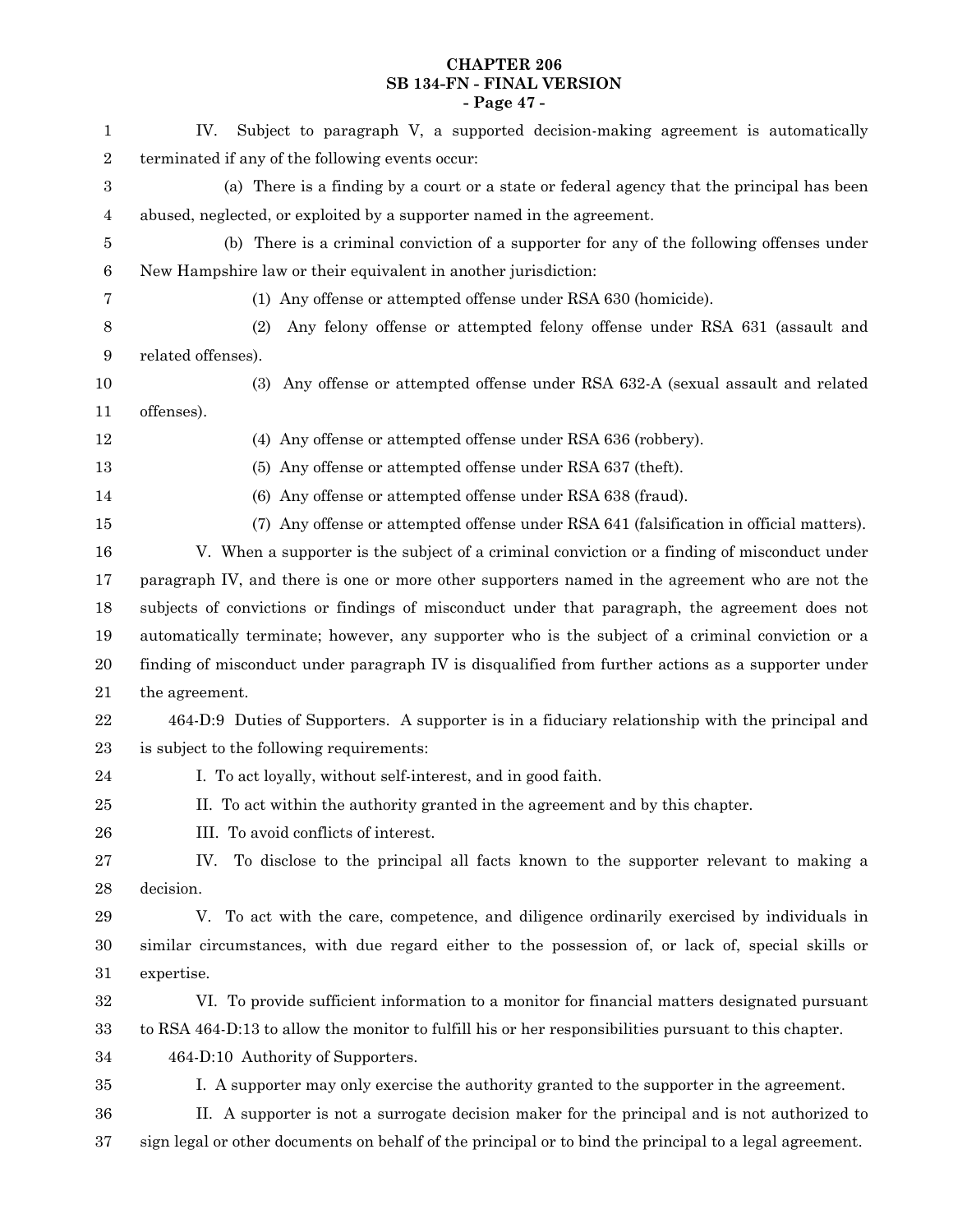IV. Subject to paragraph V, a supported decision-making agreement is automatically terminated if any of the following events occur:

(a) There is a finding by a court or a state or federal agency that the principal has been abused, neglected, or exploited by a supporter named in the agreement.

(b) There is a criminal conviction of a supporter for any of the following offenses under New Hampshire law or their equivalent in another jurisdiction:

(1) Any offense or attempted offense under RSA 630 (homicide).

(2) Any felony offense or attempted felony offense under RSA 631 (assault and related offenses).

(3) Any offense or attempted offense under RSA 632-A (sexual assault and related offenses).

(4) Any offense or attempted offense under RSA 636 (robbery).

(5) Any offense or attempted offense under RSA 637 (theft).

(6) Any offense or attempted offense under RSA 638 (fraud).

(7) Any offense or attempted offense under RSA 641 (falsification in official matters).

V. When a supporter is the subject of a criminal conviction or a finding of misconduct under paragraph IV, and there is one or more other supporters named in the agreement who are not the subjects of convictions or findings of misconduct under that paragraph, the agreement does not automatically terminate; however, any supporter who is the subject of a criminal conviction or a finding of misconduct under paragraph IV is disqualified from further actions as a supporter under the agreement.

464-D:9 Duties of Supporters. A supporter is in a fiduciary relationship with the principal and is subject to the following requirements:

I. To act loyally, without self-interest, and in good faith.

II. To act within the authority granted in the agreement and by this chapter.

III. To avoid conflicts of interest.

IV. To disclose to the principal all facts known to the supporter relevant to making a decision.

V. To act with the care, competence, and diligence ordinarily exercised by individuals in similar circumstances, with due regard either to the possession of, or lack of, special skills or expertise.

VI. To provide sufficient information to a monitor for financial matters designated pursuant to RSA 464-D:13 to allow the monitor to fulfill his or her responsibilities pursuant to this chapter.

464-D:10 Authority of Supporters.

I. A supporter may only exercise the authority granted to the supporter in the agreement.

II. A supporter is not a surrogate decision maker for the principal and is not authorized to sign legal or other documents on behalf of the principal or to bind the principal to a legal agreement.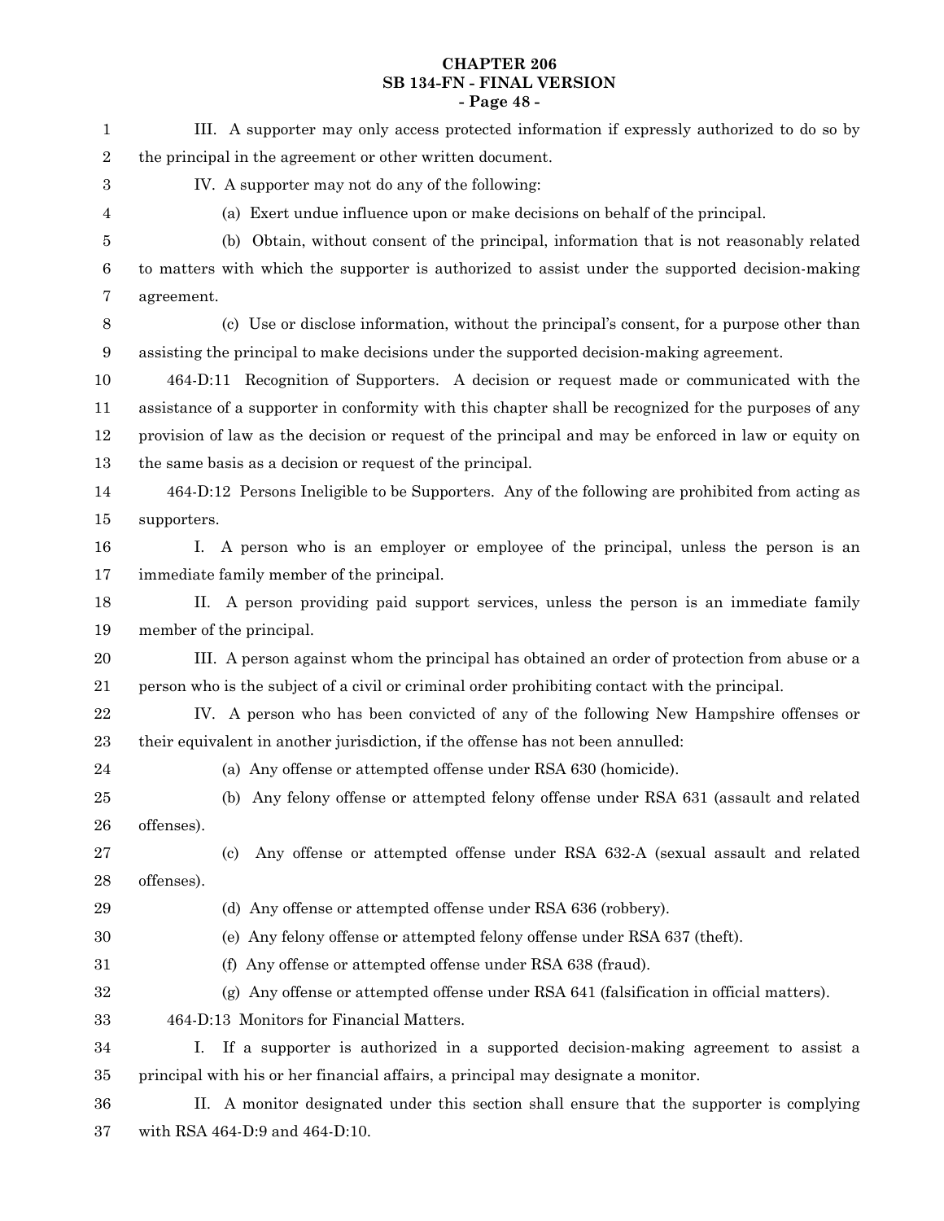III. A supporter may only access protected information if expressly authorized to do so by the principal in the agreement or other written document.

IV. A supporter may not do any of the following:

(a) Exert undue influence upon or make decisions on behalf of the principal.

(b) Obtain, without consent of the principal, information that is not reasonably related to matters with which the supporter is authorized to assist under the supported decision-making agreement.

(c) Use or disclose information, without the principal's consent, for a purpose other than assisting the principal to make decisions under the supported decision-making agreement.

464-D:11 Recognition of Supporters. A decision or request made or communicated with the assistance of a supporter in conformity with this chapter shall be recognized for the purposes of any provision of law as the decision or request of the principal and may be enforced in law or equity on the same basis as a decision or request of the principal.

464-D:12 Persons Ineligible to be Supporters. Any of the following are prohibited from acting as supporters.

I. A person who is an employer or employee of the principal, unless the person is an immediate family member of the principal.

II. A person providing paid support services, unless the person is an immediate family member of the principal.

III. A person against whom the principal has obtained an order of protection from abuse or a person who is the subject of a civil or criminal order prohibiting contact with the principal.

IV. A person who has been convicted of any of the following New Hampshire offenses or their equivalent in another jurisdiction, if the offense has not been annulled:

(a) Any offense or attempted offense under RSA 630 (homicide).

(b) Any felony offense or attempted felony offense under RSA 631 (assault and related offenses).

(c) Any offense or attempted offense under RSA 632-A (sexual assault and related offenses).

(d) Any offense or attempted offense under RSA 636 (robbery).

(e) Any felony offense or attempted felony offense under RSA 637 (theft).

(f) Any offense or attempted offense under RSA 638 (fraud).

(g) Any offense or attempted offense under RSA 641 (falsification in official matters).

464-D:13 Monitors for Financial Matters.

I. If a supporter is authorized in a supported decision-making agreement to assist a principal with his or her financial affairs, a principal may designate a monitor.

II. A monitor designated under this section shall ensure that the supporter is complying with RSA 464-D:9 and 464-D:10.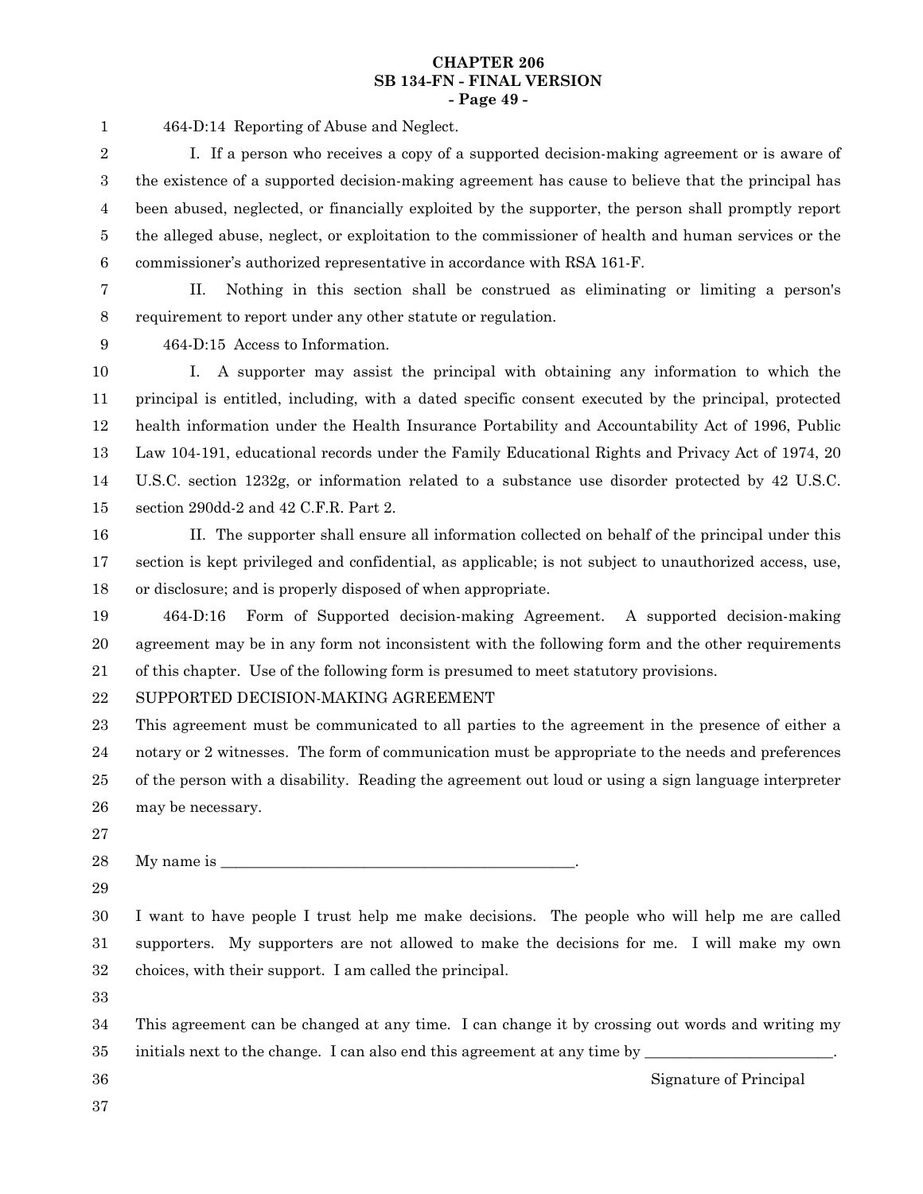464-D:14 Reporting of Abuse and Neglect.

I. If a person who receives a copy of a supported decision-making agreement or is aware of the existence of a supported decision-making agreement has cause to believe that the principal has been abused, neglected, or financially exploited by the supporter, the person shall promptly report the alleged abuse, neglect, or exploitation to the commissioner of health and human services or the commissioner's authorized representative in accordance with RSA 161-F.

II. Nothing in this section shall be construed as eliminating or limiting a person's requirement to report under any other statute or regulation.

464-D:15 Access to Information.

I. A supporter may assist the principal with obtaining any information to which the principal is entitled, including, with a dated specific consent executed by the principal, protected health information under the Health Insurance Portability and Accountability Act of 1996, Public Law 104-191, educational records under the Family Educational Rights and Privacy Act of 1974, 20 U.S.C. section 1232g, or information related to a substance use disorder protected by 42 U.S.C. section 290dd-2 and 42 C.F.R. Part 2.

II. The supporter shall ensure all information collected on behalf of the principal under this section is kept privileged and confidential, as applicable; is not subject to unauthorized access, use, or disclosure; and is properly disposed of when appropriate.

464-D:16 Form of Supported decision-making Agreement. A supported decision-making agreement may be in any form not inconsistent with the following form and the other requirements of this chapter. Use of the following form is presumed to meet statutory provisions.

SUPPORTED DECISION-MAKING AGREEMENT

This agreement must be communicated to all parties to the agreement in the presence of either a notary or 2 witnesses. The form of communication must be appropriate to the needs and preferences of the person with a disability. Reading the agreement out loud or using a sign language interpreter may be necessary.

My name is ______________________________________________.

I want to have people I trust help me make decisions. The people who will help me are called supporters. My supporters are not allowed to make the decisions for me. I will make my own choices, with their support. I am called the principal.

This agreement can be changed at any time. I can change it by crossing out words and writing my initials next to the change. I can also end this agreement at any time by ________________________.

Signature of Principal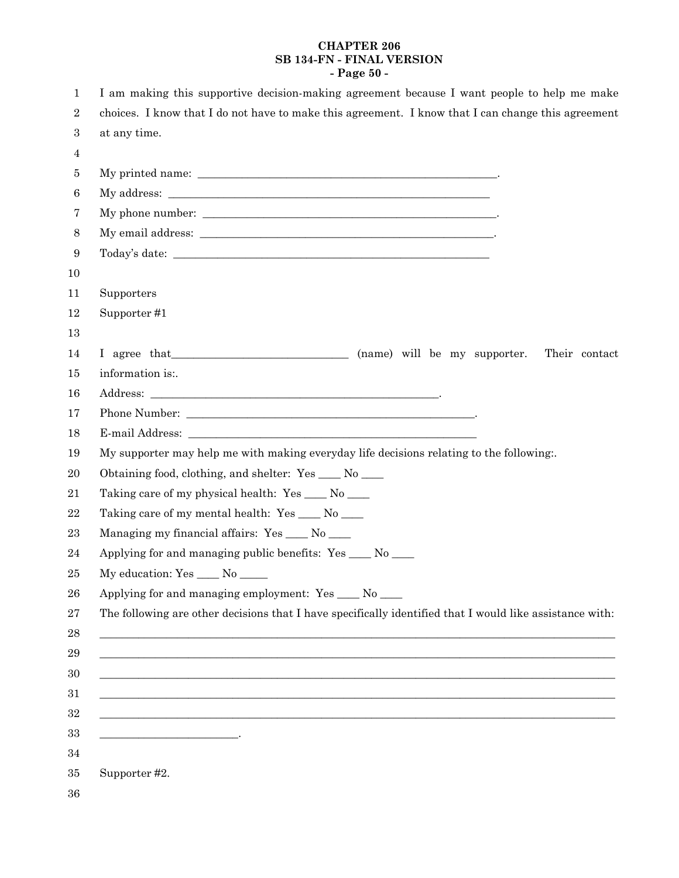I am making this supportive decision-making agreement because I want people to help me make choices. I know that I do not have to make this agreement. I know that I can change this agreement at any time.

My printed name: ______________________________________________________.

My address: ______________________________________________________

My phone number: ____________________________________________________.

My email address: ____________________________________________________.

Today's date: ______________________________________________________

Supporters

Supporter #1

I agree that______________________________ (name) will be my supporter. Their contact information is:.

Address: ____________________________________________________.

Phone Number: ____________________________________________________.

E-mail Address: ____________________________________________________

My supporter may help me with making everyday life decisions relating to the following:.

Obtaining food, clothing, and shelter: Yes ____ No ____

Taking care of my physical health: Yes ____ No ____

Taking care of my mental health: Yes ____ No ____

Managing my financial affairs: Yes ____ No ____

Applying for and managing public benefits: Yes ____ No ____

My education: Yes ____ No _____

Applying for and managing employment: Yes ____ No ____

The following are other decisions that I have specifically identified that I would like assistance with:

__________________________________________________________________________________________

__________________________________________________________________________________________

__________________________________________________________________________________________

__________________________________________________________________________________________

__________________________________________________________________________________________

_________________________.

Supporter #2.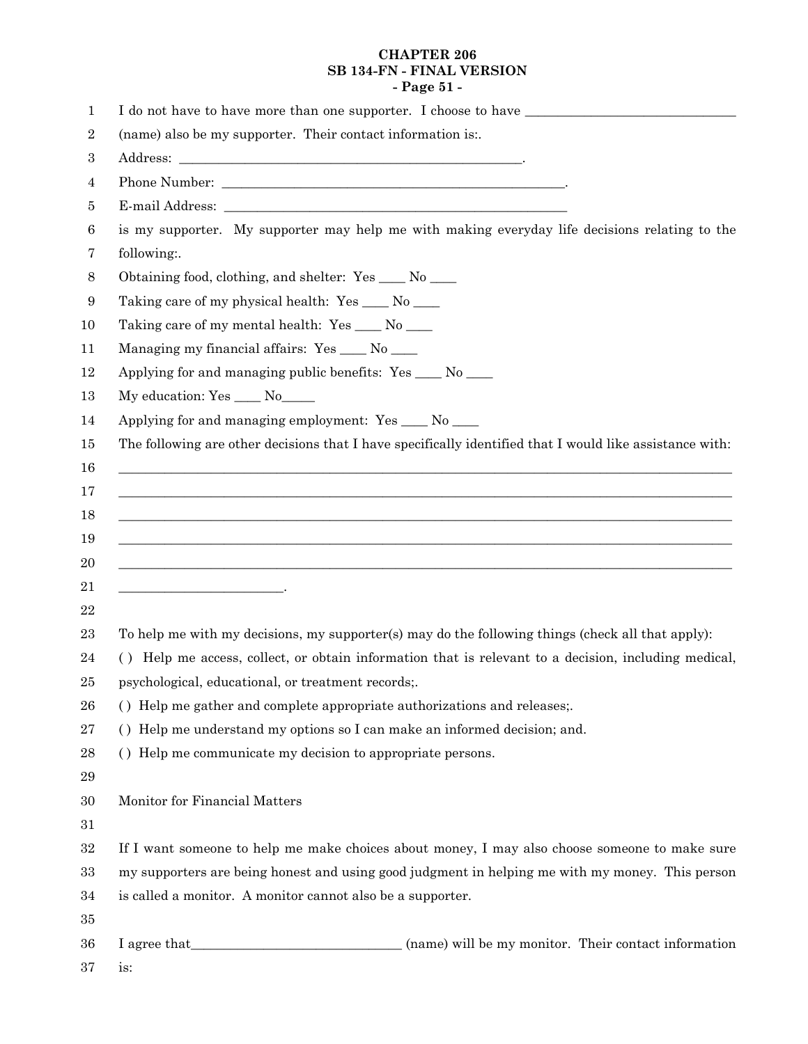I do not have to have more than one supporter. I choose to have ________________________________ (name) also be my supporter. Their contact information is:.

Address: ____________________________________________________.

Phone Number: ____________________________________________________.

E-mail Address: ____________________________________________________

is my supporter. My supporter may help me with making everyday life decisions relating to the following:.

Obtaining food, clothing, and shelter: Yes ____ No ____

Taking care of my physical health: Yes ____ No ____

Taking care of my mental health: Yes ____ No ____

Managing my financial affairs: Yes ____ No ____

Applying for and managing public benefits: Yes ____ No ____

My education: Yes ____ No_____

Applying for and managing employment: Yes ____ No ____

The following are other decisions that I have specifically identified that I would like assistance with:

______________________________________________________________________________________________

______________________________________________________________________________________________

______________________________________________________________________________________________

______________________________________________________________________________________________

______________________________________________________________________________________________

_________________________.

To help me with my decisions, my supporter(s) may do the following things (check all that apply):

( ) Help me access, collect, or obtain information that is relevant to a decision, including medical, psychological, educational, or treatment records;.

( ) Help me gather and complete appropriate authorizations and releases;.

( ) Help me understand my options so I can make an informed decision; and.

( ) Help me communicate my decision to appropriate persons.

Monitor for Financial Matters

If I want someone to help me make choices about money, I may also choose someone to make sure my supporters are being honest and using good judgment in helping me with my money. This person is called a monitor. A monitor cannot also be a supporter.

I agree that________________________________ (name) will be my monitor. Their contact information is: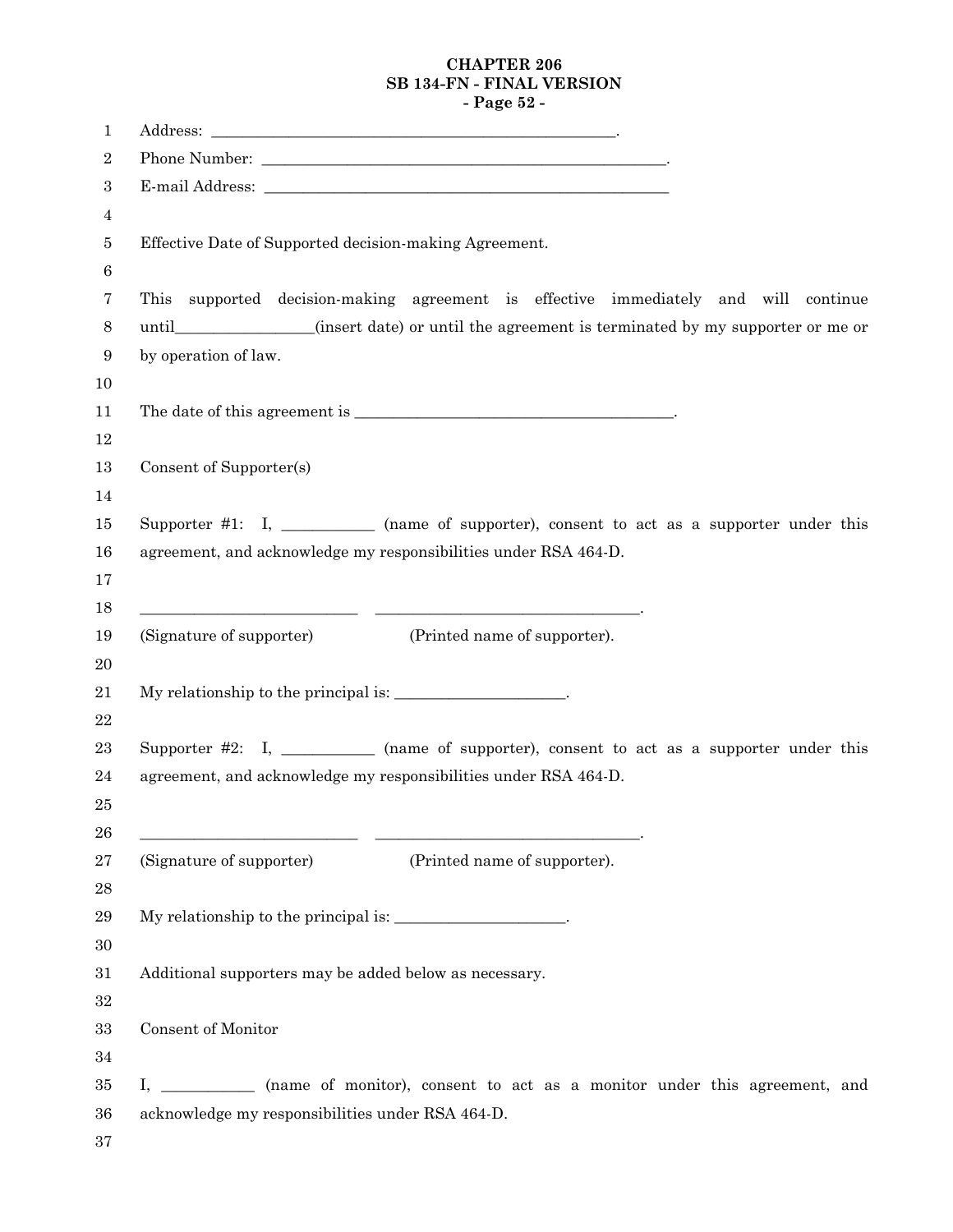Address: ______________________________________________.

Phone Number: ______________________________________________.

E-mail Address: ______________________________________________

Effective Date of Supported decision-making Agreement.

This supported decision-making agreement is effective immediately and will continue until________________(insert date) or until the agreement is terminated by my supporter or me or by operation of law.

The date of this agreement is ____________________________________.

Consent of Supporter(s)

Supporter #1: I, ___________ (name of supporter), consent to act as a supporter under this agreement, and acknowledge my responsibilities under RSA 464-D.

_________________________ ______________________________.

(Signature of supporter) (Printed name of supporter).

My relationship to the principal is: ____________________.

Supporter #2: I, ___________ (name of supporter), consent to act as a supporter under this agreement, and acknowledge my responsibilities under RSA 464-D.

_________________________ ______________________________.

(Signature of supporter) (Printed name of supporter).

My relationship to the principal is: ____________________.

Additional supporters may be added below as necessary.

Consent of Monitor

I, ___________ (name of monitor), consent to act as a monitor under this agreement, and acknowledge my responsibilities under RSA 464-D.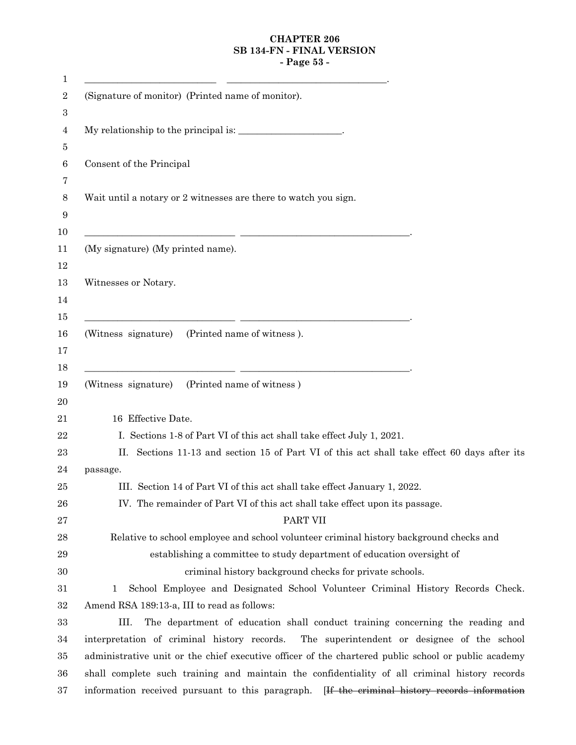\_\_\_\_\_\_\_\_\_\_\_\_\_\_\_\_\_\_\_\_\_\_\_\_\_\_\_\_ \_\_\_\_\_\_\_\_\_\_\_\_\_\_\_\_\_\_\_\_\_\_\_\_\_\_\_\_\_\_\_\_\_\_.

(Signature of monitor) (Printed name of monitor).

My relationship to the principal is: \_\_\_\_\_\_\_\_\_\_\_\_\_\_\_\_\_\_\_\_\_\_.

Consent of the Principal

Wait until a notary or 2 witnesses are there to watch you sign.

\_\_\_\_\_\_\_\_\_\_\_\_\_\_\_\_\_\_\_\_\_\_\_\_\_\_\_\_\_\_\_\_ \_\_\_\_\_\_\_\_\_\_\_\_\_\_\_\_\_\_\_\_\_\_\_\_\_\_\_\_\_\_\_\_\_\_\_\_.

(My signature) (My printed name).

Witnesses or Notary.

\_\_\_\_\_\_\_\_\_\_\_\_\_\_\_\_\_\_\_\_\_\_\_\_\_\_\_\_\_\_\_\_ \_\_\_\_\_\_\_\_\_\_\_\_\_\_\_\_\_\_\_\_\_\_\_\_\_\_\_\_\_\_\_\_\_\_\_\_.

(Witness signature) (Printed name of witness ).

\_\_\_\_\_\_\_\_\_\_\_\_\_\_\_\_\_\_\_\_\_\_\_\_\_\_\_\_\_\_\_\_ \_\_\_\_\_\_\_\_\_\_\_\_\_\_\_\_\_\_\_\_\_\_\_\_\_\_\_\_\_\_\_\_\_\_\_\_.

(Witness signature) (Printed name of witness )

16 Effective Date.

I. Sections 1-8 of Part VI of this act shall take effect July 1, 2021.

II. Sections 11-13 and section 15 of Part VI of this act shall take effect 60 days after its passage.

III. Section 14 of Part VI of this act shall take effect January 1, 2022.

IV. The remainder of Part VI of this act shall take effect upon its passage.

## PART VII

### Relative to school employee and school volunteer criminal history background checks and establishing a committee to study department of education oversight of criminal history background checks for private schools.

1 School Employee and Designated School Volunteer Criminal History Records Check. Amend RSA 189:13-a, III to read as follows:

III. The department of education shall conduct training concerning the reading and interpretation of criminal history records. The superintendent or designee of the school administrative unit or the chief executive officer of the chartered public school or public academy shall complete such training and maintain the confidentiality of all criminal history records information received pursuant to this paragraph. [~~If the criminal history records information~~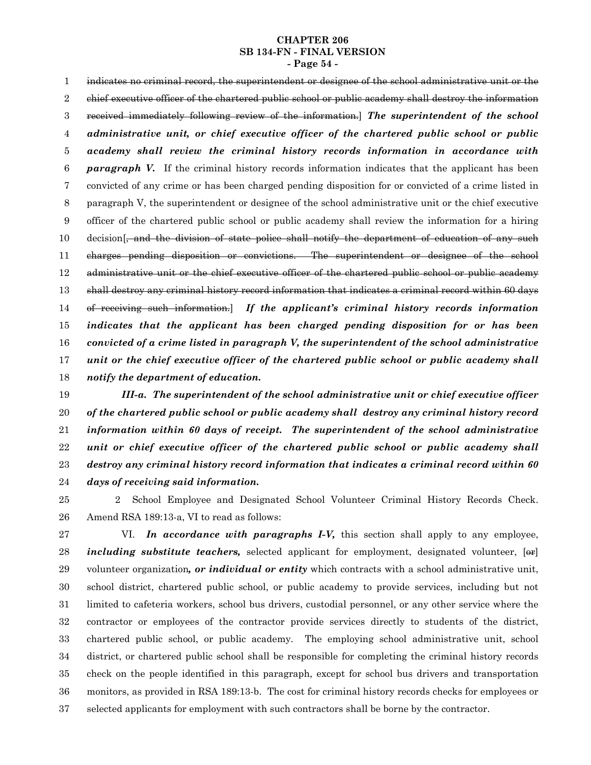~~indicates no criminal record, the superintendent or designee of the school administrative unit or the chief executive officer of the chartered public school or public academy shall destroy the information received immediately following review of the information.~~] ***The superintendent of the school administrative unit, or chief executive officer of the chartered public school or public academy shall review the criminal history records information in accordance with paragraph V.*** If the criminal history records information indicates that the applicant has been convicted of any crime or has been charged pending disposition for or convicted of a crime listed in paragraph V, the superintendent or designee of the school administrative unit or the chief executive officer of the chartered public school or public academy shall review the information for a hiring decision[~~, and the division of state police shall notify the department of education of any such charges pending disposition or convictions. The superintendent or designee of the school administrative unit or the chief executive officer of the chartered public school or public academy shall destroy any criminal history record information that indicates a criminal record within 60 days of receiving such information.~~] ***If the applicant's criminal history records information indicates that the applicant has been charged pending disposition for or has been convicted of a crime listed in paragraph V, the superintendent of the school administrative unit or the chief executive officer of the chartered public school or public academy shall notify the department of education.***

***III-a. The superintendent of the school administrative unit or chief executive officer of the chartered public school or public academy shall destroy any criminal history record information within 60 days of receipt. The superintendent of the school administrative unit or chief executive officer of the chartered public school or public academy shall destroy any criminal history record information that indicates a criminal record within 60 days of receiving said information.***

2 School Employee and Designated School Volunteer Criminal History Records Check. Amend RSA 189:13-a, VI to read as follows:

VI. ***In accordance with paragraphs I-V,*** this section shall apply to any employee, ***including substitute teachers,*** selected applicant for employment, designated volunteer, [~~or~~] volunteer organization***, or individual or entity*** which contracts with a school administrative unit, school district, chartered public school, or public academy to provide services, including but not limited to cafeteria workers, school bus drivers, custodial personnel, or any other service where the contractor or employees of the contractor provide services directly to students of the district, chartered public school, or public academy. The employing school administrative unit, school district, or chartered public school shall be responsible for completing the criminal history records check on the people identified in this paragraph, except for school bus drivers and transportation monitors, as provided in RSA 189:13-b. The cost for criminal history records checks for employees or selected applicants for employment with such contractors shall be borne by the contractor.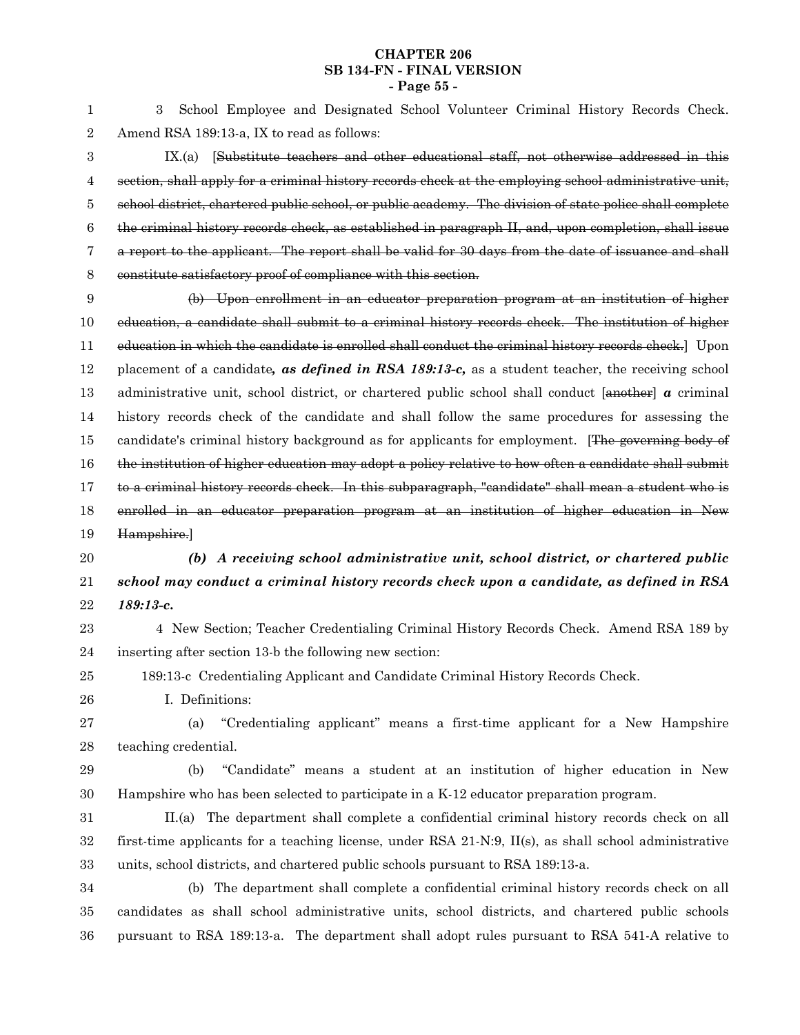3 School Employee and Designated School Volunteer Criminal History Records Check. Amend RSA 189:13-a, IX to read as follows:

IX.(a) [~~Substitute teachers and other educational staff, not otherwise addressed in this section, shall apply for a criminal history records check at the employing school administrative unit, school district, chartered public school, or public academy. The division of state police shall complete the criminal history records check, as established in paragraph II, and, upon completion, shall issue a report to the applicant. The report shall be valid for 30 days from the date of issuance and shall constitute satisfactory proof of compliance with this section.~~

~~(b) Upon enrollment in an educator preparation program at an institution of higher education, a candidate shall submit to a criminal history records check. The institution of higher education in which the candidate is enrolled shall conduct the criminal history records check.~~] Upon placement of a candidate***, as defined in RSA 189:13-c,*** as a student teacher, the receiving school administrative unit, school district, or chartered public school shall conduct [~~another~~] ***a*** criminal history records check of the candidate and shall follow the same procedures for assessing the candidate's criminal history background as for applicants for employment. [~~The governing body of the institution of higher education may adopt a policy relative to how often a candidate shall submit to a criminal history records check. In this subparagraph, "candidate" shall mean a student who is enrolled in an educator preparation program at an institution of higher education in New Hampshire.~~]

***(b) A receiving school administrative unit, school district, or chartered public school may conduct a criminal history records check upon a candidate, as defined in RSA 189:13-c.***

4 New Section; Teacher Credentialing Criminal History Records Check. Amend RSA 189 by inserting after section 13-b the following new section:

189:13-c Credentialing Applicant and Candidate Criminal History Records Check.

I. Definitions:

(a) "Credentialing applicant" means a first-time applicant for a New Hampshire teaching credential.

(b) "Candidate" means a student at an institution of higher education in New Hampshire who has been selected to participate in a K-12 educator preparation program.

II.(a) The department shall complete a confidential criminal history records check on all first-time applicants for a teaching license, under RSA 21-N:9, II(s), as shall school administrative units, school districts, and chartered public schools pursuant to RSA 189:13-a.

(b) The department shall complete a confidential criminal history records check on all candidates as shall school administrative units, school districts, and chartered public schools pursuant to RSA 189:13-a. The department shall adopt rules pursuant to RSA 541-A relative to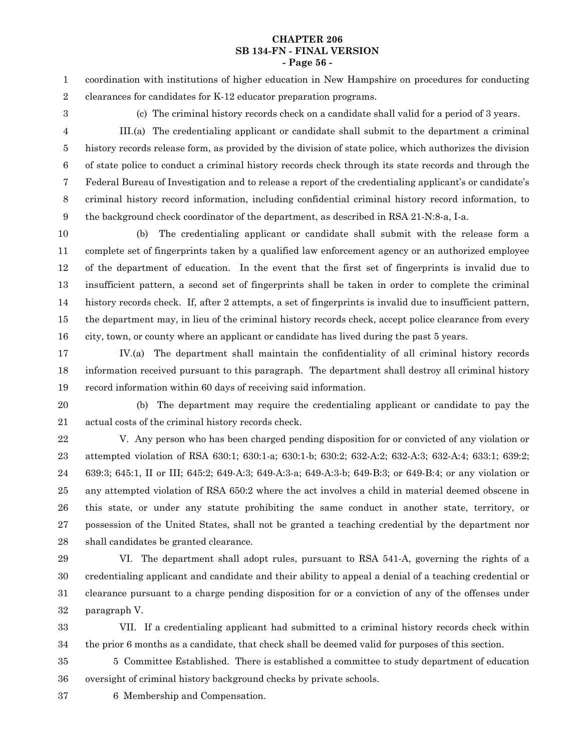coordination with institutions of higher education in New Hampshire on procedures for conducting clearances for candidates for K-12 educator preparation programs.

(c) The criminal history records check on a candidate shall valid for a period of 3 years.

III.(a) The credentialing applicant or candidate shall submit to the department a criminal history records release form, as provided by the division of state police, which authorizes the division of state police to conduct a criminal history records check through its state records and through the Federal Bureau of Investigation and to release a report of the credentialing applicant's or candidate's criminal history record information, including confidential criminal history record information, to the background check coordinator of the department, as described in RSA 21-N:8-a, I-a.

(b) The credentialing applicant or candidate shall submit with the release form a complete set of fingerprints taken by a qualified law enforcement agency or an authorized employee of the department of education. In the event that the first set of fingerprints is invalid due to insufficient pattern, a second set of fingerprints shall be taken in order to complete the criminal history records check. If, after 2 attempts, a set of fingerprints is invalid due to insufficient pattern, the department may, in lieu of the criminal history records check, accept police clearance from every city, town, or county where an applicant or candidate has lived during the past 5 years.

IV.(a) The department shall maintain the confidentiality of all criminal history records information received pursuant to this paragraph. The department shall destroy all criminal history record information within 60 days of receiving said information.

(b) The department may require the credentialing applicant or candidate to pay the actual costs of the criminal history records check.

V. Any person who has been charged pending disposition for or convicted of any violation or attempted violation of RSA 630:1; 630:1-a; 630:1-b; 630:2; 632-A:2; 632-A:3; 632-A:4; 633:1; 639:2; 639:3; 645:1, II or III; 645:2; 649-A:3; 649-A:3-a; 649-A:3-b; 649-B:3; or 649-B:4; or any violation or any attempted violation of RSA 650:2 where the act involves a child in material deemed obscene in this state, or under any statute prohibiting the same conduct in another state, territory, or possession of the United States, shall not be granted a teaching credential by the department nor shall candidates be granted clearance.

VI. The department shall adopt rules, pursuant to RSA 541-A, governing the rights of a credentialing applicant and candidate and their ability to appeal a denial of a teaching credential or clearance pursuant to a charge pending disposition for or a conviction of any of the offenses under paragraph V.

VII. If a credentialing applicant had submitted to a criminal history records check within the prior 6 months as a candidate, that check shall be deemed valid for purposes of this section.

5 Committee Established. There is established a committee to study department of education oversight of criminal history background checks by private schools.

6 Membership and Compensation.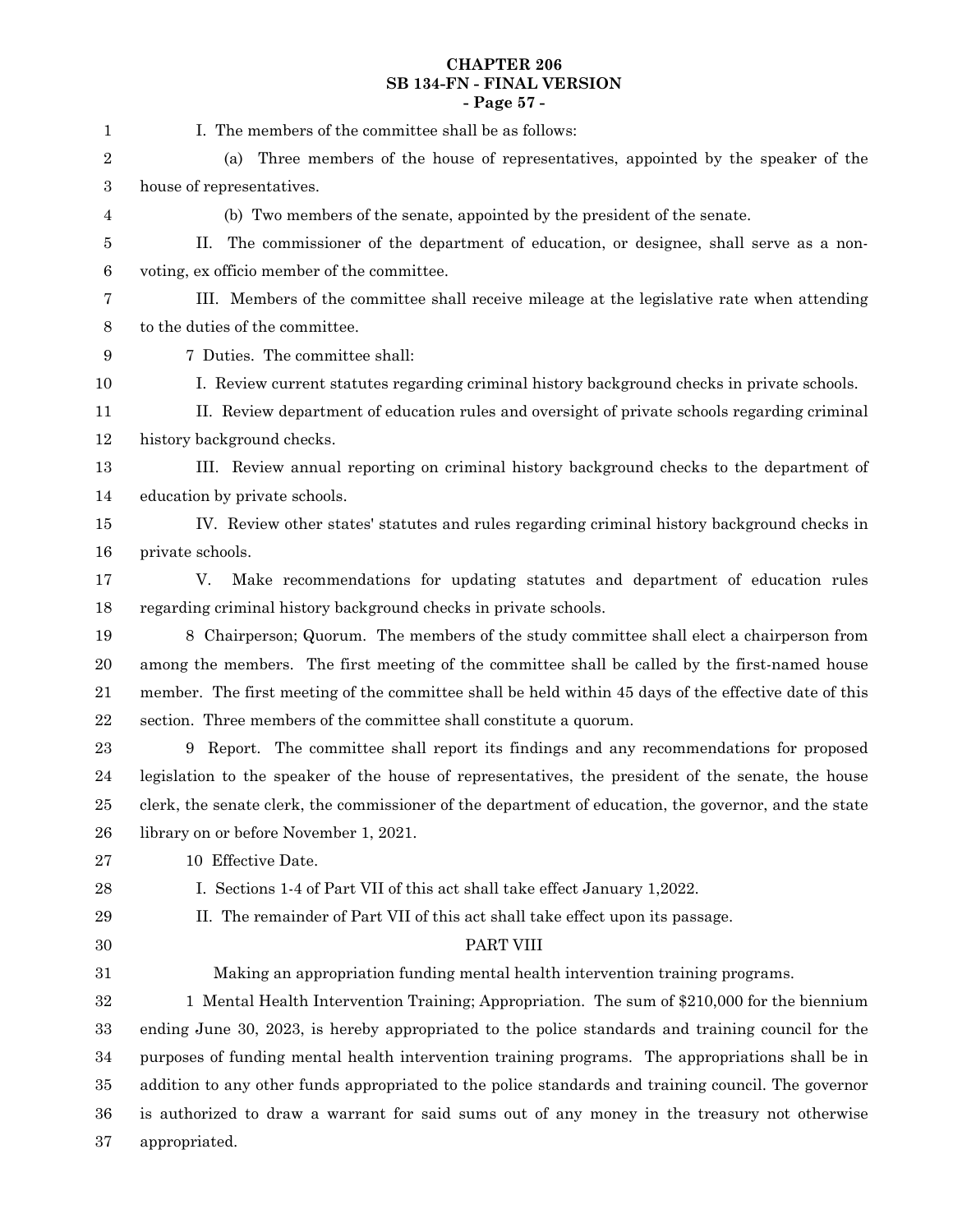I. The members of the committee shall be as follows:

(a) Three members of the house of representatives, appointed by the speaker of the house of representatives.

(b) Two members of the senate, appointed by the president of the senate.

II. The commissioner of the department of education, or designee, shall serve as a non-voting, ex officio member of the committee.

III. Members of the committee shall receive mileage at the legislative rate when attending to the duties of the committee.

7 Duties. The committee shall:

I. Review current statutes regarding criminal history background checks in private schools.

II. Review department of education rules and oversight of private schools regarding criminal history background checks.

III. Review annual reporting on criminal history background checks to the department of education by private schools.

IV. Review other states' statutes and rules regarding criminal history background checks in private schools.

V. Make recommendations for updating statutes and department of education rules regarding criminal history background checks in private schools.

8 Chairperson; Quorum. The members of the study committee shall elect a chairperson from among the members. The first meeting of the committee shall be called by the first-named house member. The first meeting of the committee shall be held within 45 days of the effective date of this section. Three members of the committee shall constitute a quorum.

9 Report. The committee shall report its findings and any recommendations for proposed legislation to the speaker of the house of representatives, the president of the senate, the house clerk, the senate clerk, the commissioner of the department of education, the governor, and the state library on or before November 1, 2021.

10 Effective Date.

I. Sections 1-4 of Part VII of this act shall take effect January 1,2022.

II. The remainder of Part VII of this act shall take effect upon its passage.

PART VIII

Making an appropriation funding mental health intervention training programs.

1 Mental Health Intervention Training; Appropriation. The sum of $210,000 for the biennium ending June 30, 2023, is hereby appropriated to the police standards and training council for the purposes of funding mental health intervention training programs. The appropriations shall be in addition to any other funds appropriated to the police standards and training council. The governor is authorized to draw a warrant for said sums out of any money in the treasury not otherwise appropriated.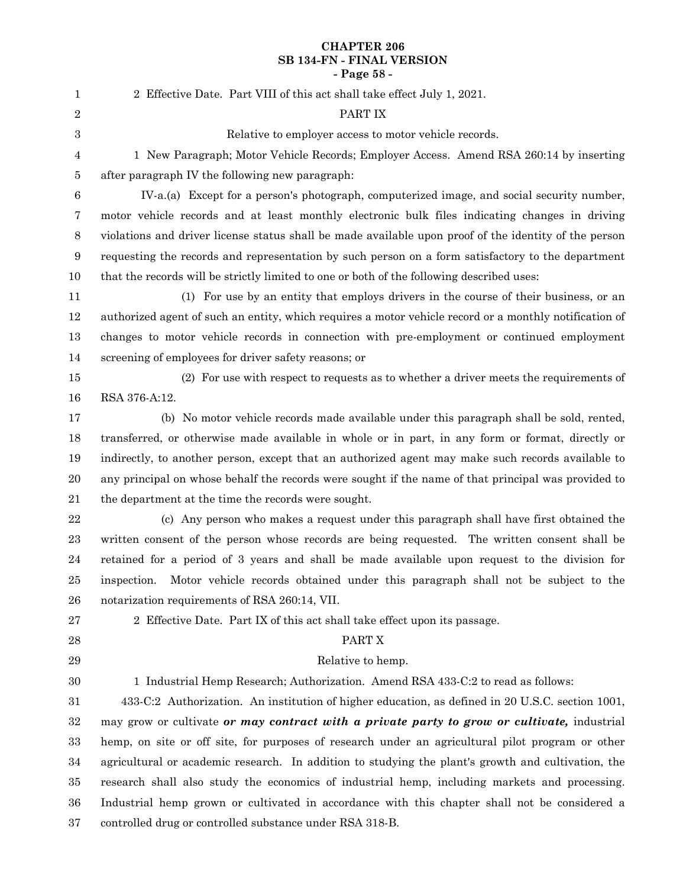2 Effective Date. Part VIII of this act shall take effect July 1, 2021.

PART IX

Relative to employer access to motor vehicle records.

1 New Paragraph; Motor Vehicle Records; Employer Access. Amend RSA 260:14 by inserting after paragraph IV the following new paragraph:

IV-a.(a) Except for a person's photograph, computerized image, and social security number, motor vehicle records and at least monthly electronic bulk files indicating changes in driving violations and driver license status shall be made available upon proof of the identity of the person requesting the records and representation by such person on a form satisfactory to the department that the records will be strictly limited to one or both of the following described uses:

(1) For use by an entity that employs drivers in the course of their business, or an authorized agent of such an entity, which requires a motor vehicle record or a monthly notification of changes to motor vehicle records in connection with pre-employment or continued employment screening of employees for driver safety reasons; or

(2) For use with respect to requests as to whether a driver meets the requirements of RSA 376-A:12.

(b) No motor vehicle records made available under this paragraph shall be sold, rented, transferred, or otherwise made available in whole or in part, in any form or format, directly or indirectly, to another person, except that an authorized agent may make such records available to any principal on whose behalf the records were sought if the name of that principal was provided to the department at the time the records were sought.

(c) Any person who makes a request under this paragraph shall have first obtained the written consent of the person whose records are being requested. The written consent shall be retained for a period of 3 years and shall be made available upon request to the division for inspection. Motor vehicle records obtained under this paragraph shall not be subject to the notarization requirements of RSA 260:14, VII.

2 Effective Date. Part IX of this act shall take effect upon its passage.

PART X

Relative to hemp.

1 Industrial Hemp Research; Authorization. Amend RSA 433-C:2 to read as follows:

433-C:2 Authorization. An institution of higher education, as defined in 20 U.S.C. section 1001, may grow or cultivate ***or may contract with a private party to grow or cultivate,*** industrial hemp, on site or off site, for purposes of research under an agricultural pilot program or other agricultural or academic research. In addition to studying the plant's growth and cultivation, the research shall also study the economics of industrial hemp, including markets and processing. Industrial hemp grown or cultivated in accordance with this chapter shall not be considered a controlled drug or controlled substance under RSA 318-B.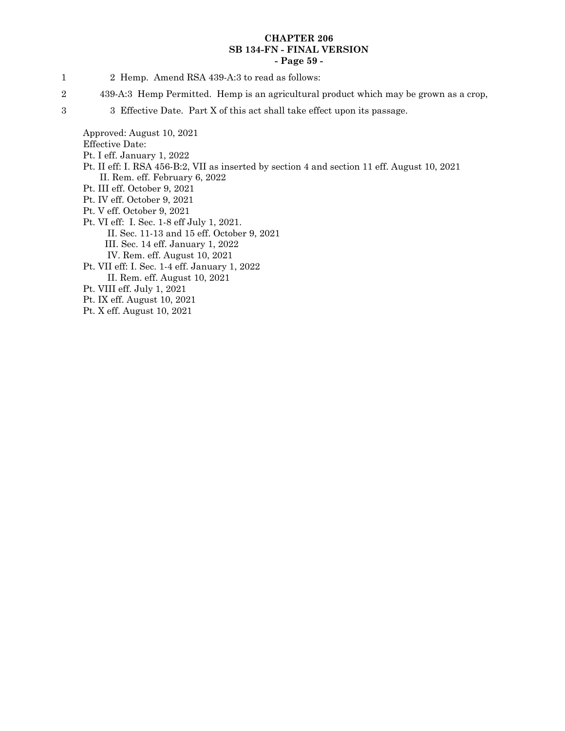2 Hemp. Amend RSA 439-A:3 to read as follows:

439-A:3 Hemp Permitted. Hemp is an agricultural product which may be grown as a crop,

3 Effective Date. Part X of this act shall take effect upon its passage.

Approved: August 10, 2021

Effective Date:

Pt. I eff. January 1, 2022

Pt. II eff: I. RSA 456-B:2, VII as inserted by section 4 and section 11 eff. August 10, 2021

II. Rem. eff. February 6, 2022

Pt. III eff. October 9, 2021

Pt. IV eff. October 9, 2021

Pt. V eff. October 9, 2021

Pt. VI eff: I. Sec. 1-8 eff July 1, 2021.

II. Sec. 11-13 and 15 eff. October 9, 2021

III. Sec. 14 eff. January 1, 2022

IV. Rem. eff. August 10, 2021

Pt. VII eff: I. Sec. 1-4 eff. January 1, 2022

II. Rem. eff. August 10, 2021

Pt. VIII eff. July 1, 2021

Pt. IX eff. August 10, 2021

Pt. X eff. August 10, 2021